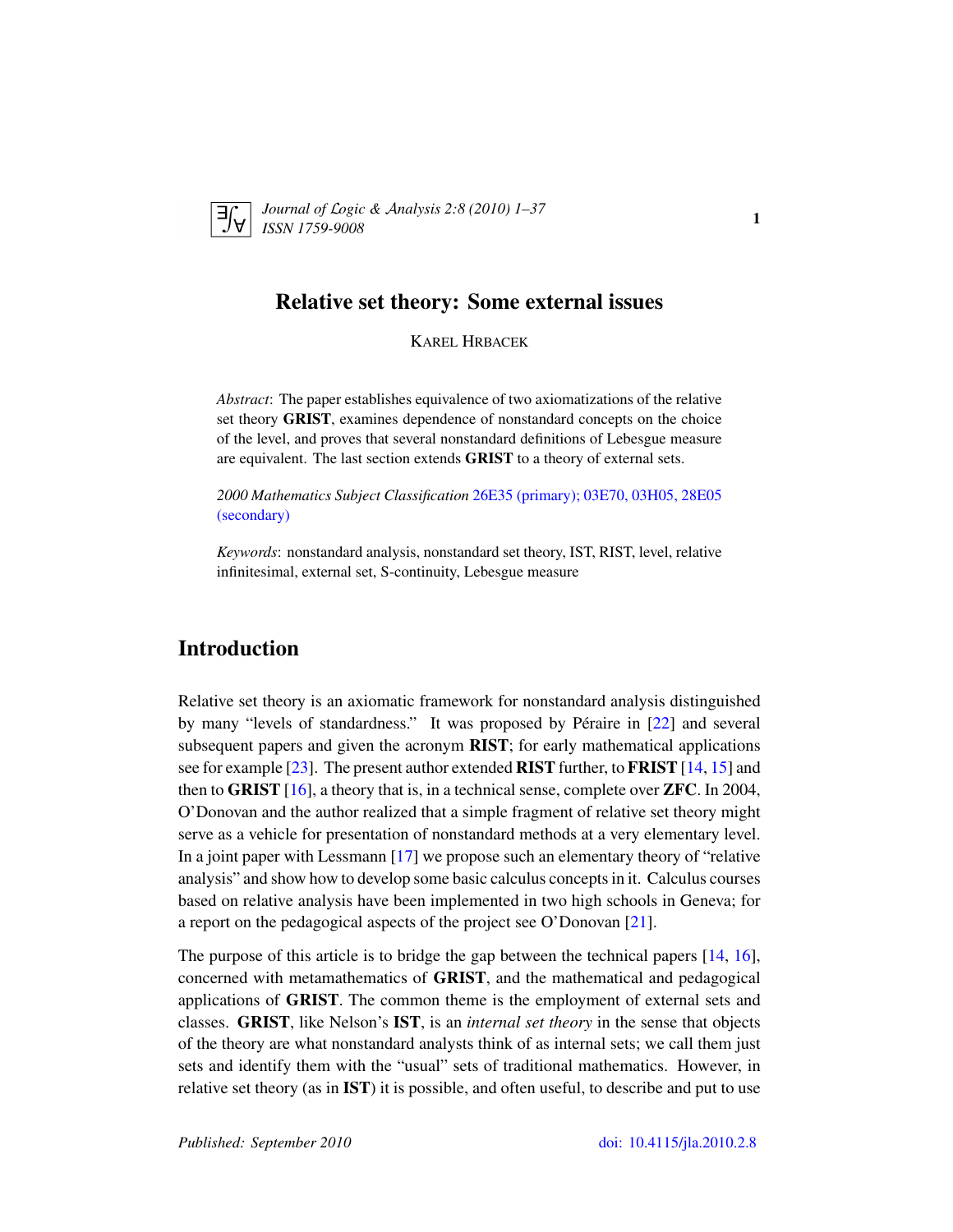# Relative set theory: Some external issues

KAREL HRBACEK

*Abstract*: The paper establishes equivalence of two axiomatizations of the relative set theory **GRIST**, examines dependence of nonstandard concepts on the choice of the level, and proves that several nonstandard definitions of Lebesgue measure are equivalent. The last section extends **GRIST** to a theory of external sets.

*2000 Mathematics Subject Classification* 26E35 (primary); 03E70, 03H05, 28E05 (secondary)

*Keywords*: nonstandard analysis, nonstandard set theory, IST, RIST, level, relative infinitesimal, external set, S-continuity, Lebesgue measure

## Introduction

Relative set theory is an axiomatic framework for nonstandard analysis distinguished by many "levels of standardness." It was proposed by Péraire in [22] and several subsequent papers and given the acronym **RIST**; for early mathematical applications see for example [23]. The present author extended **RIST** further, to **FRIST** [14, 15] and then to **GRIST** [16], a theory that is, in a technical sense, complete over **ZFC**. In 2004, O'Donovan and the author realized that a simple fragment of relative set theory might serve as a vehicle for presentation of nonstandard methods at a very elementary level. In a joint paper with Lessmann [17] we propose such an elementary theory of "relative analysis" and show how to develop some basic calculus concepts in it. Calculus courses based on relative analysis have been implemented in two high schools in Geneva; for a report on the pedagogical aspects of the project see O'Donovan [21].

The purpose of this article is to bridge the gap between the technical papers [14, 16], concerned with metamathematics of **GRIST**, and the mathematical and pedagogical applications of **GRIST**. The common theme is the employment of external sets and classes. **GRIST**, like Nelson's **IST**, is an *internal set theory* in the sense that objects of the theory are what nonstandard analysts think of as internal sets; we call them just sets and identify them with the "usual" sets of traditional mathematics. However, in relative set theory (as in **IST**) it is possible, and often useful, to describe and put to use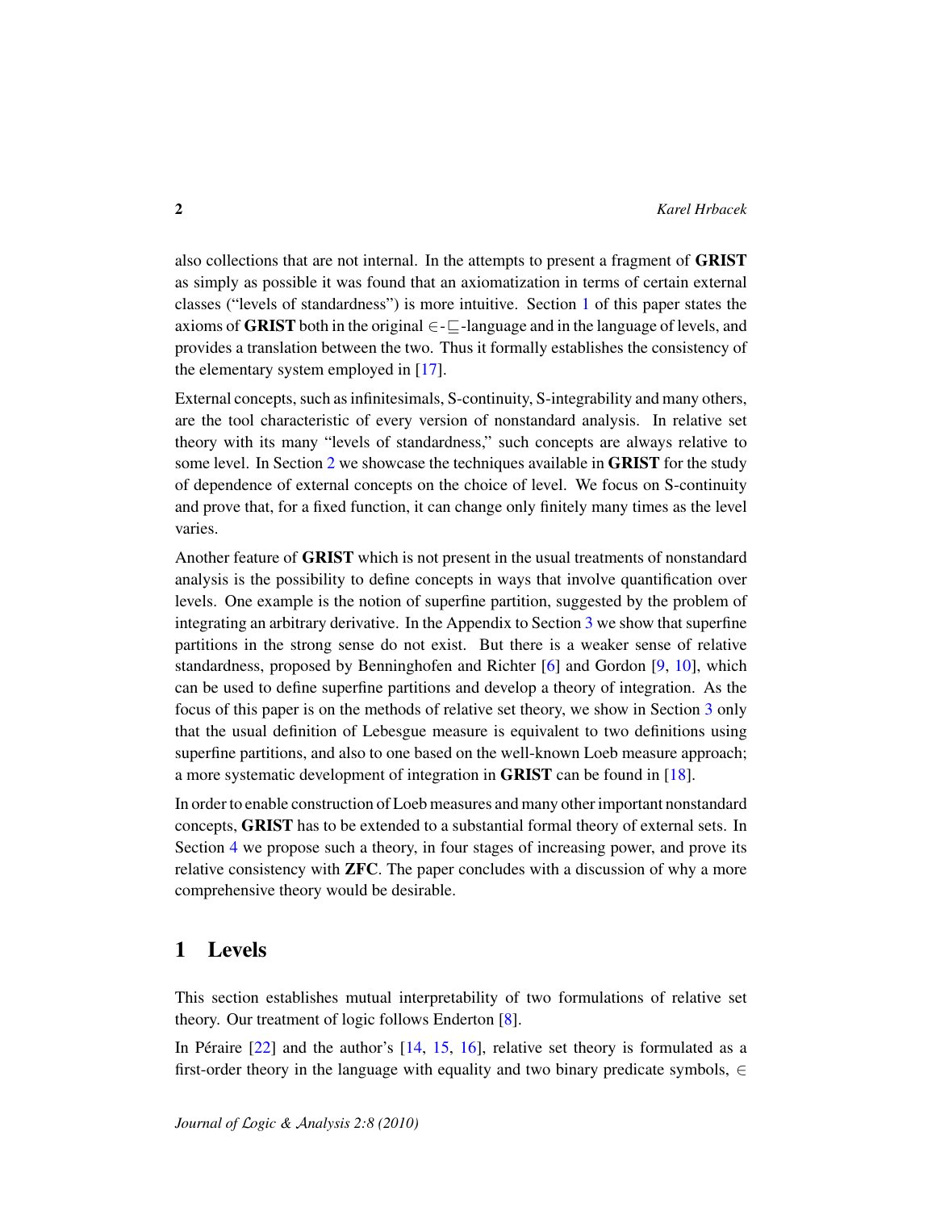also collections that are not internal. In the attempts to present a fragment of **GRIST** as simply as possible it was found that an axiomatization in terms of certain external classes ("levels of standardness") is more intuitive. Section 1 of this paper states the axioms of **GRIST** both in the original $\in$-$\sqsubseteq$-language and in the language of levels, and provides a translation between the two. Thus it formally establishes the consistency of the elementary system employed in [17].

External concepts, such as infinitesimals, S-continuity, S-integrability and many others, are the tool characteristic of every version of nonstandard analysis. In relative set theory with its many "levels of standardness," such concepts are always relative to some level. In Section 2 we showcase the techniques available in **GRIST** for the study of dependence of external concepts on the choice of level. We focus on S-continuity and prove that, for a fixed function, it can change only finitely many times as the level varies.

Another feature of **GRIST** which is not present in the usual treatments of nonstandard analysis is the possibility to define concepts in ways that involve quantification over levels. One example is the notion of superfine partition, suggested by the problem of integrating an arbitrary derivative. In the Appendix to Section 3 we show that superfine partitions in the strong sense do not exist. But there is a weaker sense of relative standardness, proposed by Benninghofen and Richter [6] and Gordon [9, 10], which can be used to define superfine partitions and develop a theory of integration. As the focus of this paper is on the methods of relative set theory, we show in Section 3 only that the usual definition of Lebesgue measure is equivalent to two definitions using superfine partitions, and also to one based on the well-known Loeb measure approach; a more systematic development of integration in **GRIST** can be found in [18].

In order to enable construction of Loeb measures and many other important nonstandard concepts, **GRIST** has to be extended to a substantial formal theory of external sets. In Section 4 we propose such a theory, in four stages of increasing power, and prove its relative consistency with **ZFC**. The paper concludes with a discussion of why a more comprehensive theory would be desirable.

## 1 Levels

This section establishes mutual interpretability of two formulations of relative set theory. Our treatment of logic follows Enderton [8].

In Péraire [22] and the author's [14, 15, 16], relative set theory is formulated as a first-order theory in the language with equality and two binary predicate symbols, $\in$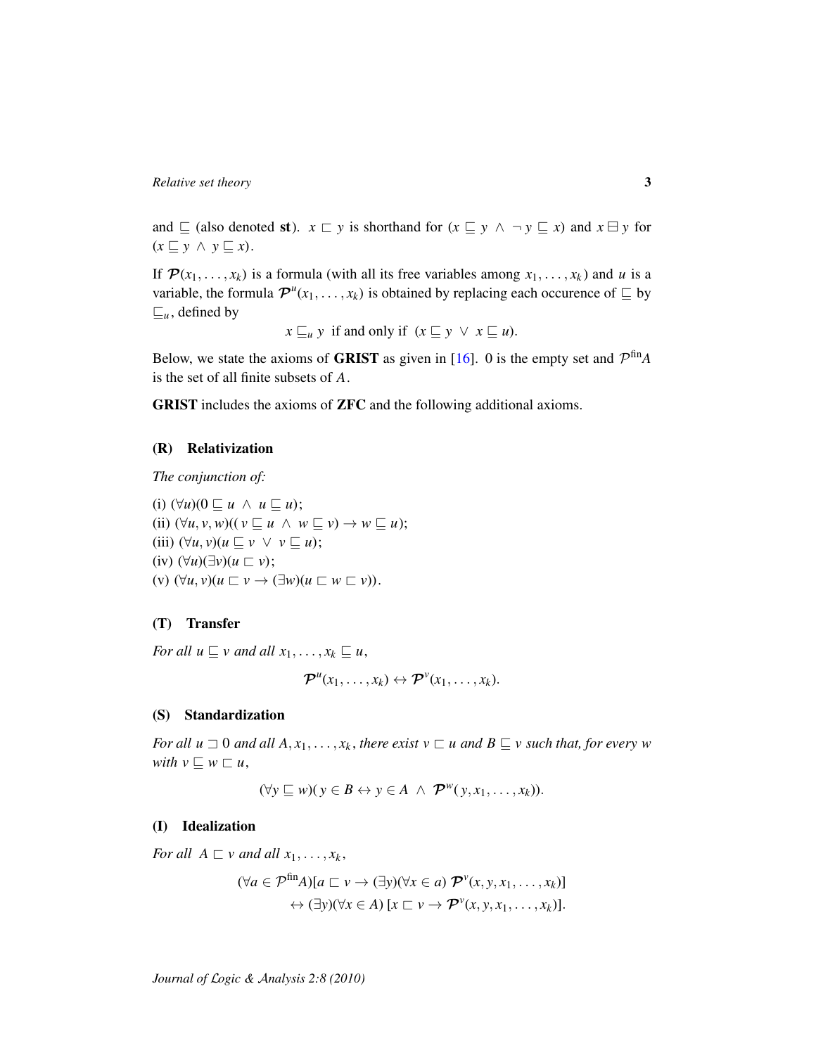and $\sqsubseteq$ (also denoted **st**). $x \sqsubset y$ is shorthand for $(x \sqsubseteq y \wedge \neg\, y \sqsubseteq x)$ and $x \boxminus y$ for $(x \sqsubseteq y \wedge y \sqsubseteq x)$.

If $\mathcal{P}(x_1, \ldots, x_k)$ is a formula (with all its free variables among $x_1, \ldots, x_k$) and $u$ is a variable, the formula $\mathcal{P}^u(x_1, \ldots, x_k)$ is obtained by replacing each occurence of $\sqsubseteq$ by $\sqsubseteq_u$, defined by

$$x \sqsubseteq_u y \text{ if and only if } (x \sqsubseteq y \vee x \sqsubseteq u).$$

Below, we state the axioms of **GRIST** as given in [16]. 0 is the empty set and $\mathcal{P}^{\text{fin}}A$ is the set of all finite subsets of $A$.

**GRIST** includes the axioms of **ZFC** and the following additional axioms.

### (R) Relativization

*The conjunction of:*

(i) $(\forall u)(0 \sqsubseteq u \wedge u \sqsubseteq u)$;
(ii) $(\forall u, v, w)((v \sqsubseteq u \wedge w \sqsubseteq v) \rightarrow w \sqsubseteq u)$;
(iii) $(\forall u, v)(u \sqsubseteq v \vee v \sqsubseteq u)$;
(iv) $(\forall u)(\exists v)(u \sqsubset v)$;
(v) $(\forall u, v)(u \sqsubset v \rightarrow (\exists w)(u \sqsubset w \sqsubset v))$.

### (T) Transfer

*For all $u \sqsubseteq v$ and all $x_1, \ldots, x_k \sqsubseteq u$,*

$$\mathcal{P}^u(x_1, \ldots, x_k) \leftrightarrow \mathcal{P}^v(x_1, \ldots, x_k).$$

### (S) Standardization

*For all $u \sqsupset 0$ and all $A, x_1, \ldots, x_k$, there exist $v \sqsubset u$ and $B \sqsubseteq v$ such that, for every $w$ with $v \sqsubseteq w \sqsubset u$,*

$$(\forall y \sqsubseteq w)(y \in B \leftrightarrow y \in A \wedge \mathcal{P}^w(y, x_1, \ldots, x_k)).$$

### (I) Idealization

*For all $A \sqsubset v$ and all $x_1, \ldots, x_k$,*

$$(\forall a \in \mathcal{P}^{\text{fin}}A)[a \sqsubset v \rightarrow (\exists y)(\forall x \in a)\, \mathcal{P}^v(x, y, x_1, \ldots, x_k)]$$
$$\leftrightarrow (\exists y)(\forall x \in A)\, [x \sqsubset v \rightarrow \mathcal{P}^v(x, y, x_1, \ldots, x_k)].$$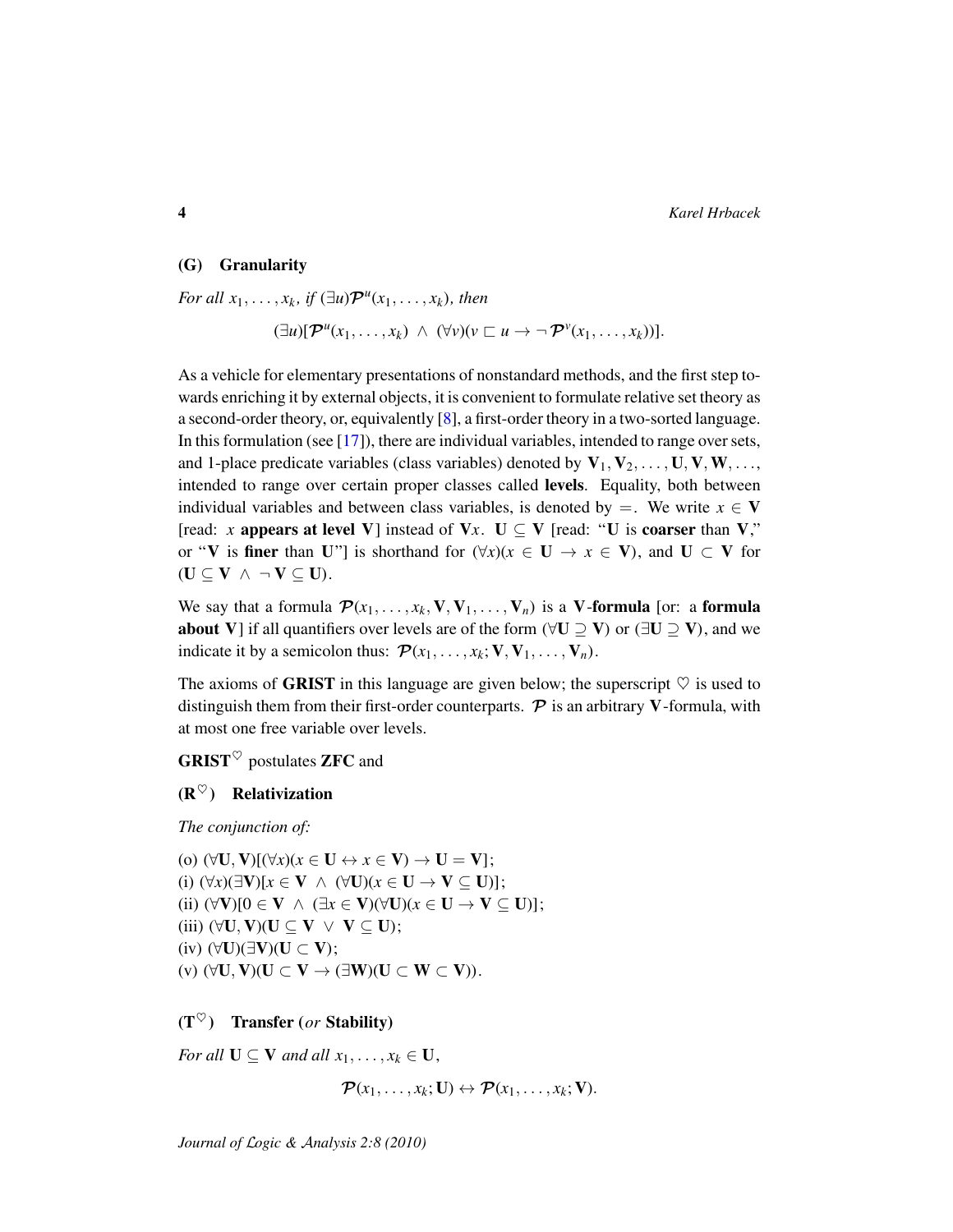**(G) Granularity**

*For all* $x_1, \dots, x_k$*, if* $(\exists u)\mathcal{P}^u(x_1, \dots, x_k)$*, then*

$$(\exists u)[\mathcal{P}^u(x_1, \dots, x_k) \ \wedge\ (\forall v)(v \sqsubset u \to \neg\, \mathcal{P}^v(x_1, \dots, x_k))].$$

As a vehicle for elementary presentations of nonstandard methods, and the first step towards enriching it by external objects, it is convenient to formulate relative set theory as a second-order theory, or, equivalently [8], a first-order theory in a two-sorted language. In this formulation (see [17]), there are individual variables, intended to range over sets, and 1-place predicate variables (class variables) denoted by $\mathbf{V}_1, \mathbf{V}_2, \dots, \mathbf{U}, \mathbf{V}, \mathbf{W}, \dots$, intended to range over certain proper classes called **levels**. Equality, both between individual variables and between class variables, is denoted by $=$. We write $x \in \mathbf{V}$ [read: $x$ **appears at level** $\mathbf{V}$] instead of $\mathbf{V}x$. $\mathbf{U} \subseteq \mathbf{V}$ [read: "$\mathbf{U}$ is **coarser** than $\mathbf{V}$," or "$\mathbf{V}$ is **finer** than $\mathbf{U}$"] is shorthand for $(\forall x)(x \in \mathbf{U} \to x \in \mathbf{V})$, and $\mathbf{U} \subset \mathbf{V}$ for $(\mathbf{U} \subseteq \mathbf{V} \ \wedge\ \neg\, \mathbf{V} \subseteq \mathbf{U})$.

We say that a formula $\mathcal{P}(x_1, \dots, x_k, \mathbf{V}, \mathbf{V}_1, \dots, \mathbf{V}_n)$ is a $\mathbf{V}$**-formula** [or: a **formula about** $\mathbf{V}$] if all quantifiers over levels are of the form $(\forall \mathbf{U} \supseteq \mathbf{V})$ or $(\exists \mathbf{U} \supseteq \mathbf{V})$, and we indicate it by a semicolon thus: $\mathcal{P}(x_1, \dots, x_k; \mathbf{V}, \mathbf{V}_1, \dots, \mathbf{V}_n)$.

The axioms of **GRIST** in this language are given below; the superscript $\heartsuit$ is used to distinguish them from their first-order counterparts. $\mathcal{P}$ is an arbitrary $\mathbf{V}$-formula, with at most one free variable over levels.

$\mathbf{GRIST}^\heartsuit$ postulates **ZFC** and

**($\mathbf{R}^\heartsuit$) Relativization**

*The conjunction of:*

(o) $(\forall \mathbf{U}, \mathbf{V})[(\forall x)(x \in \mathbf{U} \leftrightarrow x \in \mathbf{V}) \to \mathbf{U} = \mathbf{V}]$;
(i) $(\forall x)(\exists \mathbf{V})[x \in \mathbf{V} \ \wedge\ (\forall \mathbf{U})(x \in \mathbf{U} \to \mathbf{V} \subseteq \mathbf{U})]$;
(ii) $(\forall \mathbf{V})[0 \in \mathbf{V} \ \wedge\ (\exists x \in \mathbf{V})(\forall \mathbf{U})(x \in \mathbf{U} \to \mathbf{V} \subseteq \mathbf{U})]$;
(iii) $(\forall \mathbf{U}, \mathbf{V})(\mathbf{U} \subseteq \mathbf{V} \ \vee\ \mathbf{V} \subseteq \mathbf{U})$;
(iv) $(\forall \mathbf{U})(\exists \mathbf{V})(\mathbf{U} \subset \mathbf{V})$;
(v) $(\forall \mathbf{U}, \mathbf{V})(\mathbf{U} \subset \mathbf{V} \to (\exists \mathbf{W})(\mathbf{U} \subset \mathbf{W} \subset \mathbf{V}))$.

**($\mathbf{T}^\heartsuit$) Transfer (*or* Stability)**

*For all* $\mathbf{U} \subseteq \mathbf{V}$ *and all* $x_1, \dots, x_k \in \mathbf{U}$,

$$\mathcal{P}(x_1, \dots, x_k; \mathbf{U}) \leftrightarrow \mathcal{P}(x_1, \dots, x_k; \mathbf{V}).$$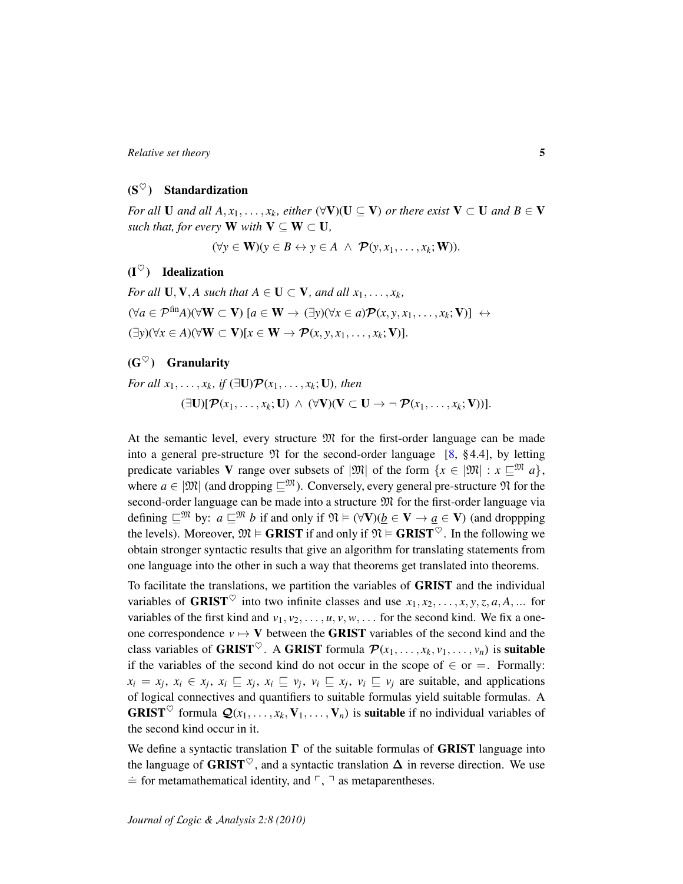### $(\mathbf{S}^\heartsuit)$ Standardization

*For all* $\mathbf{U}$ *and all* $A, x_1, \ldots, x_k$*, either* $(\forall \mathbf{V})(\mathbf{U} \subseteq \mathbf{V})$ *or there exist* $\mathbf{V} \subset \mathbf{U}$ *and* $B \in \mathbf{V}$ *such that, for every* $\mathbf{W}$ *with* $\mathbf{V} \subseteq \mathbf{W} \subset \mathbf{U}$*,*

$$(\forall y \in \mathbf{W})(y \in B \leftrightarrow y \in A \;\wedge\; \mathcal{P}(y, x_1, \ldots, x_k; \mathbf{W})).$$

### $(\mathbf{I}^\heartsuit)$ Idealization

*For all* $\mathbf{U}, \mathbf{V}, A$ *such that* $A \in \mathbf{U} \subset \mathbf{V}$*, and all* $x_1, \ldots, x_k$*,*

$(\forall a \in \mathcal{P}^{\text{fin}} A)(\forall \mathbf{W} \subset \mathbf{V})\,[a \in \mathbf{W} \rightarrow (\exists y)(\forall x \in a)\mathcal{P}(x, y, x_1, \ldots, x_k; \mathbf{V})] \;\leftrightarrow$

$(\exists y)(\forall x \in A)(\forall \mathbf{W} \subset \mathbf{V})[x \in \mathbf{W} \rightarrow \mathcal{P}(x, y, x_1, \ldots, x_k; \mathbf{V})]$.

### $(\mathbf{G}^\heartsuit)$ Granularity

*For all* $x_1, \ldots, x_k$*, if* $(\exists \mathbf{U})\mathcal{P}(x_1, \ldots, x_k; \mathbf{U})$*, then*

$$(\exists \mathbf{U})[\mathcal{P}(x_1, \ldots, x_k; \mathbf{U}) \;\wedge\; (\forall \mathbf{V})(\mathbf{V} \subset \mathbf{U} \rightarrow \neg\, \mathcal{P}(x_1, \ldots, x_k; \mathbf{V}))].$$

At the semantic level, every structure $\mathfrak{M}$ for the first-order language can be made into a general pre-structure $\mathfrak{N}$ for the second-order language [8, §4.4], by letting predicate variables $\mathbf{V}$ range over subsets of $|\mathfrak{M}|$ of the form $\{x \in |\mathfrak{M}| : x \sqsubseteq^{\mathfrak{M}} a\}$, where $a \in |\mathfrak{M}|$ (and dropping $\sqsubseteq^{\mathfrak{M}}$). Conversely, every general pre-structure $\mathfrak{N}$ for the second-order language can be made into a structure $\mathfrak{M}$ for the first-order language via defining $\sqsubseteq^{\mathfrak{M}}$ by: $a \sqsubseteq^{\mathfrak{M}} b$ if and only if $\mathfrak{N} \vDash (\forall \mathbf{V})(\underline{b} \in \mathbf{V} \rightarrow \underline{a} \in \mathbf{V})$ (and droppping the levels). Moreover, $\mathfrak{M} \vDash$ **GRIST** if and only if $\mathfrak{N} \vDash \mathbf{GRIST}^\heartsuit$. In the following we obtain stronger syntactic results that give an algorithm for translating statements from one language into the other in such a way that theorems get translated into theorems.

To facilitate the translations, we partition the variables of **GRIST** and the individual variables of $\mathbf{GRIST}^\heartsuit$ into two infinite classes and use $x_1, x_2, \ldots, x, y, z, a, A, \ldots$ for variables of the first kind and $v_1, v_2, \ldots, u, v, w, \ldots$ for the second kind. We fix a one-one correspondence $v \mapsto \mathbf{V}$ between the **GRIST** variables of the second kind and the class variables of $\mathbf{GRIST}^\heartsuit$. A **GRIST** formula $\mathcal{P}(x_1, \ldots, x_k, v_1, \ldots, v_n)$ is **suitable** if the variables of the second kind do not occur in the scope of $\in$ or $=$. Formally: $x_i = x_j$, $x_i \in x_j$, $x_i \sqsubseteq x_j$, $x_i \sqsubseteq v_j$, $v_i \sqsubseteq x_j$, $v_i \sqsubseteq v_j$ are suitable, and applications of logical connectives and quantifiers to suitable formulas yield suitable formulas. A $\mathbf{GRIST}^\heartsuit$ formula $\mathcal{Q}(x_1, \ldots, x_k, \mathbf{V}_1, \ldots, \mathbf{V}_n)$ is **suitable** if no individual variables of the second kind occur in it.

We define a syntactic translation $\boldsymbol{\Gamma}$ of the suitable formulas of **GRIST** language into the language of $\mathbf{GRIST}^\heartsuit$, and a syntactic translation $\boldsymbol{\Delta}$ in reverse direction. We use $\doteq$ for metamathematical identity, and $\ulcorner$, $\urcorner$ as metaparentheses.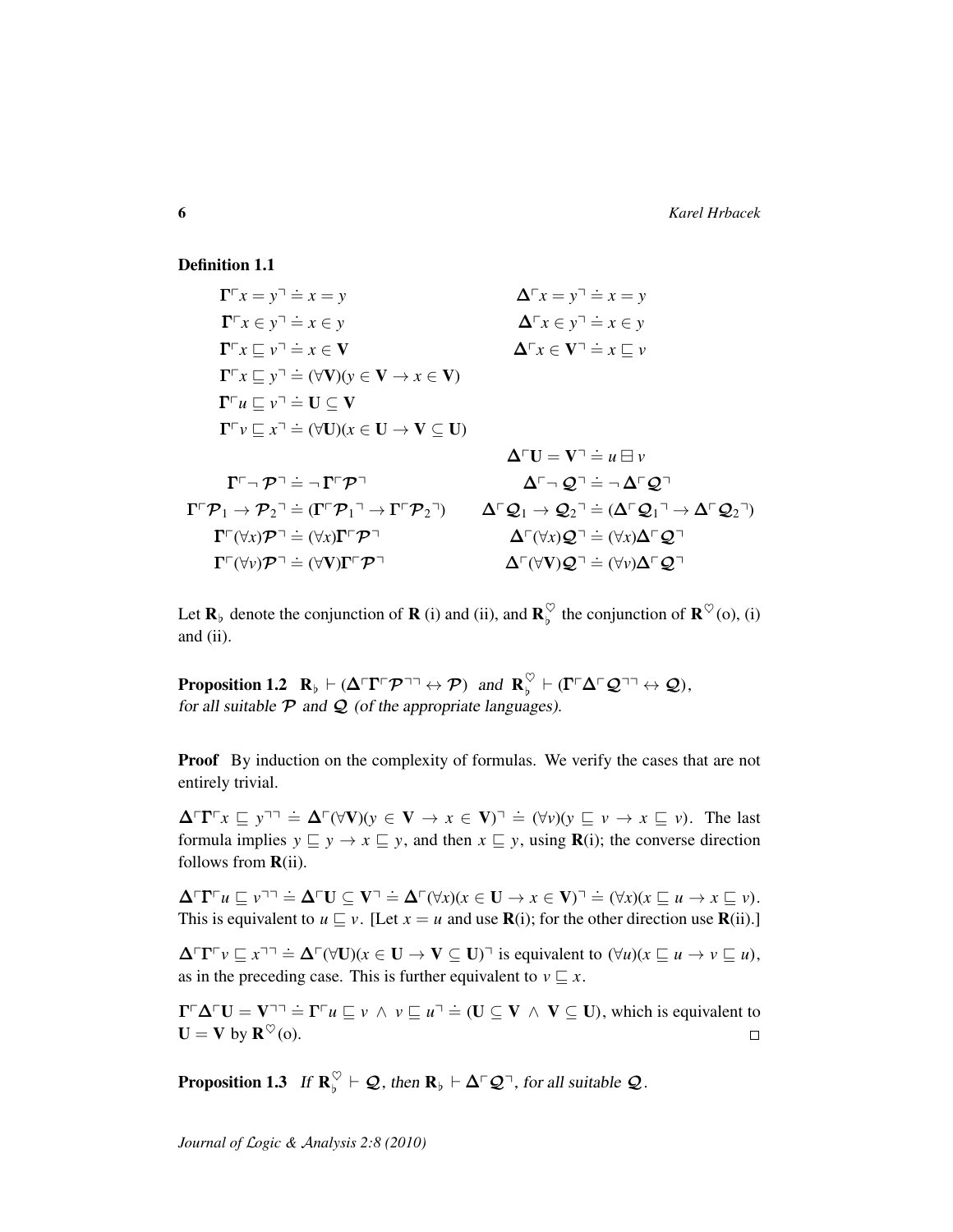**Definition 1.1**

$$
\begin{array}{ll}
\mathbf{\Gamma}\ulcorner x = y\urcorner \doteq x = y & \mathbf{\Delta}\ulcorner x = y\urcorner \doteq x = y \\
\mathbf{\Gamma}\ulcorner x \in y\urcorner \doteq x \in y & \mathbf{\Delta}\ulcorner x \in y\urcorner \doteq x \in y \\
\mathbf{\Gamma}\ulcorner x \sqsubseteq v\urcorner \doteq x \in \mathbf{V} & \mathbf{\Delta}\ulcorner x \in \mathbf{V}\urcorner \doteq x \sqsubseteq v \\
\mathbf{\Gamma}\ulcorner x \sqsubseteq y\urcorner \doteq (\forall \mathbf{V})(y \in \mathbf{V} \to x \in \mathbf{V}) & \\
\mathbf{\Gamma}\ulcorner u \sqsubseteq v\urcorner \doteq \mathbf{U} \subseteq \mathbf{V} & \\
\mathbf{\Gamma}\ulcorner v \sqsubseteq x\urcorner \doteq (\forall \mathbf{U})(x \in \mathbf{U} \to \mathbf{V} \subseteq \mathbf{U}) & \\
 & \mathbf{\Delta}\ulcorner \mathbf{U} = \mathbf{V}\urcorner \doteq u \boxminus v \\
\mathbf{\Gamma}\ulcorner \neg\, \mathcal{P}\urcorner \doteq \neg\, \mathbf{\Gamma}\ulcorner \mathcal{P}\urcorner & \mathbf{\Delta}\ulcorner \neg\, \mathcal{Q}\urcorner \doteq \neg\, \mathbf{\Delta}\ulcorner \mathcal{Q}\urcorner \\
\mathbf{\Gamma}\ulcorner \mathcal{P}_1 \to \mathcal{P}_2\urcorner \doteq (\mathbf{\Gamma}\ulcorner \mathcal{P}_1\urcorner \to \mathbf{\Gamma}\ulcorner \mathcal{P}_2\urcorner) & \mathbf{\Delta}\ulcorner \mathcal{Q}_1 \to \mathcal{Q}_2\urcorner \doteq (\mathbf{\Delta}\ulcorner \mathcal{Q}_1\urcorner \to \mathbf{\Delta}\ulcorner \mathcal{Q}_2\urcorner) \\
\mathbf{\Gamma}\ulcorner (\forall x)\mathcal{P}\urcorner \doteq (\forall x)\mathbf{\Gamma}\ulcorner \mathcal{P}\urcorner & \mathbf{\Delta}\ulcorner (\forall x)\mathcal{Q}\urcorner \doteq (\forall x)\mathbf{\Delta}\ulcorner \mathcal{Q}\urcorner \\
\mathbf{\Gamma}\ulcorner (\forall v)\mathcal{P}\urcorner \doteq (\forall \mathbf{V})\mathbf{\Gamma}\ulcorner \mathcal{P}\urcorner & \mathbf{\Delta}\ulcorner (\forall \mathbf{V})\mathcal{Q}\urcorner \doteq (\forall v)\mathbf{\Delta}\ulcorner \mathcal{Q}\urcorner
\end{array}
$$

Let $\mathbf{R}_\flat$ denote the conjunction of $\mathbf{R}$ (i) and (ii), and $\mathbf{R}_\flat^\heartsuit$ the conjunction of $\mathbf{R}^\heartsuit$(o), (i) and (ii).

**Proposition 1.2** $\mathbf{R}_\flat \vdash (\mathbf{\Delta}\ulcorner\mathbf{\Gamma}\ulcorner\mathcal{P}\urcorner\urcorner \leftrightarrow \mathcal{P})$ *and* $\mathbf{R}_\flat^\heartsuit \vdash (\mathbf{\Gamma}\ulcorner\mathbf{\Delta}\ulcorner\mathcal{Q}\urcorner\urcorner \leftrightarrow \mathcal{Q})$, *for all suitable* $\mathcal{P}$ *and* $\mathcal{Q}$ *(of the appropriate languages).*

**Proof** By induction on the complexity of formulas. We verify the cases that are not entirely trivial.

$\mathbf{\Delta}\ulcorner\mathbf{\Gamma}\ulcorner x \sqsubseteq y\urcorner\urcorner \doteq \mathbf{\Delta}\ulcorner(\forall \mathbf{V})(y \in \mathbf{V} \to x \in \mathbf{V})\urcorner \doteq (\forall v)(y \sqsubseteq v \to x \sqsubseteq v)$. The last formula implies $y \sqsubseteq y \to x \sqsubseteq y$, and then $x \sqsubseteq y$, using $\mathbf{R}$(i); the converse direction follows from $\mathbf{R}$(ii).

$\mathbf{\Delta}\ulcorner\mathbf{\Gamma}\ulcorner u \sqsubseteq v\urcorner\urcorner \doteq \mathbf{\Delta}\ulcorner\mathbf{U} \subseteq \mathbf{V}\urcorner \doteq \mathbf{\Delta}\ulcorner(\forall x)(x \in \mathbf{U} \to x \in \mathbf{V})\urcorner \doteq (\forall x)(x \sqsubseteq u \to x \sqsubseteq v)$. This is equivalent to $u \sqsubseteq v$. [Let $x = u$ and use $\mathbf{R}$(i); for the other direction use $\mathbf{R}$(ii).]

$\mathbf{\Delta}\ulcorner\mathbf{\Gamma}\ulcorner v \sqsubseteq x\urcorner\urcorner \doteq \mathbf{\Delta}\ulcorner(\forall \mathbf{U})(x \in \mathbf{U} \to \mathbf{V} \subseteq \mathbf{U})\urcorner$ is equivalent to $(\forall u)(x \sqsubseteq u \to v \sqsubseteq u)$, as in the preceding case. This is further equivalent to $v \sqsubseteq x$.

$\mathbf{\Gamma}\ulcorner\mathbf{\Delta}\ulcorner\mathbf{U} = \mathbf{V}\urcorner\urcorner \doteq \mathbf{\Gamma}\ulcorner u \sqsubseteq v \,\wedge\, v \sqsubseteq u\urcorner \doteq (\mathbf{U} \subseteq \mathbf{V} \,\wedge\, \mathbf{V} \subseteq \mathbf{U})$, which is equivalent to $\mathbf{U} = \mathbf{V}$ by $\mathbf{R}^\heartsuit$(o). □

**Proposition 1.3** *If* $\mathbf{R}_\flat^\heartsuit \vdash \mathcal{Q}$, *then* $\mathbf{R}_\flat \vdash \mathbf{\Delta}\ulcorner\mathcal{Q}\urcorner$, *for all suitable* $\mathcal{Q}$.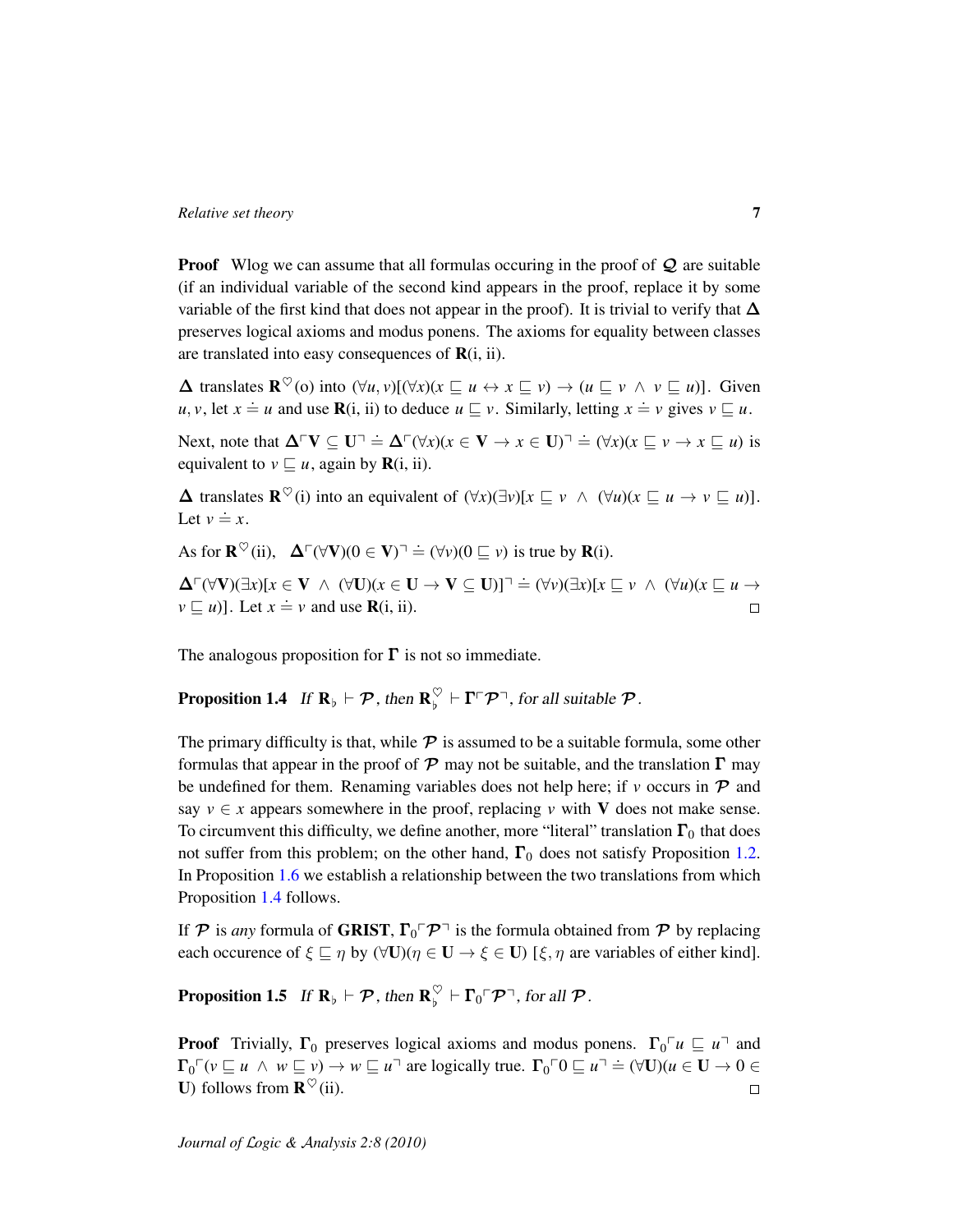**Proof** Wlog we can assume that all formulas occuring in the proof of $\mathcal{Q}$ are suitable (if an individual variable of the second kind appears in the proof, replace it by some variable of the first kind that does not appear in the proof). It is trivial to verify that $\mathbf{\Delta}$ preserves logical axioms and modus ponens. The axioms for equality between classes are translated into easy consequences of $\mathbf{R}$(i, ii).

$\mathbf{\Delta}$ translates $\mathbf{R}^{\heartsuit}$(o) into $(\forall u, v)[(\forall x)(x \sqsubseteq u \leftrightarrow x \sqsubseteq v) \rightarrow (u \sqsubseteq v \ \wedge \ v \sqsubseteq u)]$. Given $u, v$, let $x \doteq u$ and use $\mathbf{R}$(i, ii) to deduce $u \sqsubseteq v$. Similarly, letting $x \doteq v$ gives $v \sqsubseteq u$.

Next, note that $\mathbf{\Delta}\ulcorner \mathbf{V} \subseteq \mathbf{U} \urcorner \doteq \mathbf{\Delta}\ulcorner(\forall x)(x \in \mathbf{V} \rightarrow x \in \mathbf{U})\urcorner \doteq (\forall x)(x \sqsubseteq v \rightarrow x \sqsubseteq u)$ is equivalent to $v \sqsubseteq u$, again by $\mathbf{R}$(i, ii).

$\mathbf{\Delta}$ translates $\mathbf{R}^{\heartsuit}$(i) into an equivalent of $(\forall x)(\exists v)[x \sqsubseteq v \ \wedge \ (\forall u)(x \sqsubseteq u \rightarrow v \sqsubseteq u)]$. Let $v \doteq x$.

As for $\mathbf{R}^{\heartsuit}$(ii), $\mathbf{\Delta}\ulcorner(\forall \mathbf{V})(0 \in \mathbf{V})\urcorner \doteq (\forall v)(0 \sqsubseteq v)$ is true by $\mathbf{R}$(i).

$\mathbf{\Delta}\ulcorner(\forall \mathbf{V})(\exists x)[x \in \mathbf{V} \ \wedge \ (\forall \mathbf{U})(x \in \mathbf{U} \rightarrow \mathbf{V} \subseteq \mathbf{U})]\urcorner \doteq (\forall v)(\exists x)[x \sqsubseteq v \ \wedge \ (\forall u)(x \sqsubseteq u \rightarrow v \sqsubseteq u)]$. Let $x \doteq v$ and use $\mathbf{R}$(i, ii). □

The analogous proposition for $\mathbf{\Gamma}$ is not so immediate.

**Proposition 1.4** *If* $\mathbf{R}_\flat \vdash \mathcal{P}$*, then* $\mathbf{R}_\flat^{\heartsuit} \vdash \mathbf{\Gamma}\ulcorner \mathcal{P} \urcorner$*, for all suitable* $\mathcal{P}$*.*

The primary difficulty is that, while $\mathcal{P}$ is assumed to be a suitable formula, some other formulas that appear in the proof of $\mathcal{P}$ may not be suitable, and the translation $\mathbf{\Gamma}$ may be undefined for them. Renaming variables does not help here; if $v$ occurs in $\mathcal{P}$ and say $v \in x$ appears somewhere in the proof, replacing $v$ with $\mathbf{V}$ does not make sense. To circumvent this difficulty, we define another, more "literal" translation $\mathbf{\Gamma}_0$ that does not suffer from this problem; on the other hand, $\mathbf{\Gamma}_0$ does not satisfy Proposition 1.2. In Proposition 1.6 we establish a relationship between the two translations from which Proposition 1.4 follows.

If $\mathcal{P}$ is *any* formula of **GRIST**, $\mathbf{\Gamma}_0\ulcorner \mathcal{P} \urcorner$ is the formula obtained from $\mathcal{P}$ by replacing each occurence of $\xi \sqsubseteq \eta$ by $(\forall \mathbf{U})(\eta \in \mathbf{U} \rightarrow \xi \in \mathbf{U})$ [$\xi, \eta$ are variables of either kind].

**Proposition 1.5** *If* $\mathbf{R}_\flat \vdash \mathcal{P}$*, then* $\mathbf{R}_\flat^{\heartsuit} \vdash \mathbf{\Gamma}_0\ulcorner \mathcal{P} \urcorner$*, for all* $\mathcal{P}$*.*

**Proof** Trivially, $\mathbf{\Gamma}_0$ preserves logical axioms and modus ponens. $\mathbf{\Gamma}_0\ulcorner u \sqsubseteq u \urcorner$ and $\mathbf{\Gamma}_0\ulcorner(v \sqsubseteq u \ \wedge \ w \sqsubseteq v) \rightarrow w \sqsubseteq u\urcorner$ are logically true. $\mathbf{\Gamma}_0\ulcorner 0 \sqsubseteq u \urcorner \doteq (\forall \mathbf{U})(u \in \mathbf{U} \rightarrow 0 \in \mathbf{U})$ follows from $\mathbf{R}^{\heartsuit}$(ii). □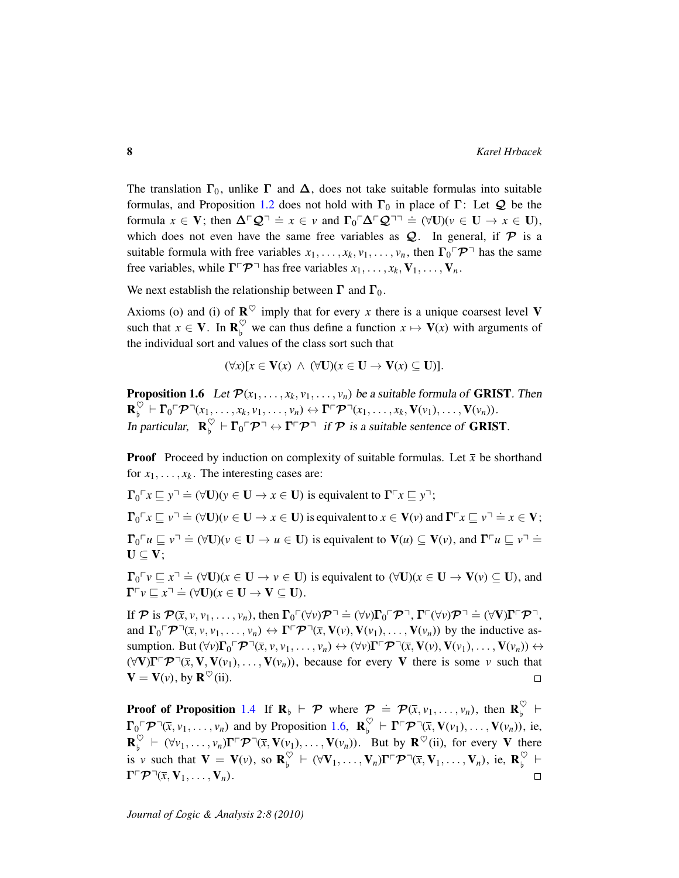The translation $\mathbf{\Gamma}_0$, unlike $\mathbf{\Gamma}$ and $\mathbf{\Delta}$, does not take suitable formulas into suitable formulas, and Proposition 1.2 does not hold with $\mathbf{\Gamma}_0$ in place of $\mathbf{\Gamma}$: Let $\mathcal{Q}$ be the formula $x \in \mathbf{V}$; then $\mathbf{\Delta}\ulcorner \mathcal{Q} \urcorner \doteq x \in v$ and $\mathbf{\Gamma}_0\ulcorner \mathbf{\Delta}\ulcorner \mathcal{Q}\urcorner\urcorner \doteq (\forall \mathbf{U})(v \in \mathbf{U} \to x \in \mathbf{U})$, which does not even have the same free variables as $\mathcal{Q}$. In general, if $\mathcal{P}$ is a suitable formula with free variables $x_1, \ldots, x_k, v_1, \ldots, v_n$, then $\mathbf{\Gamma}_0\ulcorner \mathcal{P} \urcorner$ has the same free variables, while $\mathbf{\Gamma}\ulcorner \mathcal{P} \urcorner$ has free variables $x_1, \ldots, x_k, \mathbf{V}_1, \ldots, \mathbf{V}_n$.

We next establish the relationship between $\mathbf{\Gamma}$ and $\mathbf{\Gamma}_0$.

Axioms (o) and (i) of $\mathbf{R}^{\heartsuit}$ imply that for every $x$ there is a unique coarsest level $\mathbf{V}$ such that $x \in \mathbf{V}$. In $\mathbf{R}^{\heartsuit}_{\flat}$ we can thus define a function $x \mapsto \mathbf{V}(x)$ with arguments of the individual sort and values of the class sort such that

$$(\forall x)[x \in \mathbf{V}(x) \ \wedge \ (\forall \mathbf{U})(x \in \mathbf{U} \to \mathbf{V}(x) \subseteq \mathbf{U})].$$

**Proposition 1.6** *Let $\mathcal{P}(x_1, \ldots, x_k, v_1, \ldots, v_n)$ be a suitable formula of* **GRIST**. *Then* $\mathbf{R}^{\heartsuit}_{\flat} \vdash \mathbf{\Gamma}_0\ulcorner \mathcal{P} \urcorner(x_1, \ldots, x_k, v_1, \ldots, v_n) \leftrightarrow \mathbf{\Gamma}\ulcorner \mathcal{P} \urcorner(x_1, \ldots, x_k, \mathbf{V}(v_1), \ldots, \mathbf{V}(v_n))$.
*In particular,* $\mathbf{R}^{\heartsuit}_{\flat} \vdash \mathbf{\Gamma}_0\ulcorner \mathcal{P} \urcorner \leftrightarrow \mathbf{\Gamma}\ulcorner \mathcal{P} \urcorner$ *if $\mathcal{P}$ is a suitable sentence of* **GRIST**.

**Proof** Proceed by induction on complexity of suitable formulas. Let $\bar{x}$ be shorthand for $x_1, \ldots, x_k$. The interesting cases are:

$\mathbf{\Gamma}_0\ulcorner x \sqsubseteq y \urcorner \doteq (\forall \mathbf{U})(y \in \mathbf{U} \to x \in \mathbf{U})$ is equivalent to $\mathbf{\Gamma}\ulcorner x \sqsubseteq y \urcorner$;

$\mathbf{\Gamma}_0\ulcorner x \sqsubseteq v \urcorner \doteq (\forall \mathbf{U})(v \in \mathbf{U} \to x \in \mathbf{U})$ is equivalent to $x \in \mathbf{V}(v)$ and $\mathbf{\Gamma}\ulcorner x \sqsubseteq v \urcorner \doteq x \in \mathbf{V}$;

$\mathbf{\Gamma}_0\ulcorner u \sqsubseteq v \urcorner \doteq (\forall \mathbf{U})(v \in \mathbf{U} \to u \in \mathbf{U})$ is equivalent to $\mathbf{V}(u) \subseteq \mathbf{V}(v)$, and $\mathbf{\Gamma}\ulcorner u \sqsubseteq v \urcorner \doteq \mathbf{U} \subseteq \mathbf{V}$;

$\mathbf{\Gamma}_0\ulcorner v \sqsubseteq x \urcorner \doteq (\forall \mathbf{U})(x \in \mathbf{U} \to v \in \mathbf{U})$ is equivalent to $(\forall \mathbf{U})(x \in \mathbf{U} \to \mathbf{V}(v) \subseteq \mathbf{U})$, and $\mathbf{\Gamma}\ulcorner v \sqsubseteq x \urcorner \doteq (\forall \mathbf{U})(x \in \mathbf{U} \to \mathbf{V} \subseteq \mathbf{U})$.

If $\mathcal{P}$ is $\mathcal{P}(\bar{x}, v, v_1, \ldots, v_n)$, then $\mathbf{\Gamma}_0\ulcorner (\forall v)\mathcal{P} \urcorner \doteq (\forall v)\mathbf{\Gamma}_0\ulcorner \mathcal{P} \urcorner$, $\mathbf{\Gamma}\ulcorner (\forall v)\mathcal{P} \urcorner \doteq (\forall \mathbf{V})\mathbf{\Gamma}\ulcorner \mathcal{P} \urcorner$, and $\mathbf{\Gamma}_0\ulcorner \mathcal{P} \urcorner(\bar{x}, v, v_1, \ldots, v_n) \leftrightarrow \mathbf{\Gamma}\ulcorner \mathcal{P} \urcorner(\bar{x}, \mathbf{V}(v), \mathbf{V}(v_1), \ldots, \mathbf{V}(v_n))$ by the inductive assumption. But $(\forall v)\mathbf{\Gamma}_0\ulcorner \mathcal{P} \urcorner(\bar{x}, v, v_1, \ldots, v_n) \leftrightarrow (\forall v)\mathbf{\Gamma}\ulcorner \mathcal{P} \urcorner(\bar{x}, \mathbf{V}(v), \mathbf{V}(v_1), \ldots, \mathbf{V}(v_n)) \leftrightarrow (\forall \mathbf{V})\mathbf{\Gamma}\ulcorner \mathcal{P} \urcorner(\bar{x}, \mathbf{V}, \mathbf{V}(v_1), \ldots, \mathbf{V}(v_n))$, because for every $\mathbf{V}$ there is some $v$ such that $\mathbf{V} = \mathbf{V}(v)$, by $\mathbf{R}^{\heartsuit}$(ii). □

**Proof of Proposition 1.4** If $\mathbf{R}_{\flat} \vdash \mathcal{P}$ where $\mathcal{P} \doteq \mathcal{P}(\bar{x}, v_1, \ldots, v_n)$, then $\mathbf{R}^{\heartsuit}_{\flat} \vdash \mathbf{\Gamma}_0\ulcorner \mathcal{P} \urcorner(\bar{x}, v_1, \ldots, v_n)$ and by Proposition 1.6, $\mathbf{R}^{\heartsuit}_{\flat} \vdash \mathbf{\Gamma}\ulcorner \mathcal{P} \urcorner(\bar{x}, \mathbf{V}(v_1), \ldots, \mathbf{V}(v_n))$, ie, $\mathbf{R}^{\heartsuit}_{\flat} \vdash (\forall v_1, \ldots, v_n)\mathbf{\Gamma}\ulcorner \mathcal{P} \urcorner(\bar{x}, \mathbf{V}(v_1), \ldots, \mathbf{V}(v_n))$. But by $\mathbf{R}^{\heartsuit}$(ii), for every $\mathbf{V}$ there is $v$ such that $\mathbf{V} = \mathbf{V}(v)$, so $\mathbf{R}^{\heartsuit}_{\flat} \vdash (\forall \mathbf{V}_1, \ldots, \mathbf{V}_n)\mathbf{\Gamma}\ulcorner \mathcal{P} \urcorner(\bar{x}, \mathbf{V}_1, \ldots, \mathbf{V}_n)$, ie, $\mathbf{R}^{\heartsuit}_{\flat} \vdash \mathbf{\Gamma}\ulcorner \mathcal{P} \urcorner(\bar{x}, \mathbf{V}_1, \ldots, \mathbf{V}_n)$. □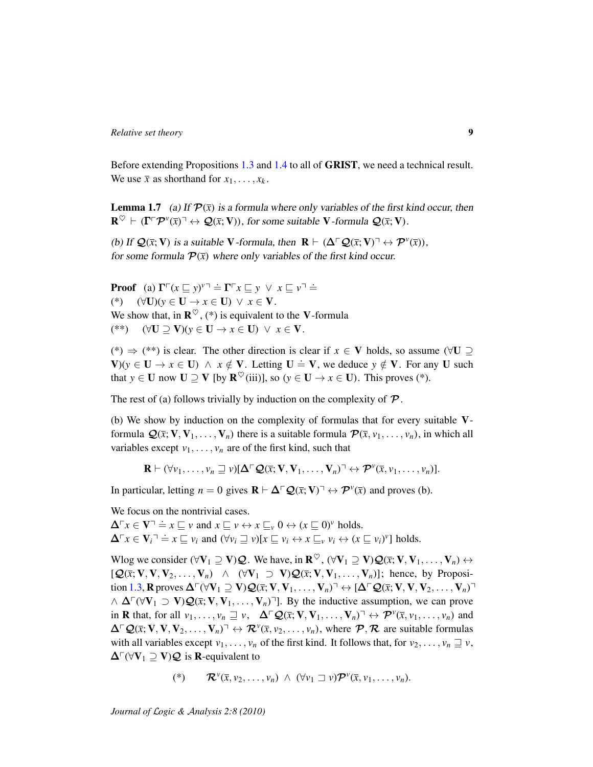Before extending Propositions 1.3 and 1.4 to all of **GRIST**, we need a technical result. We use $\bar{x}$ as shorthand for $x_1, \ldots, x_k$.

**Lemma 1.7** *(a) If $\mathcal{P}(\bar{x})$ is a formula where only variables of the first kind occur, then $\mathbf{R}^{\heartsuit} \vdash (\mathbf{\Gamma}^{\ulcorner}\mathcal{P}^{v}(\bar{x})^{\urcorner} \leftrightarrow \mathcal{Q}(\bar{x}; \mathbf{V}))$, for some suitable $\mathbf{V}$-formula $\mathcal{Q}(\bar{x}; \mathbf{V})$.*

*(b) If $\mathcal{Q}(\bar{x}; \mathbf{V})$ is a suitable $\mathbf{V}$-formula, then $\mathbf{R} \vdash (\mathbf{\Delta}^{\ulcorner}\mathcal{Q}(\bar{x}; \mathbf{V})^{\urcorner} \leftrightarrow \mathcal{P}^{v}(\bar{x}))$, for some formula $\mathcal{P}(\bar{x})$ where only variables of the first kind occur.*

**Proof** (a) $\mathbf{\Gamma}^{\ulcorner}(x \sqsubseteq y)^{v\urcorner} \doteq \mathbf{\Gamma}^{\ulcorner}x \sqsubseteq y \ \vee \ x \sqsubseteq v^{\urcorner} \doteq$
(\*) $\quad (\forall \mathbf{U})(y \in \mathbf{U} \to x \in \mathbf{U}) \ \vee \ x \in \mathbf{V}$.
We show that, in $\mathbf{R}^{\heartsuit}$, (\*) is equivalent to the $\mathbf{V}$-formula
(\*\*) $\quad (\forall \mathbf{U} \supseteq \mathbf{V})(y \in \mathbf{U} \to x \in \mathbf{U}) \ \vee \ x \in \mathbf{V}$.

(\*) $\Rightarrow$ (\*\*) is clear. The other direction is clear if $x \in \mathbf{V}$ holds, so assume $(\forall \mathbf{U} \supseteq \mathbf{V})(y \in \mathbf{U} \to x \in \mathbf{U}) \ \wedge \ x \notin \mathbf{V}$. Letting $\mathbf{U} \doteq \mathbf{V}$, we deduce $y \notin \mathbf{V}$. For any $\mathbf{U}$ such that $y \in \mathbf{U}$ now $\mathbf{U} \supseteq \mathbf{V}$ [by $\mathbf{R}^{\heartsuit}$(iii)], so $(y \in \mathbf{U} \to x \in \mathbf{U})$. This proves (\*).

The rest of (a) follows trivially by induction on the complexity of $\mathcal{P}$.

(b) We show by induction on the complexity of formulas that for every suitable $\mathbf{V}$-formula $\mathcal{Q}(\bar{x}; \mathbf{V}, \mathbf{V}_1, \ldots, \mathbf{V}_n)$ there is a suitable formula $\mathcal{P}(\bar{x}, v_1, \ldots, v_n)$, in which all variables except $v_1, \ldots, v_n$ are of the first kind, such that

$$\mathbf{R} \vdash (\forall v_1, \ldots, v_n \sqsupseteq v)[\mathbf{\Delta}^{\ulcorner}\mathcal{Q}(\bar{x}; \mathbf{V}, \mathbf{V}_1, \ldots, \mathbf{V}_n)^{\urcorner} \leftrightarrow \mathcal{P}^{v}(\bar{x}, v_1, \ldots, v_n)].$$

In particular, letting $n = 0$ gives $\mathbf{R} \vdash \mathbf{\Delta}^{\ulcorner}\mathcal{Q}(\bar{x}; \mathbf{V})^{\urcorner} \leftrightarrow \mathcal{P}^{v}(\bar{x})$ and proves (b).

We focus on the nontrivial cases.
$\mathbf{\Delta}^{\ulcorner}x \in \mathbf{V}^{\urcorner} \doteq x \sqsubseteq v$ and $x \sqsubseteq v \leftrightarrow x \sqsubseteq_v 0 \leftrightarrow (x \sqsubseteq 0)^{v}$ holds.
$\mathbf{\Delta}^{\ulcorner}x \in \mathbf{V}_i{}^{\urcorner} \doteq x \sqsubseteq v_i$ and $(\forall v_i \sqsupseteq v)[x \sqsubseteq v_i \leftrightarrow x \sqsubseteq_v v_i \leftrightarrow (x \sqsubseteq v_i)^{v}]$ holds.

Wlog we consider $(\forall \mathbf{V}_1 \supseteq \mathbf{V})\mathcal{Q}$. We have, in $\mathbf{R}^{\heartsuit}$, $(\forall \mathbf{V}_1 \supseteq \mathbf{V})\mathcal{Q}(\bar{x}; \mathbf{V}, \mathbf{V}_1, \ldots, \mathbf{V}_n) \leftrightarrow [\mathcal{Q}(\bar{x}; \mathbf{V}, \mathbf{V}, \mathbf{V}_2, \ldots, \mathbf{V}_n) \ \wedge \ (\forall \mathbf{V}_1 \supset \mathbf{V})\mathcal{Q}(\bar{x}; \mathbf{V}, \mathbf{V}_1, \ldots, \mathbf{V}_n)]$; hence, by Proposition 1.3, $\mathbf{R}$ proves $\mathbf{\Delta}^{\ulcorner}(\forall \mathbf{V}_1 \supseteq \mathbf{V})\mathcal{Q}(\bar{x}; \mathbf{V}, \mathbf{V}_1, \ldots, \mathbf{V}_n)^{\urcorner} \leftrightarrow [\mathbf{\Delta}^{\ulcorner}\mathcal{Q}(\bar{x}; \mathbf{V}, \mathbf{V}, \mathbf{V}_2, \ldots, \mathbf{V}_n)^{\urcorner} \wedge \mathbf{\Delta}^{\ulcorner}(\forall \mathbf{V}_1 \supset \mathbf{V})\mathcal{Q}(\bar{x}; \mathbf{V}, \mathbf{V}_1, \ldots, \mathbf{V}_n)^{\urcorner}]$. By the inductive assumption, we can prove in $\mathbf{R}$ that, for all $v_1, \ldots, v_n \sqsupseteq v$, $\ \mathbf{\Delta}^{\ulcorner}\mathcal{Q}(\bar{x}; \mathbf{V}, \mathbf{V}_1, \ldots, \mathbf{V}_n)^{\urcorner} \leftrightarrow \mathcal{P}^{v}(\bar{x}, v_1, \ldots, v_n)$ and $\mathbf{\Delta}^{\ulcorner}\mathcal{Q}(\bar{x}; \mathbf{V}, \mathbf{V}, \mathbf{V}_2, \ldots, \mathbf{V}_n)^{\urcorner} \leftrightarrow \mathcal{R}^{v}(\bar{x}, v_2, \ldots, v_n)$, where $\mathcal{P}, \mathcal{R}$ are suitable formulas with all variables except $v_1, \ldots, v_n$ of the first kind. It follows that, for $v_2, \ldots, v_n \sqsupseteq v$, $\mathbf{\Delta}^{\ulcorner}(\forall \mathbf{V}_1 \supseteq \mathbf{V})\mathcal{Q}$ is $\mathbf{R}$-equivalent to

$$(*) \qquad \mathcal{R}^{v}(\bar{x}, v_2, \ldots, v_n) \ \wedge \ (\forall v_1 \sqsupset v)\mathcal{P}^{v}(\bar{x}, v_1, \ldots, v_n).$$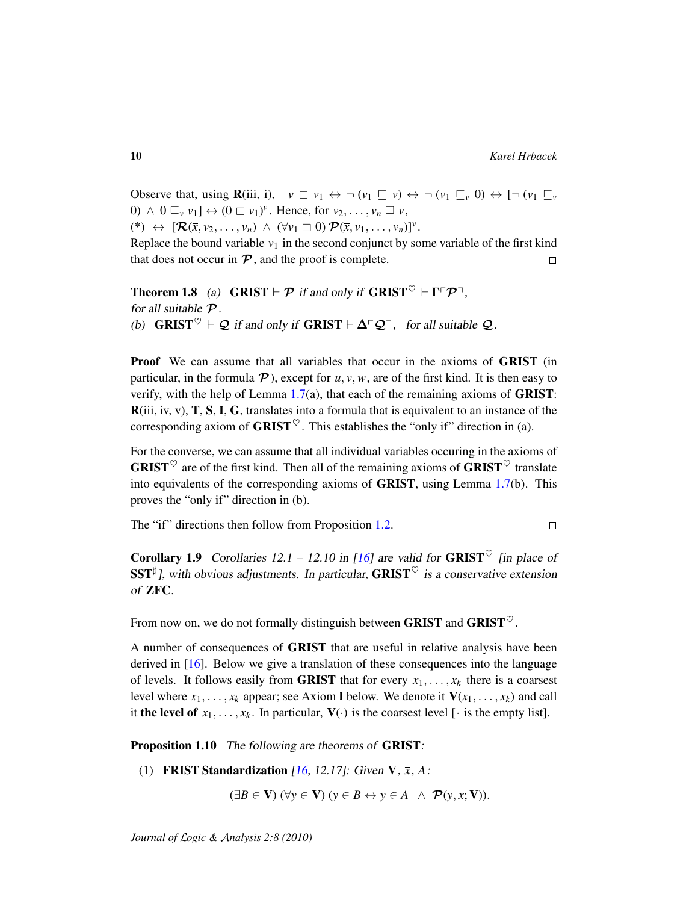Observe that, using **R**(iii, i), $v \sqsubset v_1 \leftrightarrow \neg\,(v_1 \sqsubseteq v) \leftrightarrow \neg\,(v_1 \sqsubseteq_v 0) \leftrightarrow [\neg\,(v_1 \sqsubseteq_v 0) \wedge 0 \sqsubseteq_v v_1] \leftrightarrow (0 \sqsubset v_1)^v$. Hence, for $v_2, \ldots, v_n \sqsupseteq v$,
(*) $\leftrightarrow$ $[\mathcal{R}(\bar{x}, v_2, \ldots, v_n) \wedge (\forall v_1 \sqsupset 0)\, \mathcal{P}(\bar{x}, v_1, \ldots, v_n)]^v$.
Replace the bound variable $v_1$ in the second conjunct by some variable of the first kind that does not occur in $\mathcal{P}$, and the proof is complete. □

**Theorem 1.8** *(a)* **GRIST** $\vdash \mathcal{P}$ *if and only if* $\mathbf{GRIST}^\heartsuit \vdash \Gamma\ulcorner\mathcal{P}\urcorner$, *for all suitable* $\mathcal{P}$.
*(b)* $\mathbf{GRIST}^\heartsuit \vdash \mathcal{Q}$ *if and only if* **GRIST** $\vdash \Delta\ulcorner\mathcal{Q}\urcorner$, *for all suitable* $\mathcal{Q}$.

**Proof** We can assume that all variables that occur in the axioms of **GRIST** (in particular, in the formula $\mathcal{P}$), except for $u, v, w$, are of the first kind. It is then easy to verify, with the help of Lemma 1.7(a), that each of the remaining axioms of **GRIST**: **R**(iii, iv, v), **T**, **S**, **I**, **G**, translates into a formula that is equivalent to an instance of the corresponding axiom of $\mathbf{GRIST}^\heartsuit$. This establishes the "only if" direction in (a).

For the converse, we can assume that all individual variables occuring in the axioms of $\mathbf{GRIST}^\heartsuit$ are of the first kind. Then all of the remaining axioms of $\mathbf{GRIST}^\heartsuit$ translate into equivalents of the corresponding axioms of **GRIST**, using Lemma 1.7(b). This proves the "only if" direction in (b).

The "if" directions then follow from Proposition 1.2. □

**Corollary 1.9** *Corollaries 12.1 – 12.10 in [16] are valid for* $\mathbf{GRIST}^\heartsuit$ *[in place of* $\mathbf{SST}^\sharp$*], with obvious adjustments. In particular,* $\mathbf{GRIST}^\heartsuit$ *is a conservative extension of* **ZFC**.

From now on, we do not formally distinguish between **GRIST** and $\mathbf{GRIST}^\heartsuit$.

A number of consequences of **GRIST** that are useful in relative analysis have been derived in [16]. Below we give a translation of these consequences into the language of levels. It follows easily from **GRIST** that for every $x_1, \ldots, x_k$ there is a coarsest level where $x_1, \ldots, x_k$ appear; see Axiom **I** below. We denote it $\mathbf{V}(x_1, \ldots, x_k)$ and call it **the level of** $x_1, \ldots, x_k$. In particular, $\mathbf{V}(\cdot)$ is the coarsest level [$\cdot$ is the empty list].

**Proposition 1.10** *The following are theorems of* **GRIST***:*

(1) **FRIST Standardization** *[16, 12.17]: Given* $\mathbf{V}$, $\bar{x}$, $A$*:*

$$(\exists B \in \mathbf{V})\; (\forall y \in \mathbf{V})\; (y \in B \leftrightarrow y \in A \;\;\wedge\;\; \mathcal{P}(y, \bar{x}; \mathbf{V})).$$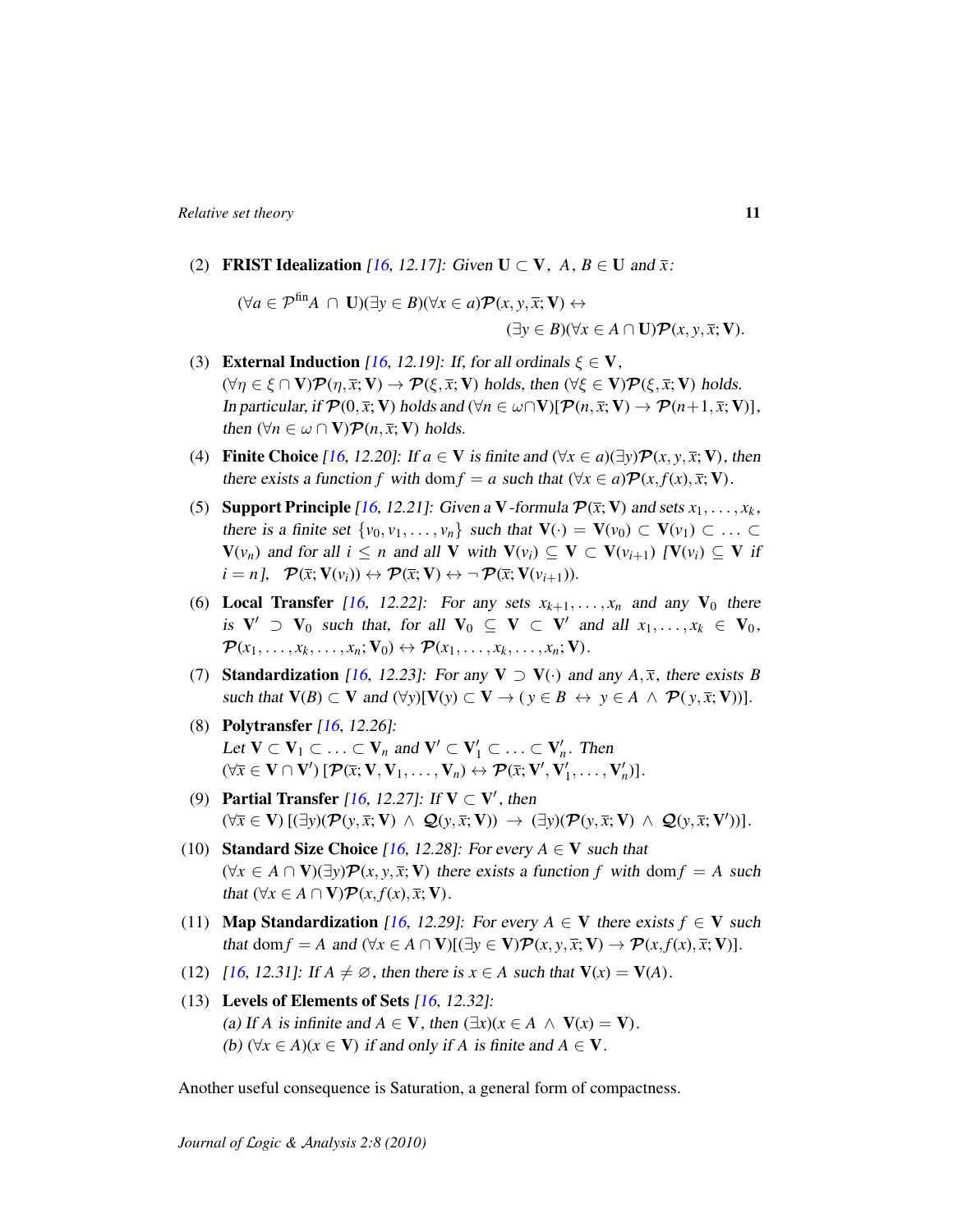(2) **FRIST Idealization** [16, 12.17]: *Given* $\mathbf{U} \subset \mathbf{V}$, $A, B \in \mathbf{U}$ *and* $\bar{x}$:

$$(\forall a \in \mathcal{P}^{\text{fin}} A \cap \mathbf{U})(\exists y \in B)(\forall x \in a)\mathcal{P}(x, y, \bar{x}; \mathbf{V}) \leftrightarrow$$
$$(\exists y \in B)(\forall x \in A \cap \mathbf{U})\mathcal{P}(x, y, \bar{x}; \mathbf{V}).$$

(3) **External Induction** [16, 12.19]: *If, for all ordinals* $\xi \in \mathbf{V}$, $(\forall \eta \in \xi \cap \mathbf{V})\mathcal{P}(\eta, \bar{x}; \mathbf{V}) \rightarrow \mathcal{P}(\xi, \bar{x}; \mathbf{V})$ *holds, then* $(\forall \xi \in \mathbf{V})\mathcal{P}(\xi, \bar{x}; \mathbf{V})$ *holds. In particular, if* $\mathcal{P}(0, \bar{x}; \mathbf{V})$ *holds and* $(\forall n \in \omega \cap \mathbf{V})[\mathcal{P}(n, \bar{x}; \mathbf{V}) \rightarrow \mathcal{P}(n+1, \bar{x}; \mathbf{V})]$, *then* $(\forall n \in \omega \cap \mathbf{V})\mathcal{P}(n, \bar{x}; \mathbf{V})$ *holds.*

(4) **Finite Choice** [16, 12.20]: *If* $a \in \mathbf{V}$ *is finite and* $(\forall x \in a)(\exists y)\mathcal{P}(x, y, \bar{x}; \mathbf{V})$, *then there exists a function* $f$ *with* $\operatorname{dom} f = a$ *such that* $(\forall x \in a)\mathcal{P}(x, f(x), \bar{x}; \mathbf{V})$.

(5) **Support Principle** [16, 12.21]: *Given a* $\mathbf{V}$*-formula* $\mathcal{P}(\bar{x}; \mathbf{V})$ *and sets* $x_1, \ldots, x_k$, *there is a finite set* $\{v_0, v_1, \ldots, v_n\}$ *such that* $\mathbf{V}(\cdot) = \mathbf{V}(v_0) \subset \mathbf{V}(v_1) \subset \ldots \subset \mathbf{V}(v_n)$ *and for all* $i \leq n$ *and all* $\mathbf{V}$ *with* $\mathbf{V}(v_i) \subseteq \mathbf{V} \subset \mathbf{V}(v_{i+1})$ [$\mathbf{V}(v_i) \subseteq \mathbf{V}$ *if* $i = n$], $\mathcal{P}(\bar{x}; \mathbf{V}(v_i)) \leftrightarrow \mathcal{P}(\bar{x}; \mathbf{V}) \leftrightarrow \neg\,\mathcal{P}(\bar{x}; \mathbf{V}(v_{i+1}))$.

(6) **Local Transfer** [16, 12.22]: *For any sets* $x_{k+1}, \ldots, x_n$ *and any* $\mathbf{V}_0$ *there is* $\mathbf{V}' \supset \mathbf{V}_0$ *such that, for all* $\mathbf{V}_0 \subseteq \mathbf{V} \subset \mathbf{V}'$ *and all* $x_1, \ldots, x_k \in \mathbf{V}_0$, $\mathcal{P}(x_1, \ldots, x_k, \ldots, x_n; \mathbf{V}_0) \leftrightarrow \mathcal{P}(x_1, \ldots, x_k, \ldots, x_n; \mathbf{V})$.

(7) **Standardization** [16, 12.23]: *For any* $\mathbf{V} \supset \mathbf{V}(\cdot)$ *and any* $A, \bar{x}$, *there exists* $B$ *such that* $\mathbf{V}(B) \subset \mathbf{V}$ *and* $(\forall y)[\mathbf{V}(y) \subset \mathbf{V} \rightarrow (y \in B \leftrightarrow y \in A \wedge \mathcal{P}(y, \bar{x}; \mathbf{V}))]$.

(8) **Polytransfer** [16, 12.26]:
*Let* $\mathbf{V} \subset \mathbf{V}_1 \subset \ldots \subset \mathbf{V}_n$ *and* $\mathbf{V}' \subset \mathbf{V}'_1 \subset \ldots \subset \mathbf{V}'_n$. *Then* $(\forall \bar{x} \in \mathbf{V} \cap \mathbf{V}')\,[\mathcal{P}(\bar{x}; \mathbf{V}, \mathbf{V}_1, \ldots, \mathbf{V}_n) \leftrightarrow \mathcal{P}(\bar{x}; \mathbf{V}', \mathbf{V}'_1, \ldots, \mathbf{V}'_n)]$.

(9) **Partial Transfer** [16, 12.27]: *If* $\mathbf{V} \subset \mathbf{V}'$, *then* $(\forall \bar{x} \in \mathbf{V})\,[(\exists y)(\mathcal{P}(y, \bar{x}; \mathbf{V}) \wedge \mathcal{Q}(y, \bar{x}; \mathbf{V})) \rightarrow (\exists y)(\mathcal{P}(y, \bar{x}; \mathbf{V}) \wedge \mathcal{Q}(y, \bar{x}; \mathbf{V}'))]$.

(10) **Standard Size Choice** [16, 12.28]: *For every* $A \in \mathbf{V}$ *such that* $(\forall x \in A \cap \mathbf{V})(\exists y)\mathcal{P}(x, y, \bar{x}; \mathbf{V})$ *there exists a function* $f$ *with* $\operatorname{dom} f = A$ *such that* $(\forall x \in A \cap \mathbf{V})\mathcal{P}(x, f(x), \bar{x}; \mathbf{V})$.

(11) **Map Standardization** [16, 12.29]: *For every* $A \in \mathbf{V}$ *there exists* $f \in \mathbf{V}$ *such that* $\operatorname{dom} f = A$ *and* $(\forall x \in A \cap \mathbf{V})[(\exists y \in \mathbf{V})\mathcal{P}(x, y, \bar{x}; \mathbf{V}) \rightarrow \mathcal{P}(x, f(x), \bar{x}; \mathbf{V})]$.

(12) [16, 12.31]: *If* $A \neq \varnothing$, *then there is* $x \in A$ *such that* $\mathbf{V}(x) = \mathbf{V}(A)$.

(13) **Levels of Elements of Sets** [16, 12.32]:
*(a) If* $A$ *is infinite and* $A \in \mathbf{V}$, *then* $(\exists x)(x \in A \wedge \mathbf{V}(x) = \mathbf{V})$.
*(b)* $(\forall x \in A)(x \in \mathbf{V})$ *if and only if* $A$ *is finite and* $A \in \mathbf{V}$.

Another useful consequence is Saturation, a general form of compactness.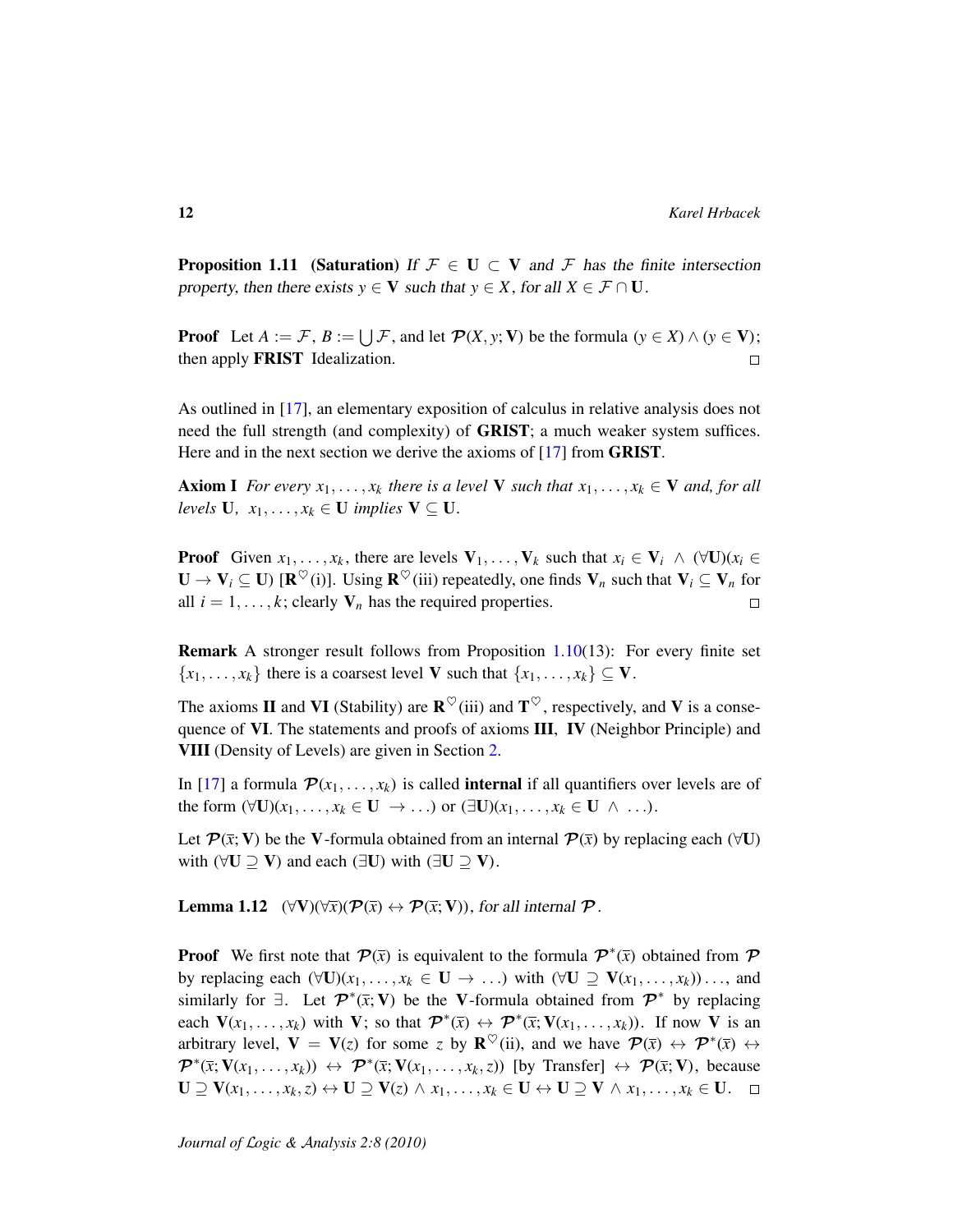**Proposition 1.11** **(Saturation)** *If $\mathcal{F} \in \mathbf{U} \subset \mathbf{V}$ and $\mathcal{F}$ has the finite intersection property, then there exists $y \in \mathbf{V}$ such that $y \in X$, for all $X \in \mathcal{F} \cap \mathbf{U}$.*

**Proof** Let $A := \mathcal{F}$, $B := \bigcup \mathcal{F}$, and let $\mathcal{P}(X, y; \mathbf{V})$ be the formula $(y \in X) \wedge (y \in \mathbf{V})$; then apply **FRIST** Idealization. $\square$

As outlined in [17], an elementary exposition of calculus in relative analysis does not need the full strength (and complexity) of **GRIST**; a much weaker system suffices. Here and in the next section we derive the axioms of [17] from **GRIST**.

**Axiom I** *For every $x_1, \ldots, x_k$ there is a level $\mathbf{V}$ such that $x_1, \ldots, x_k \in \mathbf{V}$ and, for all levels $\mathbf{U}$, $x_1, \ldots, x_k \in \mathbf{U}$ implies $\mathbf{V} \subseteq \mathbf{U}$.*

**Proof** Given $x_1, \ldots, x_k$, there are levels $\mathbf{V}_1, \ldots, \mathbf{V}_k$ such that $x_i \in \mathbf{V}_i \ \wedge\ (\forall \mathbf{U})(x_i \in \mathbf{U} \rightarrow \mathbf{V}_i \subseteq \mathbf{U})$ [$\mathbf{R}^{\heartsuit}$(i)]. Using $\mathbf{R}^{\heartsuit}$(iii) repeatedly, one finds $\mathbf{V}_n$ such that $\mathbf{V}_i \subseteq \mathbf{V}_n$ for all $i = 1, \ldots, k$; clearly $\mathbf{V}_n$ has the required properties. $\square$

**Remark** A stronger result follows from Proposition 1.10(13): For every finite set $\{x_1, \ldots, x_k\}$ there is a coarsest level $\mathbf{V}$ such that $\{x_1, \ldots, x_k\} \subseteq \mathbf{V}$.

The axioms **II** and **VI** (Stability) are $\mathbf{R}^{\heartsuit}$(iii) and $\mathbf{T}^{\heartsuit}$, respectively, and **V** is a consequence of **VI**. The statements and proofs of axioms **III**, **IV** (Neighbor Principle) and **VIII** (Density of Levels) are given in Section 2.

In [17] a formula $\mathcal{P}(x_1, \ldots, x_k)$ is called **internal** if all quantifiers over levels are of the form $(\forall \mathbf{U})(x_1, \ldots, x_k \in \mathbf{U} \ \rightarrow \ldots)$ or $(\exists \mathbf{U})(x_1, \ldots, x_k \in \mathbf{U} \ \wedge\ \ldots)$.

Let $\mathcal{P}(\bar{x}; \mathbf{V})$ be the $\mathbf{V}$-formula obtained from an internal $\mathcal{P}(\bar{x})$ by replacing each $(\forall \mathbf{U})$ with $(\forall \mathbf{U} \supseteq \mathbf{V})$ and each $(\exists \mathbf{U})$ with $(\exists \mathbf{U} \supseteq \mathbf{V})$.

**Lemma 1.12** $(\forall \mathbf{V})(\forall \bar{x})(\mathcal{P}(\bar{x}) \leftrightarrow \mathcal{P}(\bar{x}; \mathbf{V}))$*, for all internal $\mathcal{P}$.*

**Proof** We first note that $\mathcal{P}(\bar{x})$ is equivalent to the formula $\mathcal{P}^*(\bar{x})$ obtained from $\mathcal{P}$ by replacing each $(\forall \mathbf{U})(x_1, \ldots, x_k \in \mathbf{U} \rightarrow \ldots)$ with $(\forall \mathbf{U} \supseteq \mathbf{V}(x_1, \ldots, x_k)) \ldots$, and similarly for $\exists$. Let $\mathcal{P}^*(\bar{x}; \mathbf{V})$ be the $\mathbf{V}$-formula obtained from $\mathcal{P}^*$ by replacing each $\mathbf{V}(x_1, \ldots, x_k)$ with $\mathbf{V}$; so that $\mathcal{P}^*(\bar{x}) \leftrightarrow \mathcal{P}^*(\bar{x}; \mathbf{V}(x_1, \ldots, x_k))$. If now $\mathbf{V}$ is an arbitrary level, $\mathbf{V} = \mathbf{V}(z)$ for some $z$ by $\mathbf{R}^{\heartsuit}$(ii), and we have $\mathcal{P}(\bar{x}) \leftrightarrow \mathcal{P}^*(\bar{x}) \leftrightarrow \mathcal{P}^*(\bar{x}; \mathbf{V}(x_1, \ldots, x_k)) \leftrightarrow \mathcal{P}^*(\bar{x}; \mathbf{V}(x_1, \ldots, x_k, z))$ [by Transfer] $\leftrightarrow \mathcal{P}(\bar{x}; \mathbf{V})$, because $\mathbf{U} \supseteq \mathbf{V}(x_1, \ldots, x_k, z) \leftrightarrow \mathbf{U} \supseteq \mathbf{V}(z) \wedge x_1, \ldots, x_k \in \mathbf{U} \leftrightarrow \mathbf{U} \supseteq \mathbf{V} \wedge x_1, \ldots, x_k \in \mathbf{U}$. $\square$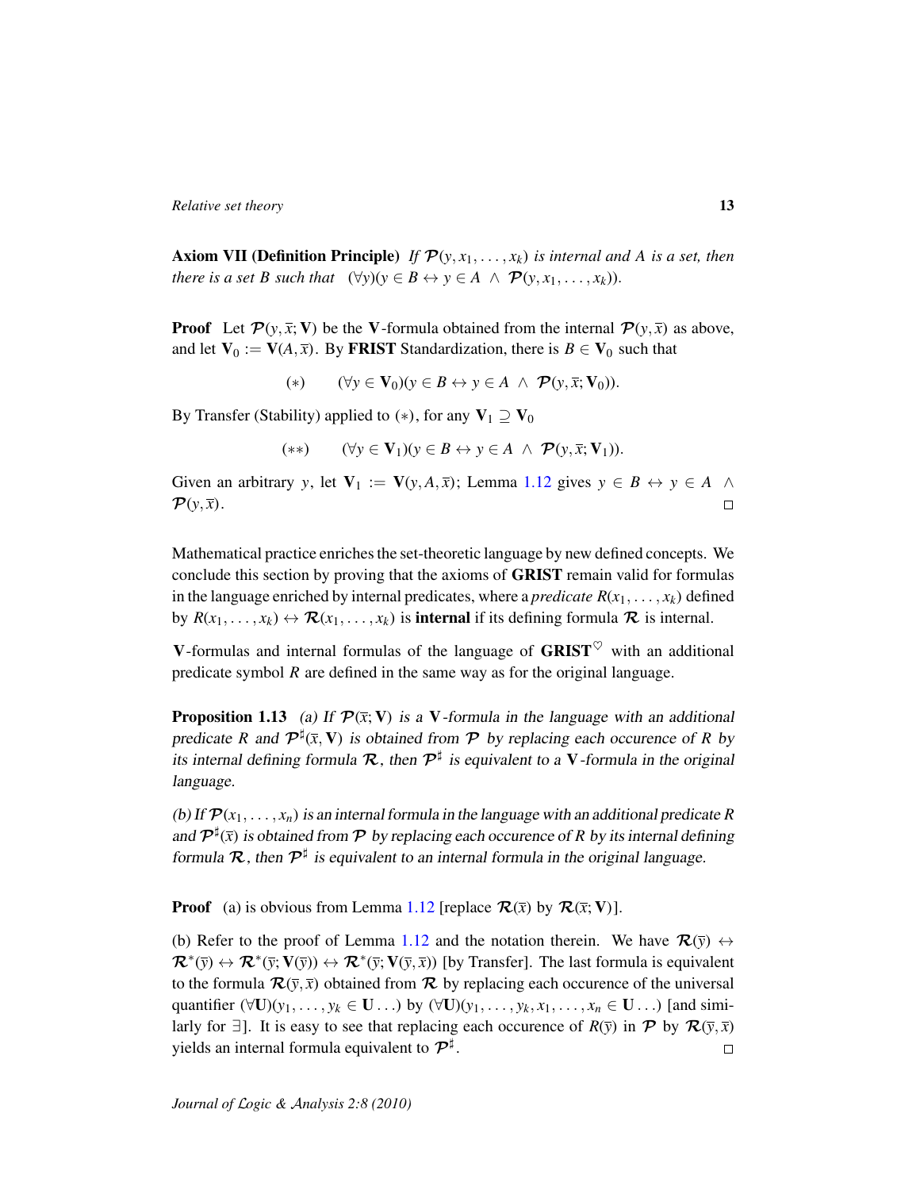**Axiom VII (Definition Principle)** *If $\mathcal{P}(y, x_1, \ldots, x_k)$ is internal and $A$ is a set, then there is a set $B$ such that* $(\forall y)(y \in B \leftrightarrow y \in A \;\wedge\; \mathcal{P}(y, x_1, \ldots, x_k))$.

**Proof** Let $\mathcal{P}(y, \overline{x}; \mathbf{V})$ be the $\mathbf{V}$-formula obtained from the internal $\mathcal{P}(y, \overline{x})$ as above, and let $\mathbf{V}_0 := \mathbf{V}(A, \overline{x})$. By **FRIST** Standardization, there is $B \in \mathbf{V}_0$ such that

$$(*) \qquad (\forall y \in \mathbf{V}_0)(y \in B \leftrightarrow y \in A \;\wedge\; \mathcal{P}(y, \overline{x}; \mathbf{V}_0)).$$

By Transfer (Stability) applied to $(*)$, for any $\mathbf{V}_1 \supseteq \mathbf{V}_0$

$$(**) \qquad (\forall y \in \mathbf{V}_1)(y \in B \leftrightarrow y \in A \;\wedge\; \mathcal{P}(y, \overline{x}; \mathbf{V}_1)).$$

Given an arbitrary $y$, let $\mathbf{V}_1 := \mathbf{V}(y, A, \overline{x})$; Lemma 1.12 gives $y \in B \leftrightarrow y \in A \;\wedge\; \mathcal{P}(y, \overline{x})$. □

Mathematical practice enriches the set-theoretic language by new defined concepts. We conclude this section by proving that the axioms of **GRIST** remain valid for formulas in the language enriched by internal predicates, where a *predicate* $R(x_1, \ldots, x_k)$ defined by $R(x_1, \ldots, x_k) \leftrightarrow \mathcal{R}(x_1, \ldots, x_k)$ is **internal** if its defining formula $\mathcal{R}$ is internal.

$\mathbf{V}$-formulas and internal formulas of the language of **GRIST**$^{\heartsuit}$ with an additional predicate symbol $R$ are defined in the same way as for the original language.

**Proposition 1.13** *(a) If $\mathcal{P}(\overline{x}; \mathbf{V})$ is a $\mathbf{V}$-formula in the language with an additional predicate $R$ and $\mathcal{P}^{\sharp}(\overline{x}, \mathbf{V})$ is obtained from $\mathcal{P}$ by replacing each occurence of $R$ by its internal defining formula $\mathcal{R}$, then $\mathcal{P}^{\sharp}$ is equivalent to a $\mathbf{V}$-formula in the original language.*

*(b) If $\mathcal{P}(x_1, \ldots, x_n)$ is an internal formula in the language with an additional predicate $R$ and $\mathcal{P}^{\sharp}(\overline{x})$ is obtained from $\mathcal{P}$ by replacing each occurence of $R$ by its internal defining formula $\mathcal{R}$, then $\mathcal{P}^{\sharp}$ is equivalent to an internal formula in the original language.*

**Proof** (a) is obvious from Lemma 1.12 [replace $\mathcal{R}(\overline{x})$ by $\mathcal{R}(\overline{x}; \mathbf{V})$].

(b) Refer to the proof of Lemma 1.12 and the notation therein. We have $\mathcal{R}(\overline{y}) \leftrightarrow \mathcal{R}^{*}(\overline{y}) \leftrightarrow \mathcal{R}^{*}(\overline{y}; \mathbf{V}(\overline{y})) \leftrightarrow \mathcal{R}^{*}(\overline{y}; \mathbf{V}(\overline{y}, \overline{x}))$ [by Transfer]. The last formula is equivalent to the formula $\mathcal{R}(\overline{y}, \overline{x})$ obtained from $\mathcal{R}$ by replacing each occurence of the universal quantifier $(\forall \mathbf{U})(y_1, \ldots, y_k \in \mathbf{U} \ldots)$ by $(\forall \mathbf{U})(y_1, \ldots, y_k, x_1, \ldots, x_n \in \mathbf{U} \ldots)$ [and similarly for $\exists$]. It is easy to see that replacing each occurence of $R(\overline{y})$ in $\mathcal{P}$ by $\mathcal{R}(\overline{y}, \overline{x})$ yields an internal formula equivalent to $\mathcal{P}^{\sharp}$. □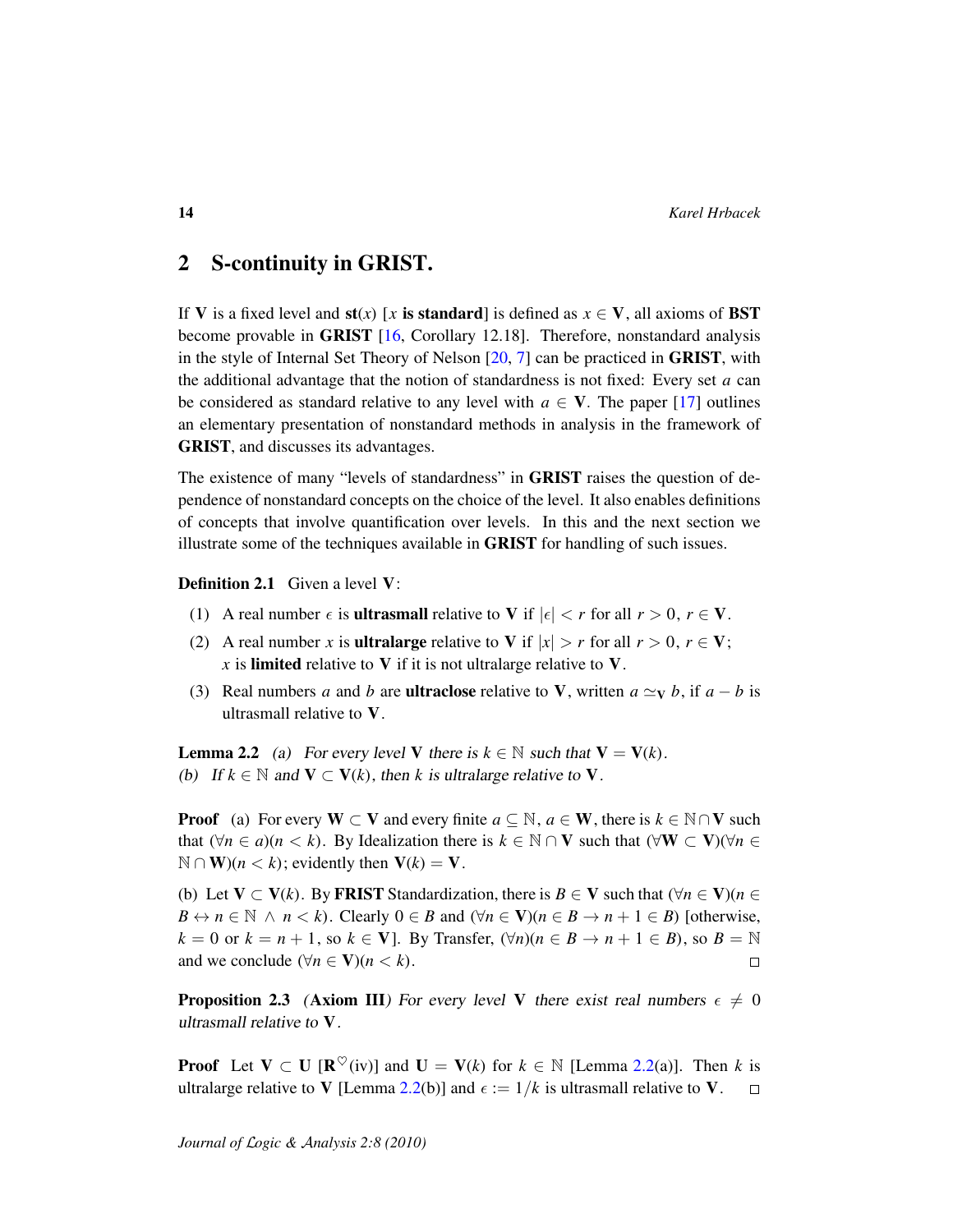## 2 S-continuity in GRIST.

If $\mathbf{V}$ is a fixed level and $\mathbf{st}(x)$ [$x$ **is standard**] is defined as $x \in \mathbf{V}$, all axioms of **BST** become provable in **GRIST** [16, Corollary 12.18]. Therefore, nonstandard analysis in the style of Internal Set Theory of Nelson [20, 7] can be practiced in **GRIST**, with the additional advantage that the notion of standardness is not fixed: Every set $a$ can be considered as standard relative to any level with $a \in \mathbf{V}$. The paper [17] outlines an elementary presentation of nonstandard methods in analysis in the framework of **GRIST**, and discusses its advantages.

The existence of many "levels of standardness" in **GRIST** raises the question of dependence of nonstandard concepts on the choice of the level. It also enables definitions of concepts that involve quantification over levels. In this and the next section we illustrate some of the techniques available in **GRIST** for handling of such issues.

**Definition 2.1** Given a level $\mathbf{V}$:

(1) A real number $\epsilon$ is **ultrasmall** relative to $\mathbf{V}$ if $|\epsilon| < r$ for all $r > 0$, $r \in \mathbf{V}$.

(2) A real number $x$ is **ultralarge** relative to $\mathbf{V}$ if $|x| > r$ for all $r > 0$, $r \in \mathbf{V}$; $x$ is **limited** relative to $\mathbf{V}$ if it is not ultralarge relative to $\mathbf{V}$.

(3) Real numbers $a$ and $b$ are **ultraclose** relative to $\mathbf{V}$, written $a \simeq_{\mathbf{V}} b$, if $a - b$ is ultrasmall relative to $\mathbf{V}$.

**Lemma 2.2** *(a) For every level $\mathbf{V}$ there is $k \in \mathbb{N}$ such that $\mathbf{V} = \mathbf{V}(k)$.*
*(b) If $k \in \mathbb{N}$ and $\mathbf{V} \subset \mathbf{V}(k)$, then $k$ is ultralarge relative to $\mathbf{V}$.*

**Proof** (a) For every $\mathbf{W} \subset \mathbf{V}$ and every finite $a \subseteq \mathbb{N}$, $a \in \mathbf{W}$, there is $k \in \mathbb{N} \cap \mathbf{V}$ such that $(\forall n \in a)(n < k)$. By Idealization there is $k \in \mathbb{N} \cap \mathbf{V}$ such that $(\forall \mathbf{W} \subset \mathbf{V})(\forall n \in \mathbb{N} \cap \mathbf{W})(n < k)$; evidently then $\mathbf{V}(k) = \mathbf{V}$.

(b) Let $\mathbf{V} \subset \mathbf{V}(k)$. By **FRIST** Standardization, there is $B \in \mathbf{V}$ such that $(\forall n \in \mathbf{V})(n \in B \leftrightarrow n \in \mathbb{N} \wedge n < k)$. Clearly $0 \in B$ and $(\forall n \in \mathbf{V})(n \in B \rightarrow n + 1 \in B)$ [otherwise, $k = 0$ or $k = n + 1$, so $k \in \mathbf{V}$]. By Transfer, $(\forall n)(n \in B \rightarrow n + 1 \in B)$, so $B = \mathbb{N}$ and we conclude $(\forall n \in \mathbf{V})(n < k)$. □

**Proposition 2.3** *(**Axiom III**) For every level $\mathbf{V}$ there exist real numbers $\epsilon \neq 0$ ultrasmall relative to $\mathbf{V}$.*

**Proof** Let $\mathbf{V} \subset \mathbf{U}$ [$\mathbf{R}^{\heartsuit}$(iv)] and $\mathbf{U} = \mathbf{V}(k)$ for $k \in \mathbb{N}$ [Lemma 2.2(a)]. Then $k$ is ultralarge relative to $\mathbf{V}$ [Lemma 2.2(b)] and $\epsilon := 1/k$ is ultrasmall relative to $\mathbf{V}$. □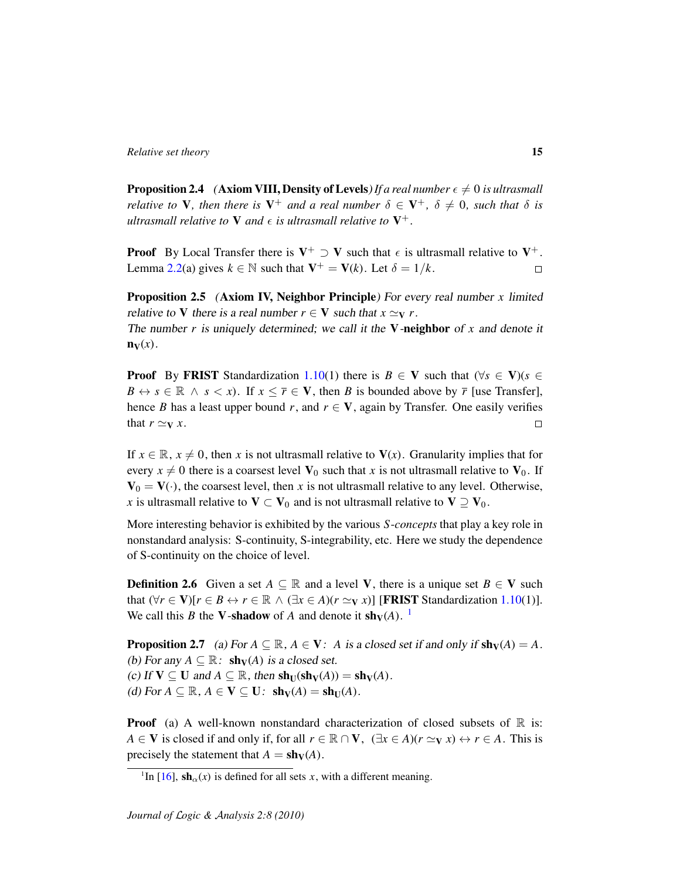**Proposition 2.4** *(Axiom VIII, Density of Levels) If a real number $\epsilon \neq 0$ is ultrasmall relative to $\mathbf{V}$, then there is $\mathbf{V}^+$ and a real number $\delta \in \mathbf{V}^+$, $\delta \neq 0$, such that $\delta$ is ultrasmall relative to $\mathbf{V}$ and $\epsilon$ is ultrasmall relative to $\mathbf{V}^+$.*

**Proof** By Local Transfer there is $\mathbf{V}^+ \supset \mathbf{V}$ such that $\epsilon$ is ultrasmall relative to $\mathbf{V}^+$. Lemma 2.2(a) gives $k \in \mathbb{N}$ such that $\mathbf{V}^+ = \mathbf{V}(k)$. Let $\delta = 1/k$. □

**Proposition 2.5** *(Axiom IV, Neighbor Principle) For every real number $x$ limited relative to $\mathbf{V}$ there is a real number $r \in \mathbf{V}$ such that $x \simeq_{\mathbf{V}} r$.*
*The number $r$ is uniquely determined; we call it the* **$\mathbf{V}$-neighbor** *of $x$ and denote it $\mathbf{n}_{\mathbf{V}}(x)$.*

**Proof** By **FRIST** Standardization 1.10(1) there is $B \in \mathbf{V}$ such that $(\forall s \in \mathbf{V})(s \in B \leftrightarrow s \in \mathbb{R} \land s < x)$. If $x \leq \overline{r} \in \mathbf{V}$, then $B$ is bounded above by $\overline{r}$ [use Transfer], hence $B$ has a least upper bound $r$, and $r \in \mathbf{V}$, again by Transfer. One easily verifies that $r \simeq_{\mathbf{V}} x$. □

If $x \in \mathbb{R}$, $x \neq 0$, then $x$ is not ultrasmall relative to $\mathbf{V}(x)$. Granularity implies that for every $x \neq 0$ there is a coarsest level $\mathbf{V}_0$ such that $x$ is not ultrasmall relative to $\mathbf{V}_0$. If $\mathbf{V}_0 = \mathbf{V}(\cdot)$, the coarsest level, then $x$ is not ultrasmall relative to any level. Otherwise, $x$ is ultrasmall relative to $\mathbf{V} \subset \mathbf{V}_0$ and is not ultrasmall relative to $\mathbf{V} \supseteq \mathbf{V}_0$.

More interesting behavior is exhibited by the various *S-concepts* that play a key role in nonstandard analysis: S-continuity, S-integrability, etc. Here we study the dependence of S-continuity on the choice of level.

**Definition 2.6** Given a set $A \subseteq \mathbb{R}$ and a level $\mathbf{V}$, there is a unique set $B \in \mathbf{V}$ such that $(\forall r \in \mathbf{V})[r \in B \leftrightarrow r \in \mathbb{R} \land (\exists x \in A)(r \simeq_{\mathbf{V}} x)]$ [**FRIST** Standardization 1.10(1)]. We call this $B$ the **$\mathbf{V}$-shadow** of $A$ and denote it $\mathbf{sh}_{\mathbf{V}}(A)$. [1]

**Proposition 2.7** *(a) For $A \subseteq \mathbb{R}$, $A \in \mathbf{V}$: $A$ is a closed set if and only if $\mathbf{sh}_{\mathbf{V}}(A) = A$.*
*(b) For any $A \subseteq \mathbb{R}$: $\mathbf{sh}_{\mathbf{V}}(A)$ is a closed set.*
*(c) If $\mathbf{V} \subseteq \mathbf{U}$ and $A \subseteq \mathbb{R}$, then $\mathbf{sh}_{\mathbf{U}}(\mathbf{sh}_{\mathbf{V}}(A)) = \mathbf{sh}_{\mathbf{V}}(A)$.*
*(d) For $A \subseteq \mathbb{R}$, $A \in \mathbf{V} \subseteq \mathbf{U}$: $\mathbf{sh}_{\mathbf{V}}(A) = \mathbf{sh}_{\mathbf{U}}(A)$.*

**Proof** (a) A well-known nonstandard characterization of closed subsets of $\mathbb{R}$ is: $A \in \mathbf{V}$ is closed if and only if, for all $r \in \mathbb{R} \cap \mathbf{V}$, $(\exists x \in A)(r \simeq_{\mathbf{V}} x) \leftrightarrow r \in A$. This is precisely the statement that $A = \mathbf{sh}_{\mathbf{V}}(A)$.

---

[1] In [16], $\mathbf{sh}_{\alpha}(x)$ is defined for all sets $x$, with a different meaning.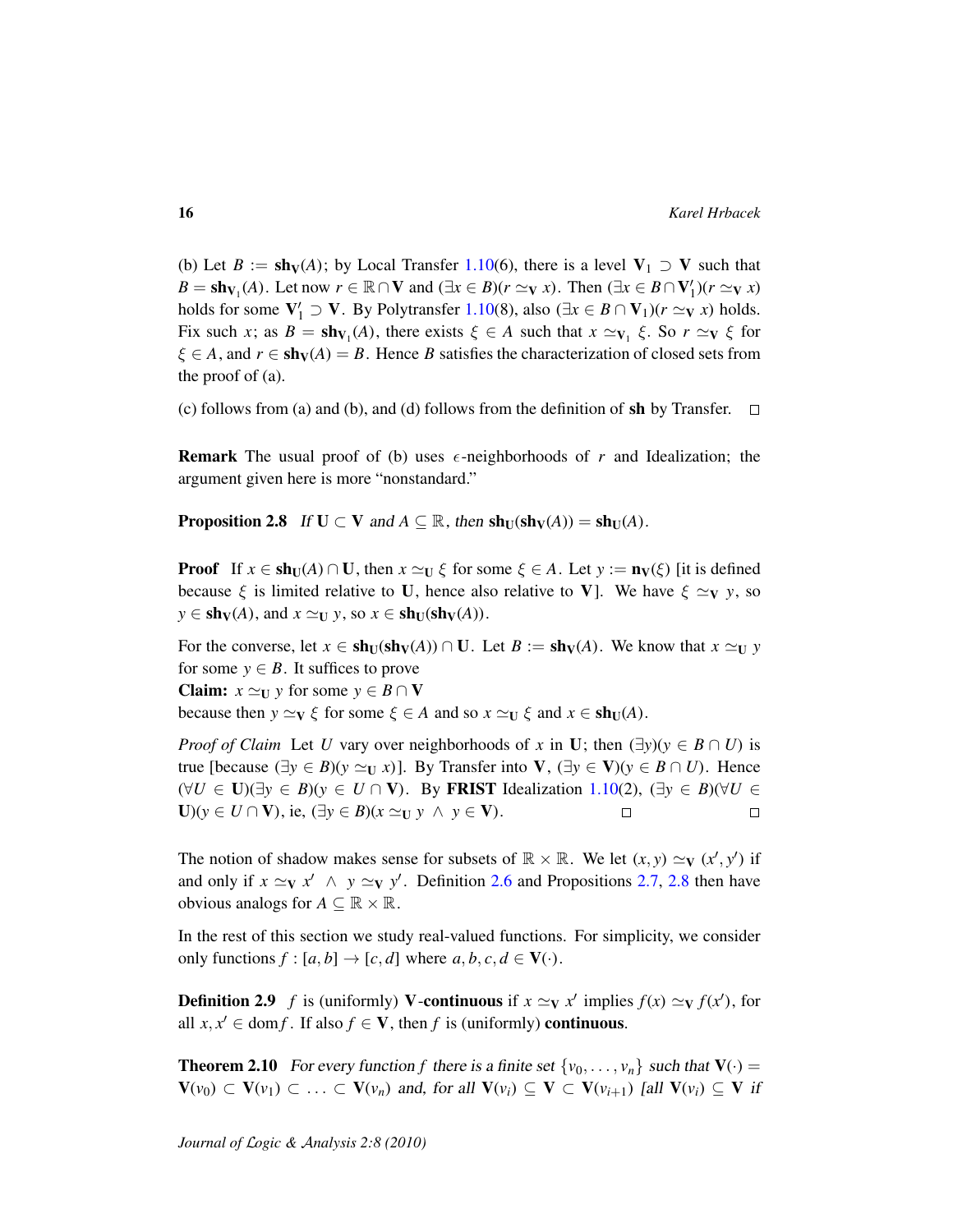(b) Let $B := \mathbf{sh}_{\mathbf{V}}(A)$; by Local Transfer 1.10(6), there is a level $\mathbf{V}_1 \supset \mathbf{V}$ such that $B = \mathbf{sh}_{\mathbf{V}_1}(A)$. Let now $r \in \mathbb{R} \cap \mathbf{V}$ and $(\exists x \in B)(r \simeq_{\mathbf{V}} x)$. Then $(\exists x \in B \cap \mathbf{V}_1')(r \simeq_{\mathbf{V}} x)$ holds for some $\mathbf{V}_1' \supset \mathbf{V}$. By Polytransfer 1.10(8), also $(\exists x \in B \cap \mathbf{V}_1)(r \simeq_{\mathbf{V}} x)$ holds. Fix such $x$; as $B = \mathbf{sh}_{\mathbf{V}_1}(A)$, there exists $\xi \in A$ such that $x \simeq_{\mathbf{V}_1} \xi$. So $r \simeq_{\mathbf{V}} \xi$ for $\xi \in A$, and $r \in \mathbf{sh}_{\mathbf{V}}(A) = B$. Hence $B$ satisfies the characterization of closed sets from the proof of (a).

(c) follows from (a) and (b), and (d) follows from the definition of **sh** by Transfer. □

**Remark** The usual proof of (b) uses $\epsilon$-neighborhoods of $r$ and Idealization; the argument given here is more "nonstandard."

**Proposition 2.8** *If* $\mathbf{U} \subset \mathbf{V}$ *and* $A \subseteq \mathbb{R}$, *then* $\mathbf{sh}_{\mathbf{U}}(\mathbf{sh}_{\mathbf{V}}(A)) = \mathbf{sh}_{\mathbf{U}}(A)$.

**Proof** If $x \in \mathbf{sh}_{\mathbf{U}}(A) \cap \mathbf{U}$, then $x \simeq_{\mathbf{U}} \xi$ for some $\xi \in A$. Let $y := \mathbf{n}_{\mathbf{V}}(\xi)$ [it is defined because $\xi$ is limited relative to $\mathbf{U}$, hence also relative to $\mathbf{V}$]. We have $\xi \simeq_{\mathbf{V}} y$, so $y \in \mathbf{sh}_{\mathbf{V}}(A)$, and $x \simeq_{\mathbf{U}} y$, so $x \in \mathbf{sh}_{\mathbf{U}}(\mathbf{sh}_{\mathbf{V}}(A))$.

For the converse, let $x \in \mathbf{sh}_{\mathbf{U}}(\mathbf{sh}_{\mathbf{V}}(A)) \cap \mathbf{U}$. Let $B := \mathbf{sh}_{\mathbf{V}}(A)$. We know that $x \simeq_{\mathbf{U}} y$ for some $y \in B$. It suffices to prove
**Claim:** $x \simeq_{\mathbf{U}} y$ for some $y \in B \cap \mathbf{V}$
because then $y \simeq_{\mathbf{V}} \xi$ for some $\xi \in A$ and so $x \simeq_{\mathbf{U}} \xi$ and $x \in \mathbf{sh}_{\mathbf{U}}(A)$.

*Proof of Claim* Let $U$ vary over neighborhoods of $x$ in $\mathbf{U}$; then $(\exists y)(y \in B \cap U)$ is true [because $(\exists y \in B)(y \simeq_{\mathbf{U}} x)$]. By Transfer into $\mathbf{V}$, $(\exists y \in \mathbf{V})(y \in B \cap U)$. Hence $(\forall U \in \mathbf{U})(\exists y \in B)(y \in U \cap \mathbf{V})$. By **FRIST** Idealization 1.10(2), $(\exists y \in B)(\forall U \in \mathbf{U})(y \in U \cap \mathbf{V})$, ie, $(\exists y \in B)(x \simeq_{\mathbf{U}} y \ \wedge \ y \in \mathbf{V})$. □ □

The notion of shadow makes sense for subsets of $\mathbb{R} \times \mathbb{R}$. We let $(x, y) \simeq_{\mathbf{V}} (x', y')$ if and only if $x \simeq_{\mathbf{V}} x' \ \wedge \ y \simeq_{\mathbf{V}} y'$. Definition 2.6 and Propositions 2.7, 2.8 then have obvious analogs for $A \subseteq \mathbb{R} \times \mathbb{R}$.

In the rest of this section we study real-valued functions. For simplicity, we consider only functions $f : [a, b] \to [c, d]$ where $a, b, c, d \in \mathbf{V}(\cdot)$.

**Definition 2.9** $f$ is (uniformly) $\mathbf{V}$**-continuous** if $x \simeq_{\mathbf{V}} x'$ implies $f(x) \simeq_{\mathbf{V}} f(x')$, for all $x, x' \in \operatorname{dom} f$. If also $f \in \mathbf{V}$, then $f$ is (uniformly) **continuous**.

**Theorem 2.10** *For every function* $f$ *there is a finite set* $\{v_0, \ldots, v_n\}$ *such that* $\mathbf{V}(\cdot) = \mathbf{V}(v_0) \subset \mathbf{V}(v_1) \subset \ldots \subset \mathbf{V}(v_n)$ *and, for all* $\mathbf{V}(v_i) \subseteq \mathbf{V} \subset \mathbf{V}(v_{i+1})$ *[all* $\mathbf{V}(v_i) \subseteq \mathbf{V}$ *if*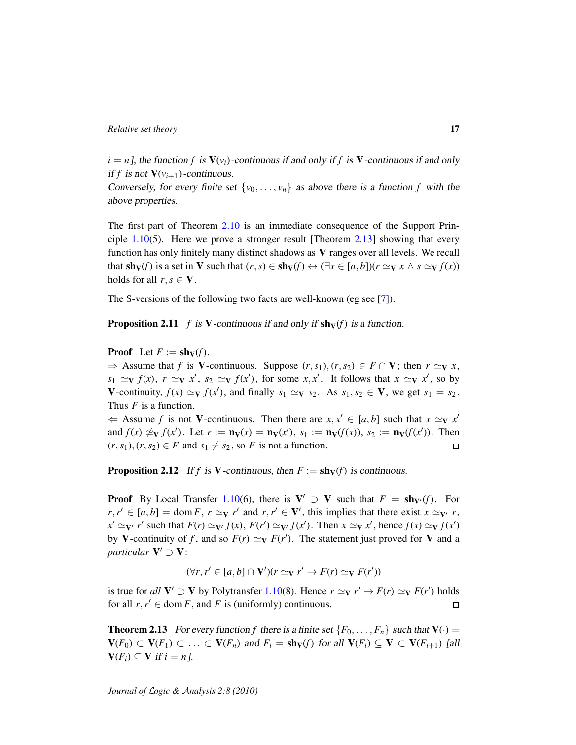*$i = n$], the function $f$ is $\mathbf{V}(v_i)$-continuous if and only if $f$ is $\mathbf{V}$-continuous if and only if $f$ is not $\mathbf{V}(v_{i+1})$-continuous.*

*Conversely, for every finite set $\{v_0, \ldots, v_n\}$ as above there is a function $f$ with the above properties.*

The first part of Theorem 2.10 is an immediate consequence of the Support Principle 1.10(5). Here we prove a stronger result [Theorem 2.13] showing that every function has only finitely many distinct shadows as $\mathbf{V}$ ranges over all levels. We recall that $\mathbf{sh}_{\mathbf{V}}(f)$ is a set in $\mathbf{V}$ such that $(r,s) \in \mathbf{sh}_{\mathbf{V}}(f) \leftrightarrow (\exists x \in [a,b])(r \simeq_{\mathbf{V}} x \wedge s \simeq_{\mathbf{V}} f(x))$ holds for all $r, s \in \mathbf{V}$.

The S-versions of the following two facts are well-known (eg see [7]).

**Proposition 2.11** *$f$ is $\mathbf{V}$-continuous if and only if $\mathbf{sh}_{\mathbf{V}}(f)$ is a function.*

**Proof** Let $F := \mathbf{sh}_{\mathbf{V}}(f)$.

$\Rightarrow$ Assume that $f$ is $\mathbf{V}$-continuous. Suppose $(r,s_1),(r,s_2) \in F \cap \mathbf{V}$; then $r \simeq_{\mathbf{V}} x$, $s_1 \simeq_{\mathbf{V}} f(x)$, $r \simeq_{\mathbf{V}} x'$, $s_2 \simeq_{\mathbf{V}} f(x')$, for some $x, x'$. It follows that $x \simeq_{\mathbf{V}} x'$, so by $\mathbf{V}$-continuity, $f(x) \simeq_{\mathbf{V}} f(x')$, and finally $s_1 \simeq_{\mathbf{V}} s_2$. As $s_1, s_2 \in \mathbf{V}$, we get $s_1 = s_2$. Thus $F$ is a function.

$\Leftarrow$ Assume $f$ is not $\mathbf{V}$-continuous. Then there are $x, x' \in [a,b]$ such that $x \simeq_{\mathbf{V}} x'$ and $f(x) \not\simeq_{\mathbf{V}} f(x')$. Let $r := \mathbf{n}_{\mathbf{V}}(x) = \mathbf{n}_{\mathbf{V}}(x')$, $s_1 := \mathbf{n}_{\mathbf{V}}(f(x))$, $s_2 := \mathbf{n}_{\mathbf{V}}(f(x'))$. Then $(r,s_1),(r,s_2) \in F$ and $s_1 \neq s_2$, so $F$ is not a function. $\square$

**Proposition 2.12** *If $f$ is $\mathbf{V}$-continuous, then $F := \mathbf{sh}_{\mathbf{V}}(f)$ is continuous.*

**Proof** By Local Transfer 1.10(6), there is $\mathbf{V}' \supset \mathbf{V}$ such that $F = \mathbf{sh}_{\mathbf{V}'}(f)$. For $r, r' \in [a,b] = \operatorname{dom} F$, $r \simeq_{\mathbf{V}} r'$ and $r, r' \in \mathbf{V}'$, this implies that there exist $x \simeq_{\mathbf{V}'} r$, $x' \simeq_{\mathbf{V}'} r'$ such that $F(r) \simeq_{\mathbf{V}'} f(x)$, $F(r') \simeq_{\mathbf{V}'} f(x')$. Then $x \simeq_{\mathbf{V}} x'$, hence $f(x) \simeq_{\mathbf{V}} f(x')$ by $\mathbf{V}$-continuity of $f$, and so $F(r) \simeq_{\mathbf{V}} F(r')$. The statement just proved for $\mathbf{V}$ and a *particular* $\mathbf{V}' \supset \mathbf{V}$:

$$(\forall r, r' \in [a,b] \cap \mathbf{V}')(r \simeq_{\mathbf{V}} r' \rightarrow F(r) \simeq_{\mathbf{V}} F(r'))$$

is true for *all* $\mathbf{V}' \supset \mathbf{V}$ by Polytransfer 1.10(8). Hence $r \simeq_{\mathbf{V}} r' \rightarrow F(r) \simeq_{\mathbf{V}} F(r')$ holds for all $r, r' \in \operatorname{dom} F$, and $F$ is (uniformly) continuous. $\square$

**Theorem 2.13** *For every function $f$ there is a finite set $\{F_0, \ldots, F_n\}$ such that $\mathbf{V}(\cdot) = \mathbf{V}(F_0) \subset \mathbf{V}(F_1) \subset \ldots \subset \mathbf{V}(F_n)$ and $F_i = \mathbf{sh}_{\mathbf{V}}(f)$ for all $\mathbf{V}(F_i) \subseteq \mathbf{V} \subset \mathbf{V}(F_{i+1})$ [all $\mathbf{V}(F_i) \subseteq \mathbf{V}$ if $i = n$].*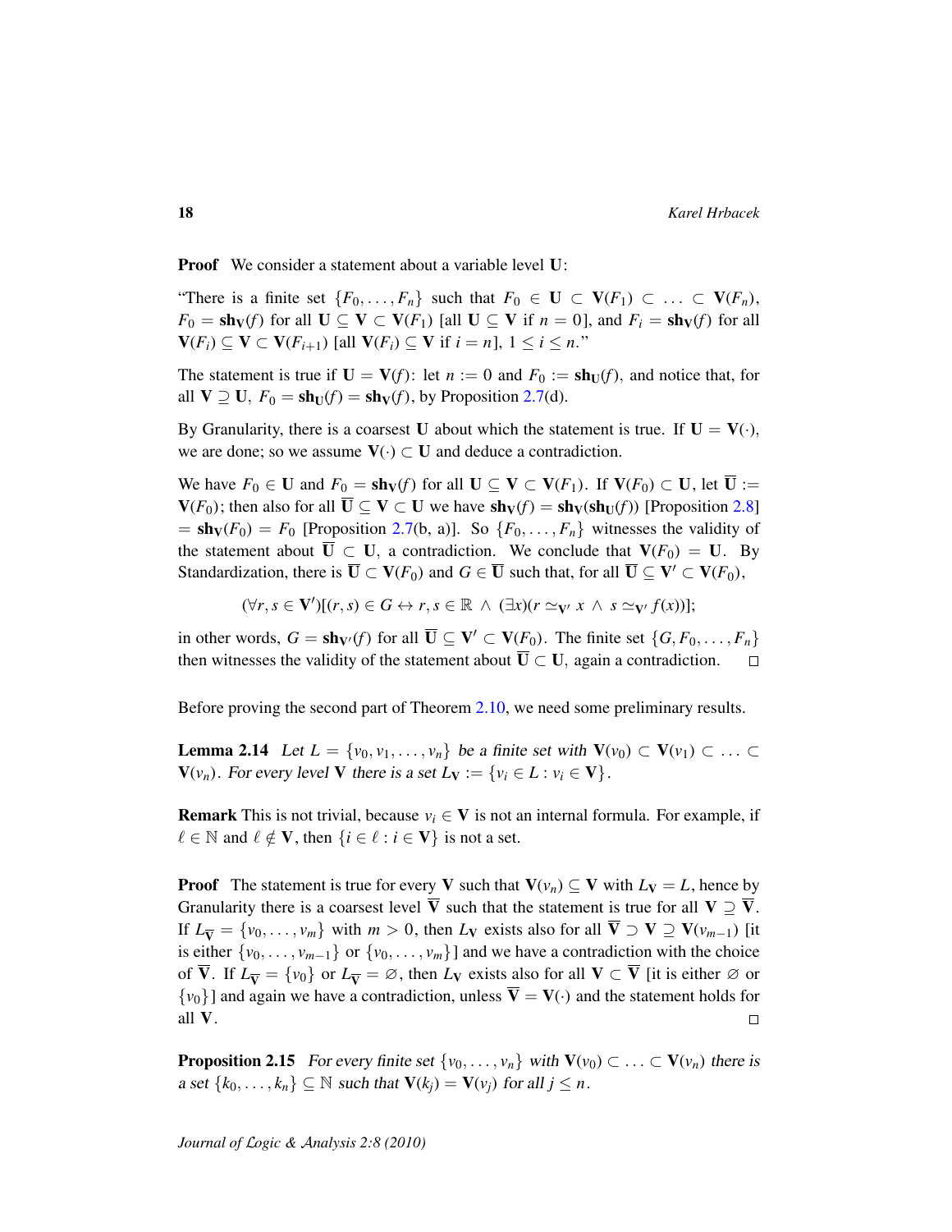**Proof** We consider a statement about a variable level $\mathbf{U}$:

"There is a finite set $\{F_0, \ldots, F_n\}$ such that $F_0 \in \mathbf{U} \subset \mathbf{V}(F_1) \subset \ldots \subset \mathbf{V}(F_n)$, $F_0 = \mathbf{sh_V}(f)$ for all $\mathbf{U} \subseteq \mathbf{V} \subset \mathbf{V}(F_1)$ [all $\mathbf{U} \subseteq \mathbf{V}$ if $n = 0$], and $F_i = \mathbf{sh_V}(f)$ for all $\mathbf{V}(F_i) \subseteq \mathbf{V} \subset \mathbf{V}(F_{i+1})$ [all $\mathbf{V}(F_i) \subseteq \mathbf{V}$ if $i = n$], $1 \le i \le n$."

The statement is true if $\mathbf{U} = \mathbf{V}(f)$: let $n := 0$ and $F_0 := \mathbf{sh_U}(f)$, and notice that, for all $\mathbf{V} \supseteq \mathbf{U}$, $F_0 = \mathbf{sh_U}(f) = \mathbf{sh_V}(f)$, by Proposition 2.7(d).

By Granularity, there is a coarsest $\mathbf{U}$ about which the statement is true. If $\mathbf{U} = \mathbf{V}(\cdot)$, we are done; so we assume $\mathbf{V}(\cdot) \subset \mathbf{U}$ and deduce a contradiction.

We have $F_0 \in \mathbf{U}$ and $F_0 = \mathbf{sh_V}(f)$ for all $\mathbf{U} \subseteq \mathbf{V} \subset \mathbf{V}(F_1)$. If $\mathbf{V}(F_0) \subset \mathbf{U}$, let $\overline{\mathbf{U}} := \mathbf{V}(F_0)$; then also for all $\overline{\mathbf{U}} \subseteq \mathbf{V} \subset \mathbf{U}$ we have $\mathbf{sh_V}(f) = \mathbf{sh_V}(\mathbf{sh_U}(f))$ [Proposition 2.8] $= \mathbf{sh_V}(F_0) = F_0$ [Proposition 2.7(b, a)]. So $\{F_0, \ldots, F_n\}$ witnesses the validity of the statement about $\overline{\mathbf{U}} \subset \mathbf{U}$, a contradiction. We conclude that $\mathbf{V}(F_0) = \mathbf{U}$. By Standardization, there is $\overline{\mathbf{U}} \subset \mathbf{V}(F_0)$ and $G \in \overline{\mathbf{U}}$ such that, for all $\overline{\mathbf{U}} \subseteq \mathbf{V}' \subset \mathbf{V}(F_0)$,

$$(\forall r, s \in \mathbf{V}')[(r, s) \in G \leftrightarrow r, s \in \mathbb{R} \ \wedge \ (\exists x)(r \simeq_{\mathbf{V}'} x \ \wedge \ s \simeq_{\mathbf{V}'} f(x))];$$

in other words, $G = \mathbf{sh}_{\mathbf{V}'}(f)$ for all $\overline{\mathbf{U}} \subseteq \mathbf{V}' \subset \mathbf{V}(F_0)$. The finite set $\{G, F_0, \ldots, F_n\}$ then witnesses the validity of the statement about $\overline{\mathbf{U}} \subset \mathbf{U}$, again a contradiction. □

Before proving the second part of Theorem 2.10, we need some preliminary results.

**Lemma 2.14** *Let $L = \{v_0, v_1, \ldots, v_n\}$ be a finite set with $\mathbf{V}(v_0) \subset \mathbf{V}(v_1) \subset \ldots \subset \mathbf{V}(v_n)$. For every level $\mathbf{V}$ there is a set $L_{\mathbf{V}} := \{v_i \in L : v_i \in \mathbf{V}\}$.*

**Remark** This is not trivial, because $v_i \in \mathbf{V}$ is not an internal formula. For example, if $\ell \in \mathbb{N}$ and $\ell \notin \mathbf{V}$, then $\{i \in \ell : i \in \mathbf{V}\}$ is not a set.

**Proof** The statement is true for every $\mathbf{V}$ such that $\mathbf{V}(v_n) \subseteq \mathbf{V}$ with $L_{\mathbf{V}} = L$, hence by Granularity there is a coarsest level $\overline{\mathbf{V}}$ such that the statement is true for all $\mathbf{V} \supseteq \overline{\mathbf{V}}$. If $L_{\overline{\mathbf{V}}} = \{v_0, \ldots, v_m\}$ with $m > 0$, then $L_{\mathbf{V}}$ exists also for all $\overline{\mathbf{V}} \supset \mathbf{V} \supseteq \mathbf{V}(v_{m-1})$ [it is either $\{v_0, \ldots, v_{m-1}\}$ or $\{v_0, \ldots, v_m\}$] and we have a contradiction with the choice of $\overline{\mathbf{V}}$. If $L_{\overline{\mathbf{V}}} = \{v_0\}$ or $L_{\overline{\mathbf{V}}} = \varnothing$, then $L_{\mathbf{V}}$ exists also for all $\mathbf{V} \subset \overline{\mathbf{V}}$ [it is either $\varnothing$ or $\{v_0\}$] and again we have a contradiction, unless $\overline{\mathbf{V}} = \mathbf{V}(\cdot)$ and the statement holds for all $\mathbf{V}$. □

**Proposition 2.15** *For every finite set $\{v_0, \ldots, v_n\}$ with $\mathbf{V}(v_0) \subset \ldots \subset \mathbf{V}(v_n)$ there is a set $\{k_0, \ldots, k_n\} \subseteq \mathbb{N}$ such that $\mathbf{V}(k_j) = \mathbf{V}(v_j)$ for all $j \le n$.*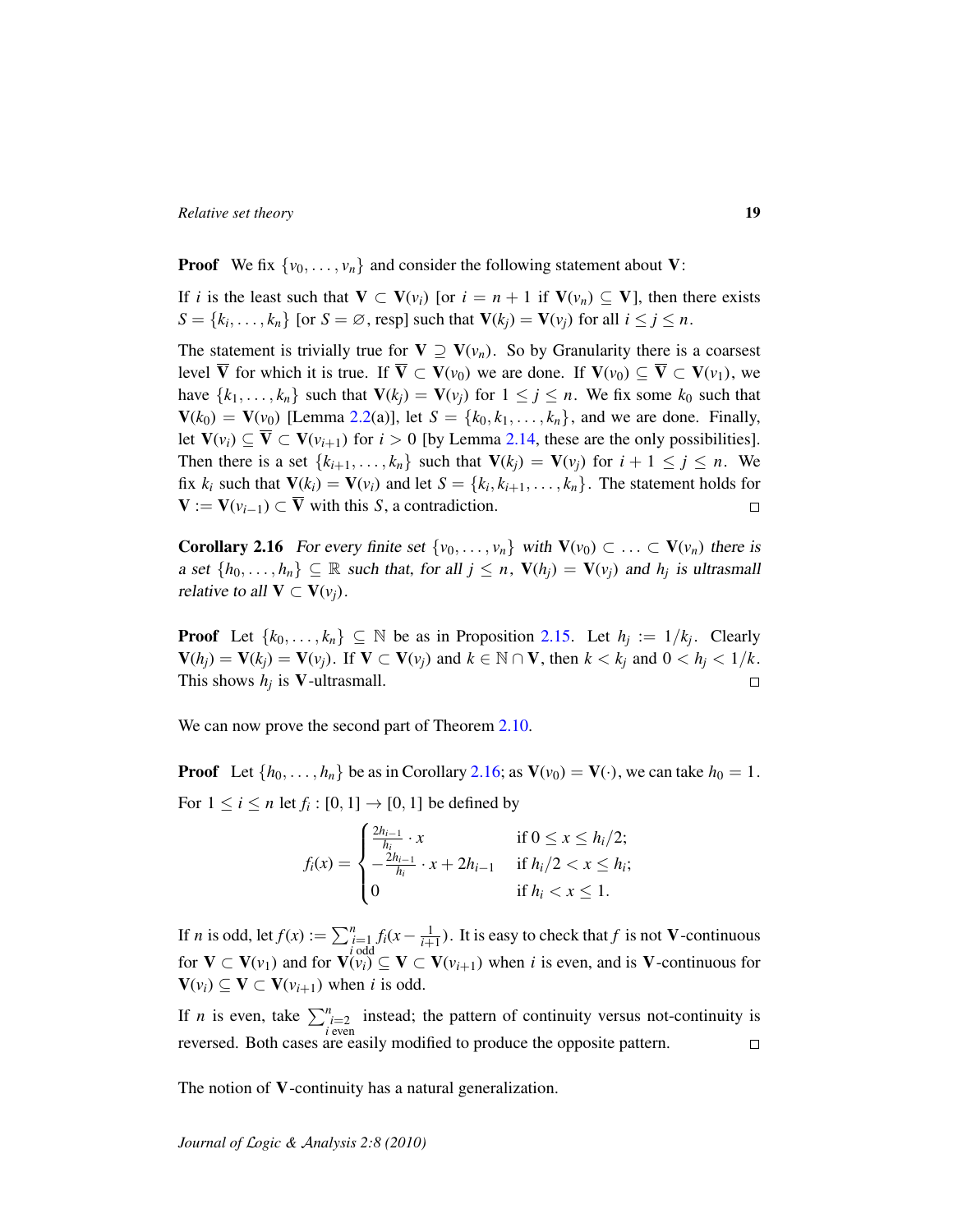**Proof** We fix $\{v_0, \ldots, v_n\}$ and consider the following statement about $\mathbf{V}$:

If $i$ is the least such that $\mathbf{V} \subset \mathbf{V}(v_i)$ [or $i = n+1$ if $\mathbf{V}(v_n) \subseteq \mathbf{V}$], then there exists $S = \{k_i, \ldots, k_n\}$ [or $S = \varnothing$, resp] such that $\mathbf{V}(k_j) = \mathbf{V}(v_j)$ for all $i \leq j \leq n$.

The statement is trivially true for $\mathbf{V} \supseteq \mathbf{V}(v_n)$. So by Granularity there is a coarsest level $\overline{\mathbf{V}}$ for which it is true. If $\overline{\mathbf{V}} \subset \mathbf{V}(v_0)$ we are done. If $\mathbf{V}(v_0) \subseteq \overline{\mathbf{V}} \subset \mathbf{V}(v_1)$, we have $\{k_1, \ldots, k_n\}$ such that $\mathbf{V}(k_j) = \mathbf{V}(v_j)$ for $1 \leq j \leq n$. We fix some $k_0$ such that $\mathbf{V}(k_0) = \mathbf{V}(v_0)$ [Lemma 2.2(a)], let $S = \{k_0, k_1, \ldots, k_n\}$, and we are done. Finally, let $\mathbf{V}(v_i) \subseteq \overline{\mathbf{V}} \subset \mathbf{V}(v_{i+1})$ for $i > 0$ [by Lemma 2.14, these are the only possibilities]. Then there is a set $\{k_{i+1}, \ldots, k_n\}$ such that $\mathbf{V}(k_j) = \mathbf{V}(v_j)$ for $i+1 \leq j \leq n$. We fix $k_i$ such that $\mathbf{V}(k_i) = \mathbf{V}(v_i)$ and let $S = \{k_i, k_{i+1}, \ldots, k_n\}$. The statement holds for $\mathbf{V} := \mathbf{V}(v_{i-1}) \subset \overline{\mathbf{V}}$ with this $S$, a contradiction. □

**Corollary 2.16** *For every finite set $\{v_0, \ldots, v_n\}$ with $\mathbf{V}(v_0) \subset \ldots \subset \mathbf{V}(v_n)$ there is a set $\{h_0, \ldots, h_n\} \subseteq \mathbb{R}$ such that, for all $j \leq n$, $\mathbf{V}(h_j) = \mathbf{V}(v_j)$ and $h_j$ is ultrasmall relative to all $\mathbf{V} \subset \mathbf{V}(v_j)$.*

**Proof** Let $\{k_0, \ldots, k_n\} \subseteq \mathbb{N}$ be as in Proposition 2.15. Let $h_j := 1/k_j$. Clearly $\mathbf{V}(h_j) = \mathbf{V}(k_j) = \mathbf{V}(v_j)$. If $\mathbf{V} \subset \mathbf{V}(v_j)$ and $k \in \mathbb{N} \cap \mathbf{V}$, then $k < k_j$ and $0 < h_j < 1/k$. This shows $h_j$ is $\mathbf{V}$-ultrasmall. □

We can now prove the second part of Theorem 2.10.

**Proof** Let $\{h_0, \ldots, h_n\}$ be as in Corollary 2.16; as $\mathbf{V}(v_0) = \mathbf{V}(\cdot)$, we can take $h_0 = 1$. For $1 \leq i \leq n$ let $f_i : [0,1] \to [0,1]$ be defined by

$$f_i(x) = \begin{cases} \frac{2h_{i-1}}{h_i} \cdot x & \text{if } 0 \leq x \leq h_i/2; \\ -\frac{2h_{i-1}}{h_i} \cdot x + 2h_{i-1} & \text{if } h_i/2 < x \leq h_i; \\ 0 & \text{if } h_i < x \leq 1. \end{cases}$$

If $n$ is odd, let $f(x) := \sum_{\substack{i=1 \\ i \text{ odd}}}^{n} f_i(x - \frac{1}{i+1})$. It is easy to check that $f$ is not $\mathbf{V}$-continuous for $\mathbf{V} \subset \mathbf{V}(v_1)$ and for $\mathbf{V}(v_i) \subseteq \mathbf{V} \subset \mathbf{V}(v_{i+1})$ when $i$ is even, and is $\mathbf{V}$-continuous for $\mathbf{V}(v_i) \subseteq \mathbf{V} \subset \mathbf{V}(v_{i+1})$ when $i$ is odd.

If $n$ is even, take $\sum_{\substack{i=2 \\ i \text{ even}}}^{n}$ instead; the pattern of continuity versus not-continuity is reversed. Both cases are easily modified to produce the opposite pattern. □

The notion of $\mathbf{V}$-continuity has a natural generalization.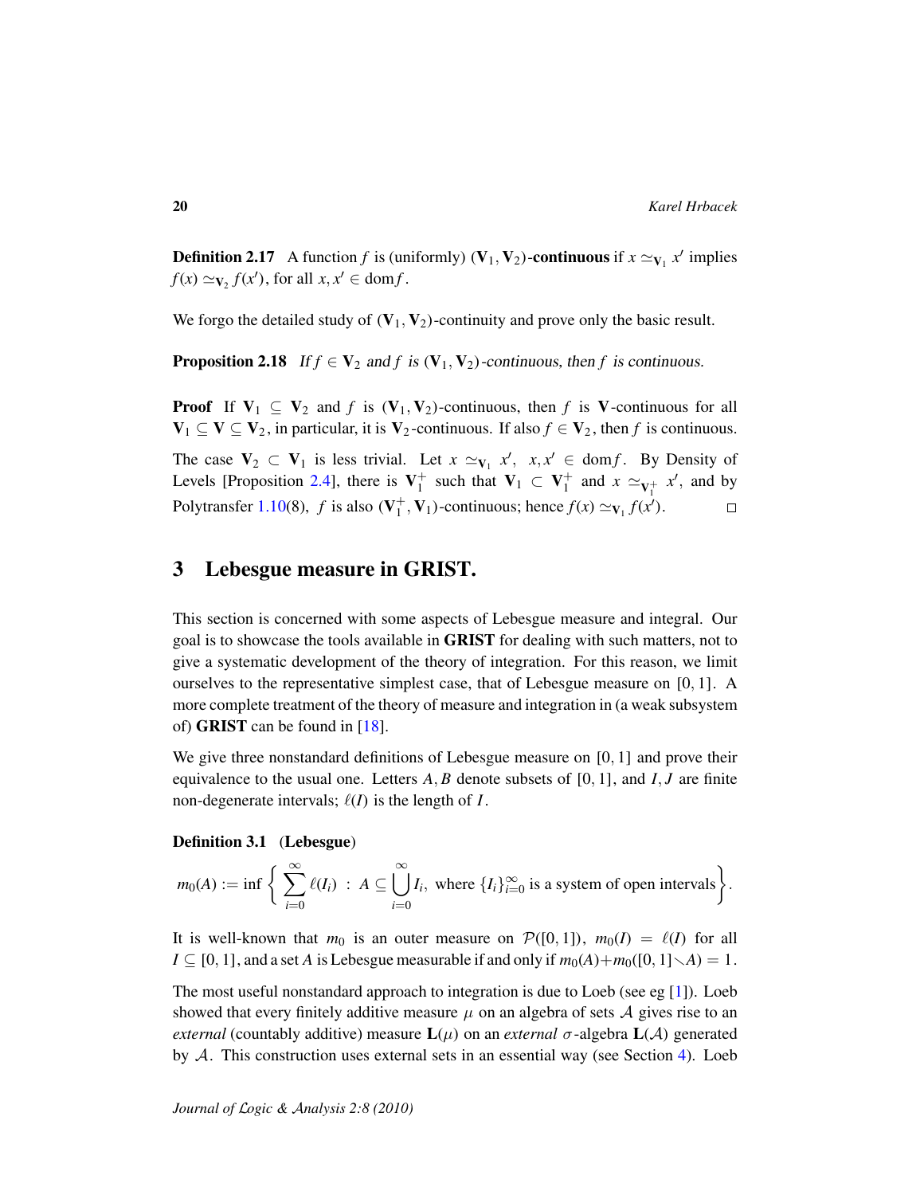**Definition 2.17** A function $f$ is (uniformly) $(\mathbf{V}_1, \mathbf{V}_2)$-**continuous** if $x \simeq_{\mathbf{V}_1} x'$ implies $f(x) \simeq_{\mathbf{V}_2} f(x')$, for all $x, x' \in \operatorname{dom} f$.

We forgo the detailed study of $(\mathbf{V}_1, \mathbf{V}_2)$-continuity and prove only the basic result.

**Proposition 2.18** *If $f \in \mathbf{V}_2$ and $f$ is $(\mathbf{V}_1, \mathbf{V}_2)$-continuous, then $f$ is continuous.*

**Proof** If $\mathbf{V}_1 \subseteq \mathbf{V}_2$ and $f$ is $(\mathbf{V}_1, \mathbf{V}_2)$-continuous, then $f$ is $\mathbf{V}$-continuous for all $\mathbf{V}_1 \subseteq \mathbf{V} \subseteq \mathbf{V}_2$, in particular, it is $\mathbf{V}_2$-continuous. If also $f \in \mathbf{V}_2$, then $f$ is continuous.

The case $\mathbf{V}_2 \subset \mathbf{V}_1$ is less trivial. Let $x \simeq_{\mathbf{V}_1} x'$, $x, x' \in \operatorname{dom} f$. By Density of Levels [Proposition 2.4], there is $\mathbf{V}_1^+$ such that $\mathbf{V}_1 \subset \mathbf{V}_1^+$ and $x \simeq_{\mathbf{V}_1^+} x'$, and by Polytransfer 1.10(8), $f$ is also $(\mathbf{V}_1^+, \mathbf{V}_1)$-continuous; hence $f(x) \simeq_{\mathbf{V}_1} f(x')$. □

## 3 Lebesgue measure in GRIST.

This section is concerned with some aspects of Lebesgue measure and integral. Our goal is to showcase the tools available in **GRIST** for dealing with such matters, not to give a systematic development of the theory of integration. For this reason, we limit ourselves to the representative simplest case, that of Lebesgue measure on $[0,1]$. A more complete treatment of the theory of measure and integration in (a weak subsystem of) **GRIST** can be found in [18].

We give three nonstandard definitions of Lebesgue measure on $[0,1]$ and prove their equivalence to the usual one. Letters $A, B$ denote subsets of $[0,1]$, and $I, J$ are finite non-degenerate intervals; $\ell(I)$ is the length of $I$.

**Definition 3.1** (**Lebesgue**)

$$m_0(A) := \inf \left\{ \sum_{i=0}^{\infty} \ell(I_i) \ : \ A \subseteq \bigcup_{i=0}^{\infty} I_i, \text{ where } \{I_i\}_{i=0}^{\infty} \text{ is a system of open intervals} \right\}.$$

It is well-known that $m_0$ is an outer measure on $\mathcal{P}([0,1])$, $m_0(I) = \ell(I)$ for all $I \subseteq [0,1]$, and a set $A$ is Lebesgue measurable if and only if $m_0(A) + m_0([0,1] \smallsetminus A) = 1$.

The most useful nonstandard approach to integration is due to Loeb (see eg [1]). Loeb showed that every finitely additive measure $\mu$ on an algebra of sets $\mathcal{A}$ gives rise to an *external* (countably additive) measure $\mathbf{L}(\mu)$ on an *external* $\sigma$-algebra $\mathbf{L}(\mathcal{A})$ generated by $\mathcal{A}$. This construction uses external sets in an essential way (see Section 4). Loeb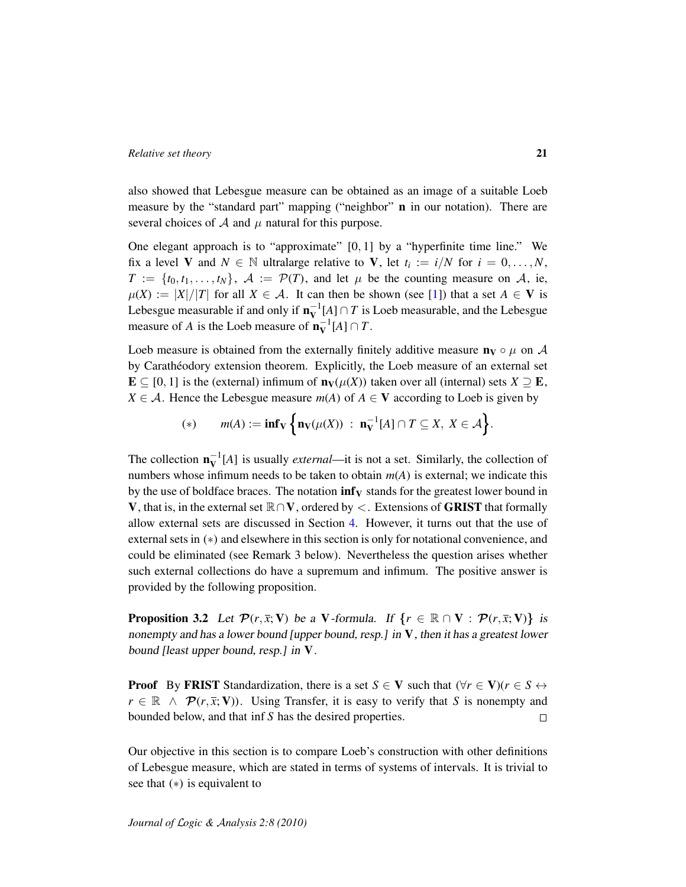also showed that Lebesgue measure can be obtained as an image of a suitable Loeb measure by the "standard part" mapping ("neighbor" $\mathbf{n}$ in our notation). There are several choices of $\mathcal{A}$ and $\mu$ natural for this purpose.

One elegant approach is to "approximate" $[0,1]$ by a "hyperfinite time line." We fix a level $\mathbf{V}$ and $N \in \mathbb{N}$ ultralarge relative to $\mathbf{V}$, let $t_i := i/N$ for $i = 0, \ldots, N$, $T := \{t_0, t_1, \ldots, t_N\}$, $\mathcal{A} := \mathcal{P}(T)$, and let $\mu$ be the counting measure on $\mathcal{A}$, ie, $\mu(X) := |X|/|T|$ for all $X \in \mathcal{A}$. It can then be shown (see [1]) that a set $A \in \mathbf{V}$ is Lebesgue measurable if and only if $\mathbf{n}_{\mathbf{V}}^{-1}[A] \cap T$ is Loeb measurable, and the Lebesgue measure of $A$ is the Loeb measure of $\mathbf{n}_{\mathbf{V}}^{-1}[A] \cap T$.

Loeb measure is obtained from the externally finitely additive measure $\mathbf{n}_{\mathbf{V}} \circ \mu$ on $\mathcal{A}$ by Carathéodory extension theorem. Explicitly, the Loeb measure of an external set $\mathbf{E} \subseteq [0,1]$ is the (external) infimum of $\mathbf{n}_{\mathbf{V}}(\mu(X))$ taken over all (internal) sets $X \supseteq \mathbf{E}$, $X \in \mathcal{A}$. Hence the Lebesgue measure $m(A)$ of $A \in \mathbf{V}$ according to Loeb is given by

$$(*) \qquad m(A) := \mathbf{inf}_{\mathbf{V}} \Big\{ \mathbf{n}_{\mathbf{V}}(\mu(X)) \ : \ \mathbf{n}_{\mathbf{V}}^{-1}[A] \cap T \subseteq X, \ X \in \mathcal{A} \Big\}.$$

The collection $\mathbf{n}_{\mathbf{V}}^{-1}[A]$ is usually *external*—it is not a set. Similarly, the collection of numbers whose infimum needs to be taken to obtain $m(A)$ is external; we indicate this by the use of boldface braces. The notation $\mathbf{inf}_{\mathbf{V}}$ stands for the greatest lower bound in $\mathbf{V}$, that is, in the external set $\mathbb{R} \cap \mathbf{V}$, ordered by $<$. Extensions of **GRIST** that formally allow external sets are discussed in Section 4. However, it turns out that the use of external sets in $(*)$ and elsewhere in this section is only for notational convenience, and could be eliminated (see Remark 3 below). Nevertheless the question arises whether such external collections do have a supremum and infimum. The positive answer is provided by the following proposition.

**Proposition 3.2** *Let $\mathcal{P}(r, \bar{x}; \mathbf{V})$ be a $\mathbf{V}$-formula. If $\{r \in \mathbb{R} \cap \mathbf{V} : \mathcal{P}(r, \bar{x}; \mathbf{V})\}$ is nonempty and has a lower bound [upper bound, resp.] in $\mathbf{V}$, then it has a greatest lower bound [least upper bound, resp.] in $\mathbf{V}$.*

**Proof** By **FRIST** Standardization, there is a set $S \in \mathbf{V}$ such that $(\forall r \in \mathbf{V})(r \in S \leftrightarrow r \in \mathbb{R} \ \wedge \ \mathcal{P}(r, \bar{x}; \mathbf{V}))$. Using Transfer, it is easy to verify that $S$ is nonempty and bounded below, and that $\inf S$ has the desired properties. $\square$

Our objective in this section is to compare Loeb's construction with other definitions of Lebesgue measure, which are stated in terms of systems of intervals. It is trivial to see that $(*)$ is equivalent to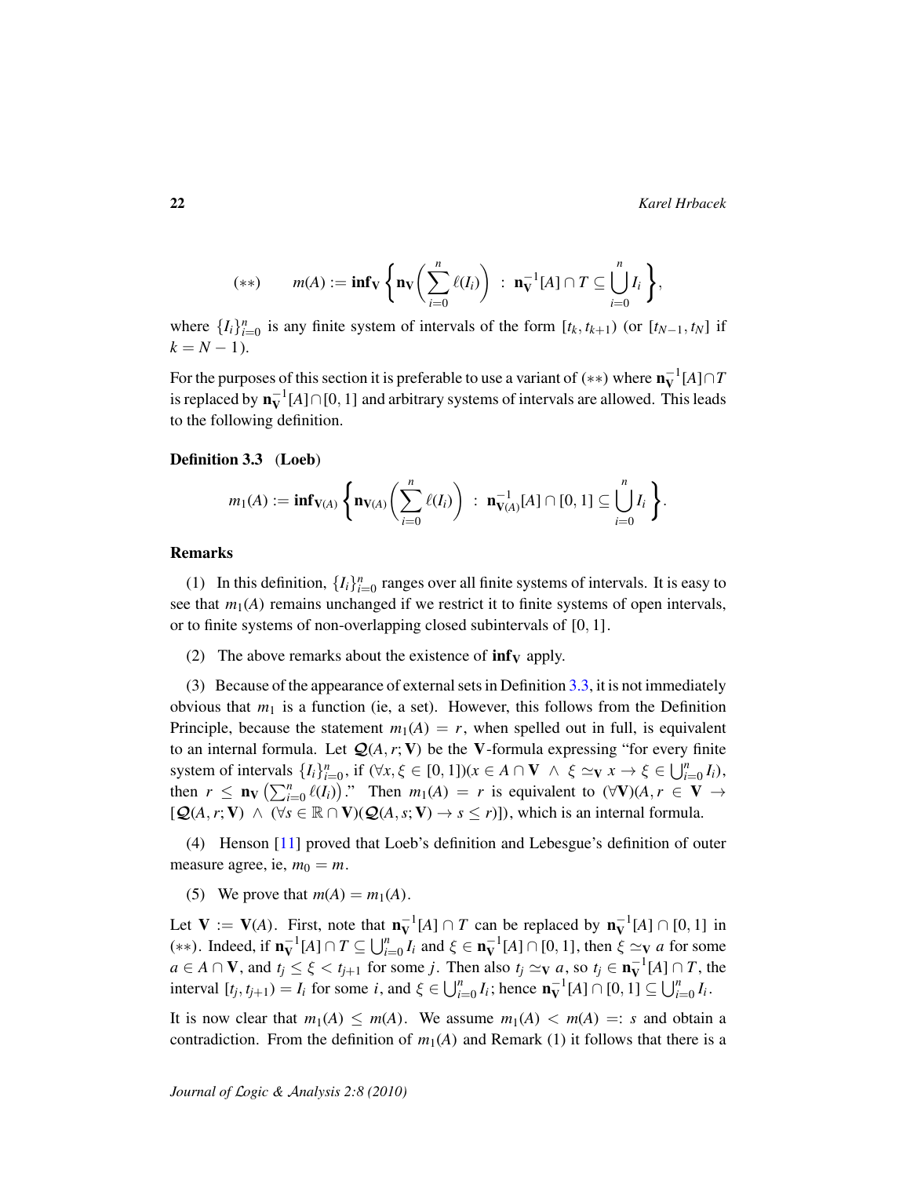$$(**) \qquad m(A) := \mathbf{inf}_{\mathbf{V}} \left\{ \mathbf{n}_{\mathbf{V}}\left( \sum_{i=0}^{n} \ell(I_i) \right) \;:\; \mathbf{n}_{\mathbf{V}}^{-1}[A] \cap T \subseteq \bigcup_{i=0}^{n} I_i \right\},$$

where $\{I_i\}_{i=0}^n$ is any finite system of intervals of the form $[t_k, t_{k+1})$ (or $[t_{N-1}, t_N]$ if $k = N-1$).

For the purposes of this section it is preferable to use a variant of $(**)$ where $\mathbf{n}_{\mathbf{V}}^{-1}[A] \cap T$ is replaced by $\mathbf{n}_{\mathbf{V}}^{-1}[A] \cap [0,1]$ and arbitrary systems of intervals are allowed. This leads to the following definition.

**Definition 3.3** (**Loeb**)

$$m_1(A) := \mathbf{inf}_{\mathbf{V}(A)} \left\{ \mathbf{n}_{\mathbf{V}(A)}\left( \sum_{i=0}^{n} \ell(I_i) \right) \;:\; \mathbf{n}_{\mathbf{V}(A)}^{-1}[A] \cap [0,1] \subseteq \bigcup_{i=0}^{n} I_i \right\}.$$

**Remarks**

(1) In this definition, $\{I_i\}_{i=0}^n$ ranges over all finite systems of intervals. It is easy to see that $m_1(A)$ remains unchanged if we restrict it to finite systems of open intervals, or to finite systems of non-overlapping closed subintervals of $[0,1]$.

(2) The above remarks about the existence of $\mathbf{inf}_{\mathbf{V}}$ apply.

(3) Because of the appearance of external sets in Definition 3.3, it is not immediately obvious that $m_1$ is a function (ie, a set). However, this follows from the Definition Principle, because the statement $m_1(A) = r$, when spelled out in full, is equivalent to an internal formula. Let $\mathcal{Q}(A, r; \mathbf{V})$ be the $\mathbf{V}$-formula expressing "for every finite system of intervals $\{I_i\}_{i=0}^n$, if $(\forall x, \xi \in [0,1])(x \in A \cap \mathbf{V} \;\wedge\; \xi \simeq_{\mathbf{V}} x \to \xi \in \bigcup_{i=0}^n I_i)$, then $r \leq \mathbf{n}_{\mathbf{V}}\left(\sum_{i=0}^n \ell(I_i)\right)$." Then $m_1(A) = r$ is equivalent to $(\forall \mathbf{V})(A, r \in \mathbf{V} \to [\mathcal{Q}(A, r; \mathbf{V}) \;\wedge\; (\forall s \in \mathbb{R} \cap \mathbf{V})(\mathcal{Q}(A, s; \mathbf{V}) \to s \leq r)])$, which is an internal formula.

(4) Henson [11] proved that Loeb's definition and Lebesgue's definition of outer measure agree, ie, $m_0 = m$.

(5) We prove that $m(A) = m_1(A)$.

Let $\mathbf{V} := \mathbf{V}(A)$. First, note that $\mathbf{n}_{\mathbf{V}}^{-1}[A] \cap T$ can be replaced by $\mathbf{n}_{\mathbf{V}}^{-1}[A] \cap [0,1]$ in $(**)$. Indeed, if $\mathbf{n}_{\mathbf{V}}^{-1}[A] \cap T \subseteq \bigcup_{i=0}^n I_i$ and $\xi \in \mathbf{n}_{\mathbf{V}}^{-1}[A] \cap [0,1]$, then $\xi \simeq_{\mathbf{V}} a$ for some $a \in A \cap \mathbf{V}$, and $t_j \leq \xi < t_{j+1}$ for some $j$. Then also $t_j \simeq_{\mathbf{V}} a$, so $t_j \in \mathbf{n}_{\mathbf{V}}^{-1}[A] \cap T$, the interval $[t_j, t_{j+1}) = I_i$ for some $i$, and $\xi \in \bigcup_{i=0}^n I_i$; hence $\mathbf{n}_{\mathbf{V}}^{-1}[A] \cap [0,1] \subseteq \bigcup_{i=0}^n I_i$.

It is now clear that $m_1(A) \leq m(A)$. We assume $m_1(A) < m(A) =: s$ and obtain a contradiction. From the definition of $m_1(A)$ and Remark (1) it follows that there is a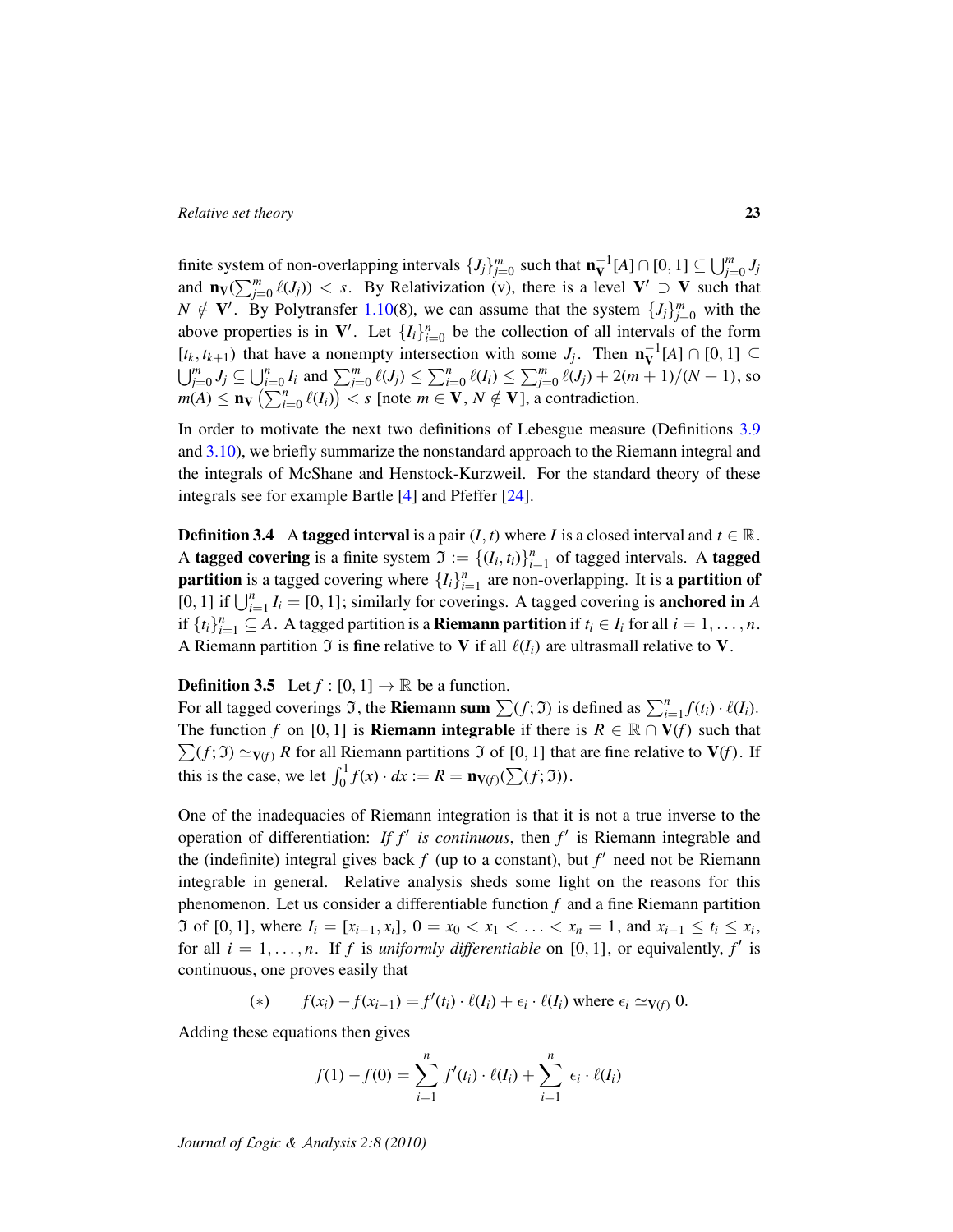finite system of non-overlapping intervals $\{J_j\}_{j=0}^m$ such that $\mathbf{n}_{\mathbf{V}}^{-1}[A] \cap [0,1] \subseteq \bigcup_{j=0}^m J_j$ and $\mathbf{n}_{\mathbf{V}}(\sum_{j=0}^m \ell(J_j)) < s$. By Relativization (v), there is a level $\mathbf{V}' \supset \mathbf{V}$ such that $N \notin \mathbf{V}'$. By Polytransfer 1.10(8), we can assume that the system $\{J_j\}_{j=0}^m$ with the above properties is in $\mathbf{V}'$. Let $\{I_i\}_{i=0}^n$ be the collection of all intervals of the form $[t_k, t_{k+1})$ that have a nonempty intersection with some $J_j$. Then $\mathbf{n}_{\mathbf{V}}^{-1}[A] \cap [0,1] \subseteq \bigcup_{j=0}^m J_j \subseteq \bigcup_{i=0}^n I_i$ and $\sum_{j=0}^m \ell(J_j) \leq \sum_{i=0}^n \ell(I_i) \leq \sum_{j=0}^m \ell(J_j) + 2(m+1)/(N+1)$, so $m(A) \leq \mathbf{n}_{\mathbf{V}}\left(\sum_{i=0}^n \ell(I_i)\right) < s$ [note $m \in \mathbf{V}$, $N \notin \mathbf{V}$], a contradiction.

In order to motivate the next two definitions of Lebesgue measure (Definitions 3.9 and 3.10), we briefly summarize the nonstandard approach to the Riemann integral and the integrals of McShane and Henstock-Kurzweil. For the standard theory of these integrals see for example Bartle [4] and Pfeffer [24].

**Definition 3.4** A **tagged interval** is a pair $(I, t)$ where $I$ is a closed interval and $t \in \mathbb{R}$. A **tagged covering** is a finite system $\mathfrak{I} := \{(I_i, t_i)\}_{i=1}^n$ of tagged intervals. A **tagged partition** is a tagged covering where $\{I_i\}_{i=1}^n$ are non-overlapping. It is a **partition of** $[0,1]$ if $\bigcup_{i=1}^n I_i = [0,1]$; similarly for coverings. A tagged covering is **anchored in** $A$ if $\{t_i\}_{i=1}^n \subseteq A$. A tagged partition is a **Riemann partition** if $t_i \in I_i$ for all $i = 1, \ldots, n$. A Riemann partition $\mathfrak{I}$ is **fine** relative to $\mathbf{V}$ if all $\ell(I_i)$ are ultrasmall relative to $\mathbf{V}$.

**Definition 3.5** Let $f : [0,1] \to \mathbb{R}$ be a function.
For all tagged coverings $\mathfrak{I}$, the **Riemann sum** $\sum(f; \mathfrak{I})$ is defined as $\sum_{i=1}^n f(t_i) \cdot \ell(I_i)$. The function $f$ on $[0,1]$ is **Riemann integrable** if there is $R \in \mathbb{R} \cap \mathbf{V}(f)$ such that $\sum(f; \mathfrak{I}) \simeq_{\mathbf{V}(f)} R$ for all Riemann partitions $\mathfrak{I}$ of $[0,1]$ that are fine relative to $\mathbf{V}(f)$. If this is the case, we let $\int_0^1 f(x) \cdot dx := R = \mathbf{n}_{\mathbf{V}(f)}(\sum(f; \mathfrak{I}))$.

One of the inadequacies of Riemann integration is that it is not a true inverse to the operation of differentiation: *If $f'$ is continuous*, then $f'$ is Riemann integrable and the (indefinite) integral gives back $f$ (up to a constant), but $f'$ need not be Riemann integrable in general. Relative analysis sheds some light on the reasons for this phenomenon. Let us consider a differentiable function $f$ and a fine Riemann partition $\mathfrak{I}$ of $[0,1]$, where $I_i = [x_{i-1}, x_i]$, $0 = x_0 < x_1 < \ldots < x_n = 1$, and $x_{i-1} \leq t_i \leq x_i$, for all $i = 1, \ldots, n$. If $f$ is *uniformly differentiable* on $[0,1]$, or equivalently, $f'$ is continuous, one proves easily that

$$(*) \qquad f(x_i) - f(x_{i-1}) = f'(t_i) \cdot \ell(I_i) + \epsilon_i \cdot \ell(I_i) \text{ where } \epsilon_i \simeq_{\mathbf{V}(f)} 0.$$

Adding these equations then gives

$$f(1) - f(0) = \sum_{i=1}^n f'(t_i) \cdot \ell(I_i) + \sum_{i=1}^n \epsilon_i \cdot \ell(I_i)$$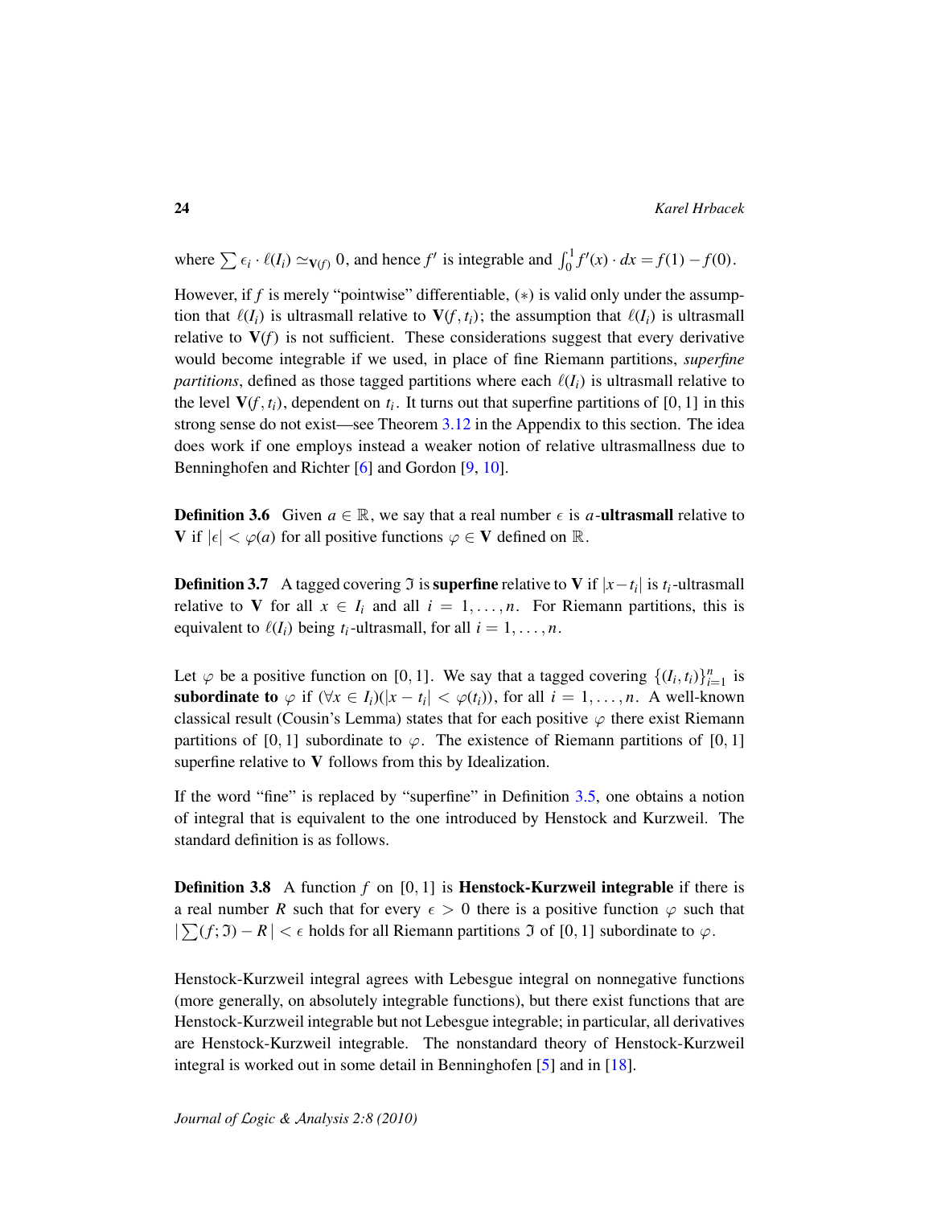where $\sum \epsilon_i \cdot \ell(I_i) \simeq_{\mathbf{V}(f)} 0$, and hence $f'$ is integrable and $\int_0^1 f'(x) \cdot dx = f(1) - f(0)$.

However, if $f$ is merely "pointwise" differentiable, $(*)$ is valid only under the assumption that $\ell(I_i)$ is ultrasmall relative to $\mathbf{V}(f, t_i)$; the assumption that $\ell(I_i)$ is ultrasmall relative to $\mathbf{V}(f)$ is not sufficient. These considerations suggest that every derivative would become integrable if we used, in place of fine Riemann partitions, *superfine partitions*, defined as those tagged partitions where each $\ell(I_i)$ is ultrasmall relative to the level $\mathbf{V}(f, t_i)$, dependent on $t_i$. It turns out that superfine partitions of $[0, 1]$ in this strong sense do not exist—see Theorem 3.12 in the Appendix to this section. The idea does work if one employs instead a weaker notion of relative ultrasmallness due to Benninghofen and Richter [6] and Gordon [9, 10].

**Definition 3.6** Given $a \in \mathbb{R}$, we say that a real number $\epsilon$ is $a$-**ultrasmall** relative to $\mathbf{V}$ if $|\epsilon| < \varphi(a)$ for all positive functions $\varphi \in \mathbf{V}$ defined on $\mathbb{R}$.

**Definition 3.7** A tagged covering $\mathfrak{I}$ is **superfine** relative to $\mathbf{V}$ if $|x - t_i|$ is $t_i$-ultrasmall relative to $\mathbf{V}$ for all $x \in I_i$ and all $i = 1, \ldots, n$. For Riemann partitions, this is equivalent to $\ell(I_i)$ being $t_i$-ultrasmall, for all $i = 1, \ldots, n$.

Let $\varphi$ be a positive function on $[0, 1]$. We say that a tagged covering $\{(I_i, t_i)\}_{i=1}^n$ is **subordinate to** $\varphi$ if $(\forall x \in I_i)(|x - t_i| < \varphi(t_i))$, for all $i = 1, \ldots, n$. A well-known classical result (Cousin's Lemma) states that for each positive $\varphi$ there exist Riemann partitions of $[0, 1]$ subordinate to $\varphi$. The existence of Riemann partitions of $[0, 1]$ superfine relative to $\mathbf{V}$ follows from this by Idealization.

If the word "fine" is replaced by "superfine" in Definition 3.5, one obtains a notion of integral that is equivalent to the one introduced by Henstock and Kurzweil. The standard definition is as follows.

**Definition 3.8** A function $f$ on $[0, 1]$ is **Henstock-Kurzweil integrable** if there is a real number $R$ such that for every $\epsilon > 0$ there is a positive function $\varphi$ such that $|\sum(f; \mathfrak{I}) - R| < \epsilon$ holds for all Riemann partitions $\mathfrak{I}$ of $[0, 1]$ subordinate to $\varphi$.

Henstock-Kurzweil integral agrees with Lebesgue integral on nonnegative functions (more generally, on absolutely integrable functions), but there exist functions that are Henstock-Kurzweil integrable but not Lebesgue integrable; in particular, all derivatives are Henstock-Kurzweil integrable. The nonstandard theory of Henstock-Kurzweil integral is worked out in some detail in Benninghofen [5] and in [18].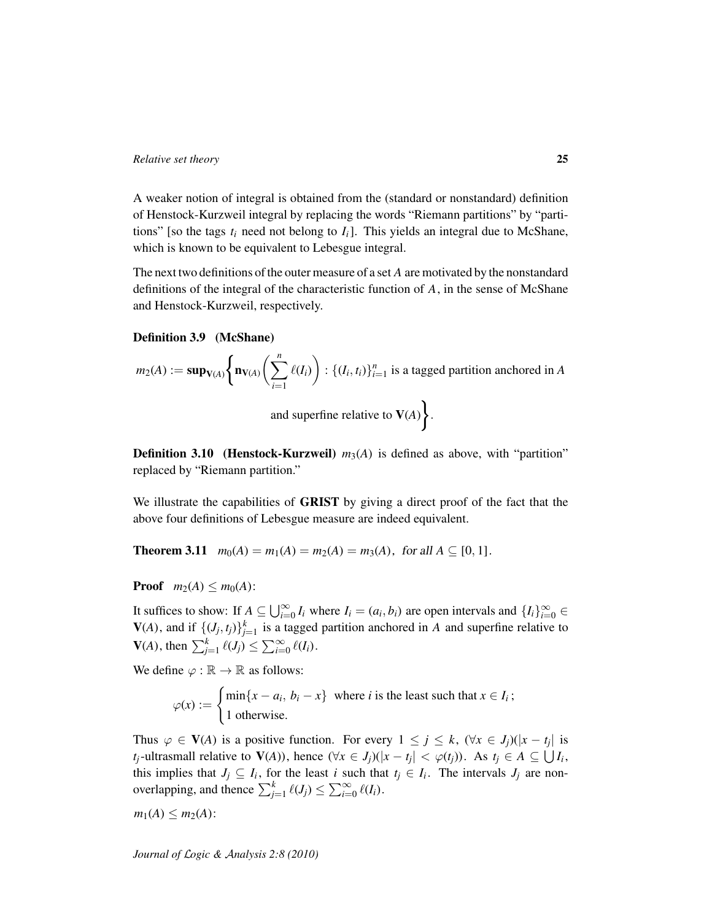A weaker notion of integral is obtained from the (standard or nonstandard) definition of Henstock-Kurzweil integral by replacing the words "Riemann partitions" by "partitions" [so the tags $t_i$ need not belong to $I_i$]. This yields an integral due to McShane, which is known to be equivalent to Lebesgue integral.

The next two definitions of the outer measure of a set $A$ are motivated by the nonstandard definitions of the integral of the characteristic function of $A$, in the sense of McShane and Henstock-Kurzweil, respectively.

**Definition 3.9 (McShane)**

$$m_2(A) := \mathbf{sup}_{\mathbf{V}(A)} \left\{ \mathbf{n}_{\mathbf{V}(A)} \left( \sum_{i=1}^{n} \ell(I_i) \right) : \{(I_i, t_i)\}_{i=1}^{n} \text{ is a tagged partition anchored in } A \right.$$

$$\left. \text{and superfine relative to } \mathbf{V}(A) \right\}.$$

**Definition 3.10 (Henstock-Kurzweil)** $m_3(A)$ is defined as above, with "partition" replaced by "Riemann partition."

We illustrate the capabilities of **GRIST** by giving a direct proof of the fact that the above four definitions of Lebesgue measure are indeed equivalent.

**Theorem 3.11** $m_0(A) = m_1(A) = m_2(A) = m_3(A)$, *for all* $A \subseteq [0, 1]$.

**Proof** $m_2(A) \leq m_0(A)$:

It suffices to show: If $A \subseteq \bigcup_{i=0}^{\infty} I_i$ where $I_i = (a_i, b_i)$ are open intervals and $\{I_i\}_{i=0}^{\infty} \in \mathbf{V}(A)$, and if $\{(J_j, t_j)\}_{j=1}^{k}$ is a tagged partition anchored in $A$ and superfine relative to $\mathbf{V}(A)$, then $\sum_{j=1}^{k} \ell(J_j) \leq \sum_{i=0}^{\infty} \ell(I_i)$.

We define $\varphi : \mathbb{R} \to \mathbb{R}$ as follows:

$$\varphi(x) := \begin{cases} \min\{x - a_i,\, b_i - x\} & \text{where } i \text{ is the least such that } x \in I_i\,; \\ 1 \text{ otherwise.} \end{cases}$$

Thus $\varphi \in \mathbf{V}(A)$ is a positive function. For every $1 \leq j \leq k$, $(\forall x \in J_j)(|x - t_j|$ is $t_j$-ultrasmall relative to $\mathbf{V}(A))$, hence $(\forall x \in J_j)(|x - t_j| < \varphi(t_j))$. As $t_j \in A \subseteq \bigcup I_i$, this implies that $J_j \subseteq I_i$, for the least $i$ such that $t_j \in I_i$. The intervals $J_j$ are non-overlapping, and thence $\sum_{j=1}^{k} \ell(J_j) \leq \sum_{i=0}^{\infty} \ell(I_i)$.

$m_1(A) \leq m_2(A)$: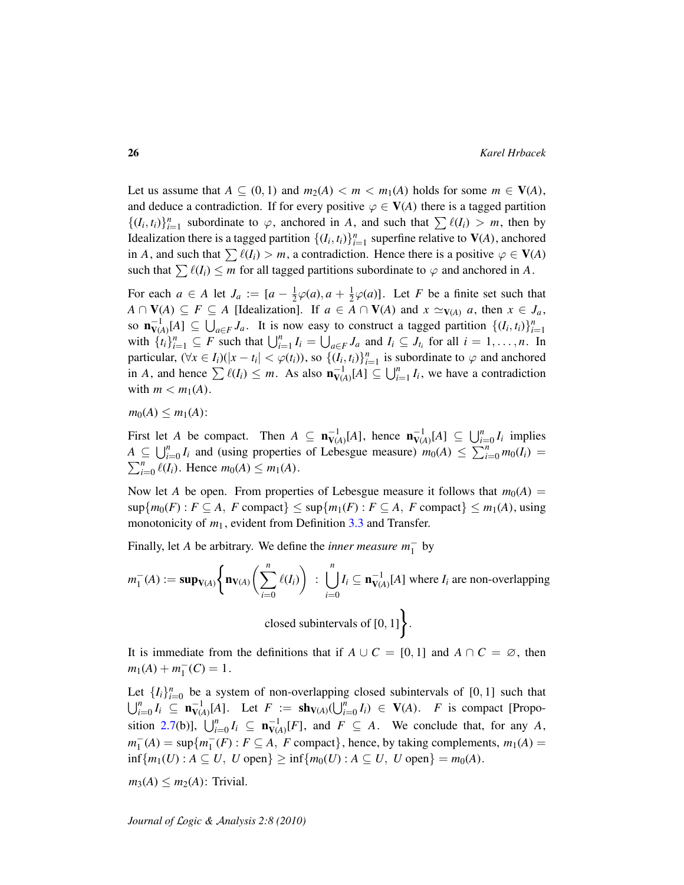Let us assume that $A \subseteq (0,1)$ and $m_2(A) < m < m_1(A)$ holds for some $m \in \mathbf{V}(A)$, and deduce a contradiction. If for every positive $\varphi \in \mathbf{V}(A)$ there is a tagged partition $\{(I_i, t_i)\}_{i=1}^n$ subordinate to $\varphi$, anchored in $A$, and such that $\sum \ell(I_i) > m$, then by Idealization there is a tagged partition $\{(I_i, t_i)\}_{i=1}^n$ superfine relative to $\mathbf{V}(A)$, anchored in $A$, and such that $\sum \ell(I_i) > m$, a contradiction. Hence there is a positive $\varphi \in \mathbf{V}(A)$ such that $\sum \ell(I_i) \leq m$ for all tagged partitions subordinate to $\varphi$ and anchored in $A$.

For each $a \in A$ let $J_a := [a - \frac{1}{2}\varphi(a), a + \frac{1}{2}\varphi(a)]$. Let $F$ be a finite set such that $A \cap \mathbf{V}(A) \subseteq F \subseteq A$ [Idealization]. If $a \in A \cap \mathbf{V}(A)$ and $x \simeq_{\mathbf{V}(A)} a$, then $x \in J_a$, so $\mathbf{n}_{\mathbf{V}(A)}^{-1}[A] \subseteq \bigcup_{a \in F} J_a$. It is now easy to construct a tagged partition $\{(I_i, t_i)\}_{i=1}^n$ with $\{t_i\}_{i=1}^n \subseteq F$ such that $\bigcup_{i=1}^n I_i = \bigcup_{a \in F} J_a$ and $I_i \subseteq J_{t_i}$ for all $i = 1, \ldots, n$. In particular, $(\forall x \in I_i)(|x - t_i| < \varphi(t_i))$, so $\{(I_i, t_i)\}_{i=1}^n$ is subordinate to $\varphi$ and anchored in $A$, and hence $\sum \ell(I_i) \leq m$. As also $\mathbf{n}_{\mathbf{V}(A)}^{-1}[A] \subseteq \bigcup_{i=1}^n I_i$, we have a contradiction with $m < m_1(A)$.

$m_0(A) \leq m_1(A)$:

First let $A$ be compact. Then $A \subseteq \mathbf{n}_{\mathbf{V}(A)}^{-1}[A]$, hence $\mathbf{n}_{\mathbf{V}(A)}^{-1}[A] \subseteq \bigcup_{i=0}^n I_i$ implies $A \subseteq \bigcup_{i=0}^n I_i$ and (using properties of Lebesgue measure) $m_0(A) \leq \sum_{i=0}^n m_0(I_i) = \sum_{i=0}^n \ell(I_i)$. Hence $m_0(A) \leq m_1(A)$.

Now let $A$ be open. From properties of Lebesgue measure it follows that $m_0(A) = \sup\{m_0(F) : F \subseteq A,\ F \text{ compact}\} \leq \sup\{m_1(F) : F \subseteq A,\ F \text{ compact}\} \leq m_1(A)$, using monotonicity of $m_1$, evident from Definition 3.3 and Transfer.

Finally, let $A$ be arbitrary. We define the *inner measure* $m_1^-$ by

$$m_1^-(A) := \mathbf{sup}_{\mathbf{V}(A)} \left\{ \mathbf{n}_{\mathbf{V}(A)}\left(\sum_{i=0}^n \ell(I_i)\right) \ : \ \bigcup_{i=0}^n I_i \subseteq \mathbf{n}_{\mathbf{V}(A)}^{-1}[A] \text{ where } I_i \text{ are non-overlapping closed subintervals of } [0,1] \right\}.$$

It is immediate from the definitions that if $A \cup C = [0,1]$ and $A \cap C = \varnothing$, then $m_1(A) + m_1^-(C) = 1$.

Let $\{I_i\}_{i=0}^n$ be a system of non-overlapping closed subintervals of $[0,1]$ such that $\bigcup_{i=0}^n I_i \subseteq \mathbf{n}_{\mathbf{V}(A)}^{-1}[A]$. Let $F := \mathbf{sh}_{\mathbf{V}(A)}(\bigcup_{i=0}^n I_i) \in \mathbf{V}(A)$. $F$ is compact [Proposition 2.7(b)], $\bigcup_{i=0}^n I_i \subseteq \mathbf{n}_{\mathbf{V}(A)}^{-1}[F]$, and $F \subseteq A$. We conclude that, for any $A$, $m_1^-(A) = \sup\{m_1^-(F) : F \subseteq A,\ F \text{ compact}\}$, hence, by taking complements, $m_1(A) = \inf\{m_1(U) : A \subseteq U,\ U \text{ open}\} \geq \inf\{m_0(U) : A \subseteq U,\ U \text{ open}\} = m_0(A)$.

$m_3(A) \leq m_2(A)$: Trivial.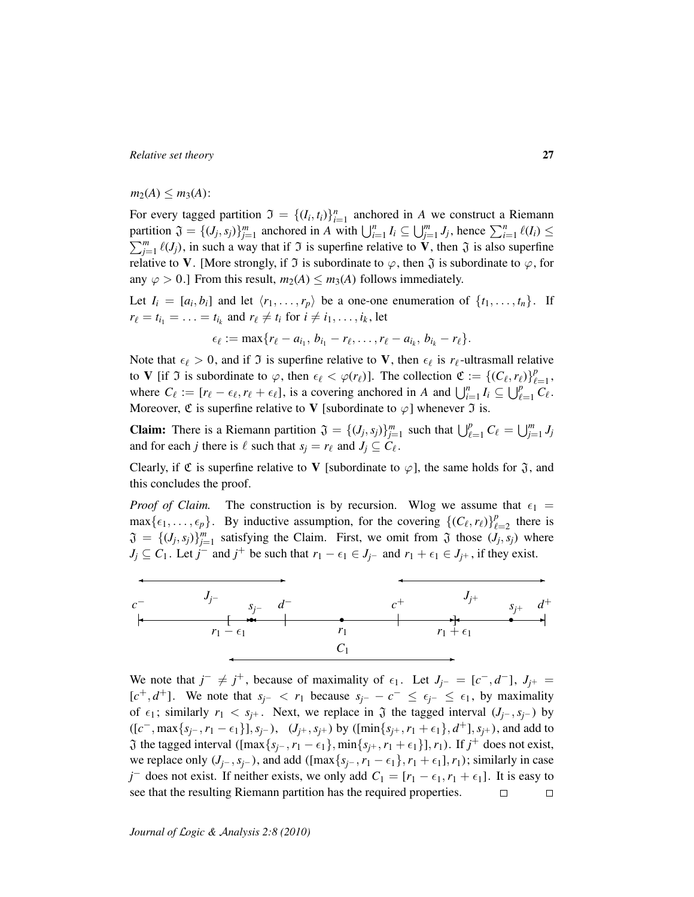$m_2(A) \leq m_3(A)$:

For every tagged partition $\mathfrak{I} = \{(I_i, t_i)\}_{i=1}^n$ anchored in $A$ we construct a Riemann partition $\mathfrak{J} = \{(J_j, s_j)\}_{j=1}^m$ anchored in $A$ with $\bigcup_{i=1}^n I_i \subseteq \bigcup_{j=1}^m J_j$, hence $\sum_{i=1}^n \ell(I_i) \leq \sum_{j=1}^m \ell(J_j)$, in such a way that if $\mathfrak{I}$ is superfine relative to $\mathbf{V}$, then $\mathfrak{J}$ is also superfine relative to $\mathbf{V}$. [More strongly, if $\mathfrak{I}$ is subordinate to $\varphi$, then $\mathfrak{J}$ is subordinate to $\varphi$, for any $\varphi > 0$.] From this result, $m_2(A) \leq m_3(A)$ follows immediately.

Let $I_i = [a_i, b_i]$ and let $\langle r_1, \ldots, r_p \rangle$ be a one-one enumeration of $\{t_1, \ldots, t_n\}$. If $r_\ell = t_{i_1} = \ldots = t_{i_k}$ and $r_\ell \neq t_i$ for $i \neq i_1, \ldots, i_k$, let

$$\epsilon_\ell := \max\{r_\ell - a_{i_1},\, b_{i_1} - r_\ell, \ldots, r_\ell - a_{i_k},\, b_{i_k} - r_\ell\}.$$

Note that $\epsilon_\ell > 0$, and if $\mathfrak{I}$ is superfine relative to $\mathbf{V}$, then $\epsilon_\ell$ is $r_\ell$-ultrasmall relative to $\mathbf{V}$ [if $\mathfrak{I}$ is subordinate to $\varphi$, then $\epsilon_\ell < \varphi(r_\ell)$]. The collection $\mathfrak{C} := \{(C_\ell, r_\ell)\}_{\ell=1}^p$, where $C_\ell := [r_\ell - \epsilon_\ell, r_\ell + \epsilon_\ell]$, is a covering anchored in $A$ and $\bigcup_{i=1}^n I_i \subseteq \bigcup_{\ell=1}^p C_\ell$. Moreover, $\mathfrak{C}$ is superfine relative to $\mathbf{V}$ [subordinate to $\varphi$] whenever $\mathfrak{I}$ is.

**Claim:** There is a Riemann partition $\mathfrak{J} = \{(J_j, s_j)\}_{j=1}^m$ such that $\bigcup_{\ell=1}^p C_\ell = \bigcup_{j=1}^m J_j$ and for each $j$ there is $\ell$ such that $s_j = r_\ell$ and $J_j \subseteq C_\ell$.

Clearly, if $\mathfrak{C}$ is superfine relative to $\mathbf{V}$ [subordinate to $\varphi$], the same holds for $\mathfrak{J}$, and this concludes the proof.

*Proof of Claim.* The construction is by recursion. Wlog we assume that $\epsilon_1 = \max\{\epsilon_1, \ldots, \epsilon_p\}$. By inductive assumption, for the covering $\{(C_\ell, r_\ell)\}_{\ell=2}^p$ there is $\mathfrak{J} = \{(J_j, s_j)\}_{j=1}^m$ satisfying the Claim. First, we omit from $\mathfrak{J}$ those $(J_j, s_j)$ where $J_j \subseteq C_1$. Let $j^-$ and $j^+$ be such that $r_1 - \epsilon_1 \in J_{j^-}$ and $r_1 + \epsilon_1 \in J_{j^+}$, if they exist.

We note that $j^- \neq j^+$, because of maximality of $\epsilon_1$. Let $J_{j^-} = [c^-, d^-]$, $J_{j^+} = [c^+, d^+]$. We note that $s_{j^-} < r_1$ because $s_{j^-} - c^- \leq \epsilon_{j^-} \leq \epsilon_1$, by maximality of $\epsilon_1$; similarly $r_1 < s_{j^+}$. Next, we replace in $\mathfrak{J}$ the tagged interval $(J_{j^-}, s_{j^-})$ by $([c^-, \max\{s_{j^-}, r_1 - \epsilon_1\}], s_{j^-})$, $(J_{j^+}, s_{j^+})$ by $([\min\{s_{j^+}, r_1 + \epsilon_1\}, d^+], s_{j^+})$, and add to $\mathfrak{J}$ the tagged interval $([\max\{s_{j^-}, r_1 - \epsilon_1\}, \min\{s_{j^+}, r_1 + \epsilon_1\}], r_1)$. If $j^+$ does not exist, we replace only $(J_{j^-}, s_{j^-})$, and add $([\max\{s_{j^-}, r_1 - \epsilon_1\}, r_1 + \epsilon_1], r_1)$; similarly in case $j^-$ does not exist. If neither exists, we only add $C_1 = [r_1 - \epsilon_1, r_1 + \epsilon_1]$. It is easy to see that the resulting Riemann partition has the required properties. □ □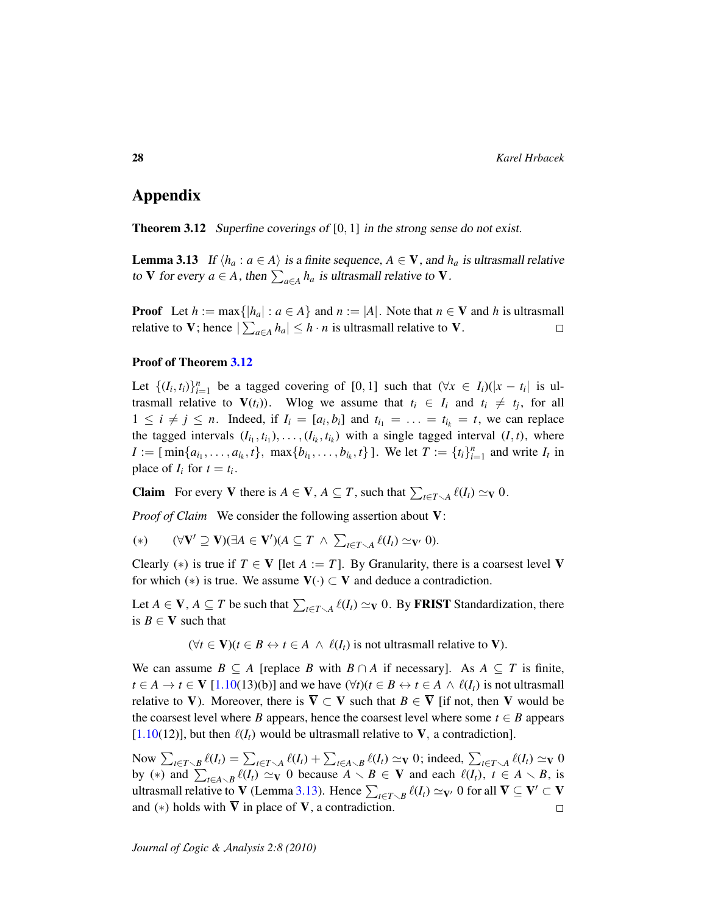# Appendix

**Theorem 3.12** *Superfine coverings of* $[0, 1]$ *in the strong sense do not exist.*

**Lemma 3.13** *If* $\langle h_a : a \in A\rangle$ *is a finite sequence,* $A \in \mathbf{V}$*, and* $h_a$ *is ultrasmall relative to* $\mathbf{V}$ *for every* $a \in A$*, then* $\sum_{a\in A} h_a$ *is ultrasmall relative to* $\mathbf{V}$*.*

**Proof** Let $h := \max\{|h_a| : a \in A\}$ and $n := |A|$. Note that $n \in \mathbf{V}$ and $h$ is ultrasmall relative to $\mathbf{V}$; hence $|\sum_{a\in A} h_a| \leq h \cdot n$ is ultrasmall relative to $\mathbf{V}$. $\square$

### Proof of Theorem 3.12

Let $\{(I_i, t_i)\}_{i=1}^n$ be a tagged covering of $[0, 1]$ such that $(\forall x \in I_i)(|x - t_i|$ is ultrasmall relative to $\mathbf{V}(t_i))$. Wlog we assume that $t_i \in I_i$ and $t_i \neq t_j$, for all $1 \leq i \neq j \leq n$. Indeed, if $I_i = [a_i, b_i]$ and $t_{i_1} = \ldots = t_{i_k} = t$, we can replace the tagged intervals $(I_{i_1}, t_{i_1}), \ldots, (I_{i_k}, t_{i_k})$ with a single tagged interval $(I, t)$, where $I := [\,\min\{a_{i_1}, \ldots, a_{i_k}, t\},\ \max\{b_{i_1}, \ldots, b_{i_k}, t\}\,]$. We let $T := \{t_i\}_{i=1}^n$ and write $I_t$ in place of $I_i$ for $t = t_i$.

**Claim** For every $\mathbf{V}$ there is $A \in \mathbf{V}$, $A \subseteq T$, such that $\sum_{t\in T\smallsetminus A} \ell(I_t) \simeq_{\mathbf{V}} 0$.

*Proof of Claim* We consider the following assertion about $\mathbf{V}$:

$(*)\qquad (\forall \mathbf{V}' \supseteq \mathbf{V})(\exists A \in \mathbf{V}')(A \subseteq T\ \wedge\ \sum_{t\in T\smallsetminus A} \ell(I_t) \simeq_{\mathbf{V}'} 0).$

Clearly $(*)$ is true if $T \in \mathbf{V}$ [let $A := T$]. By Granularity, there is a coarsest level $\mathbf{V}$ for which $(*)$ is true. We assume $\mathbf{V}(\cdot) \subset \mathbf{V}$ and deduce a contradiction.

Let $A \in \mathbf{V}$, $A \subseteq T$ be such that $\sum_{t\in T\smallsetminus A} \ell(I_t) \simeq_{\mathbf{V}} 0$. By **FRIST** Standardization, there is $B \in \mathbf{V}$ such that

$$(\forall t \in \mathbf{V})(t \in B \leftrightarrow t \in A\ \wedge\ \ell(I_t) \text{ is not ultrasmall relative to } \mathbf{V}).$$

We can assume $B \subseteq A$ [replace $B$ with $B \cap A$ if necessary]. As $A \subseteq T$ is finite, $t \in A \to t \in \mathbf{V}$ [1.10(13)(b)] and we have $(\forall t)(t \in B \leftrightarrow t \in A \wedge \ell(I_t)$ is not ultrasmall relative to $\mathbf{V})$. Moreover, there is $\overline{\mathbf{V}} \subset \mathbf{V}$ such that $B \in \overline{\mathbf{V}}$ [if not, then $\mathbf{V}$ would be the coarsest level where $B$ appears, hence the coarsest level where some $t \in B$ appears [1.10(12)], but then $\ell(I_t)$ would be ultrasmall relative to $\mathbf{V}$, a contradiction].

Now $\sum_{t\in T\smallsetminus B} \ell(I_t) = \sum_{t\in T\smallsetminus A} \ell(I_t) + \sum_{t\in A\smallsetminus B} \ell(I_t) \simeq_{\mathbf{V}} 0$; indeed, $\sum_{t\in T\smallsetminus A} \ell(I_t) \simeq_{\mathbf{V}} 0$ by $(*)$ and $\sum_{t\in A\smallsetminus B} \ell(I_t) \simeq_{\mathbf{V}} 0$ because $A \smallsetminus B \in \mathbf{V}$ and each $\ell(I_t)$, $t \in A \smallsetminus B$, is ultrasmall relative to $\mathbf{V}$ (Lemma 3.13). Hence $\sum_{t\in T\smallsetminus B} \ell(I_t) \simeq_{\mathbf{V}'} 0$ for all $\overline{\mathbf{V}} \subseteq \mathbf{V}' \subset \mathbf{V}$ and $(*)$ holds with $\overline{\mathbf{V}}$ in place of $\mathbf{V}$, a contradiction. $\square$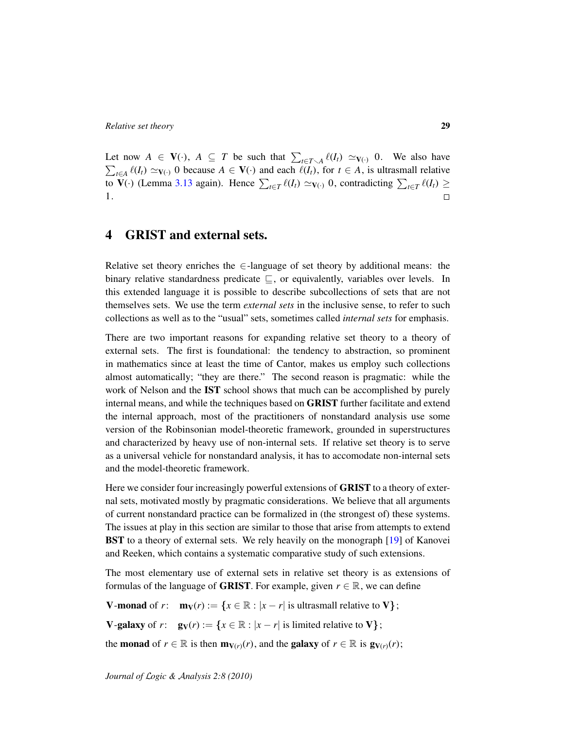Let now $A \in \mathbf{V}(\cdot)$, $A \subseteq T$ be such that $\sum_{t \in T \smallsetminus A} \ell(I_t) \simeq_{\mathbf{V}(\cdot)} 0$. We also have $\sum_{t \in A} \ell(I_t) \simeq_{\mathbf{V}(\cdot)} 0$ because $A \in \mathbf{V}(\cdot)$ and each $\ell(I_t)$, for $t \in A$, is ultrasmall relative to $\mathbf{V}(\cdot)$ (Lemma 3.13 again). Hence $\sum_{t \in T} \ell(I_t) \simeq_{\mathbf{V}(\cdot)} 0$, contradicting $\sum_{t \in T} \ell(I_t) \geq 1$. □

## 4 GRIST and external sets.

Relative set theory enriches the $\in$-language of set theory by additional means: the binary relative standardness predicate $\sqsubseteq$, or equivalently, variables over levels. In this extended language it is possible to describe subcollections of sets that are not themselves sets. We use the term *external sets* in the inclusive sense, to refer to such collections as well as to the "usual" sets, sometimes called *internal sets* for emphasis.

There are two important reasons for expanding relative set theory to a theory of external sets. The first is foundational: the tendency to abstraction, so prominent in mathematics since at least the time of Cantor, makes us employ such collections almost automatically; "they are there." The second reason is pragmatic: while the work of Nelson and the **IST** school shows that much can be accomplished by purely internal means, and while the techniques based on **GRIST** further facilitate and extend the internal approach, most of the practitioners of nonstandard analysis use some version of the Robinsonian model-theoretic framework, grounded in superstructures and characterized by heavy use of non-internal sets. If relative set theory is to serve as a universal vehicle for nonstandard analysis, it has to accomodate non-internal sets and the model-theoretic framework.

Here we consider four increasingly powerful extensions of **GRIST** to a theory of external sets, motivated mostly by pragmatic considerations. We believe that all arguments of current nonstandard practice can be formalized in (the strongest of) these systems. The issues at play in this section are similar to those that arise from attempts to extend **BST** to a theory of external sets. We rely heavily on the monograph [19] of Kanovei and Reeken, which contains a systematic comparative study of such extensions.

The most elementary use of external sets in relative set theory is as extensions of formulas of the language of **GRIST**. For example, given $r \in \mathbb{R}$, we can define

**V-monad** of $r$: $\mathbf{m_V}(r) := \{x \in \mathbb{R} : |x - r| \text{ is ultrasmall relative to } \mathbf{V}\}$;

**V-galaxy** of $r$: $\mathbf{g_V}(r) := \{x \in \mathbb{R} : |x - r| \text{ is limited relative to } \mathbf{V}\}$;

the **monad** of $r \in \mathbb{R}$ is then $\mathbf{m}_{\mathbf{V}(r)}(r)$, and the **galaxy** of $r \in \mathbb{R}$ is $\mathbf{g}_{\mathbf{V}(r)}(r)$;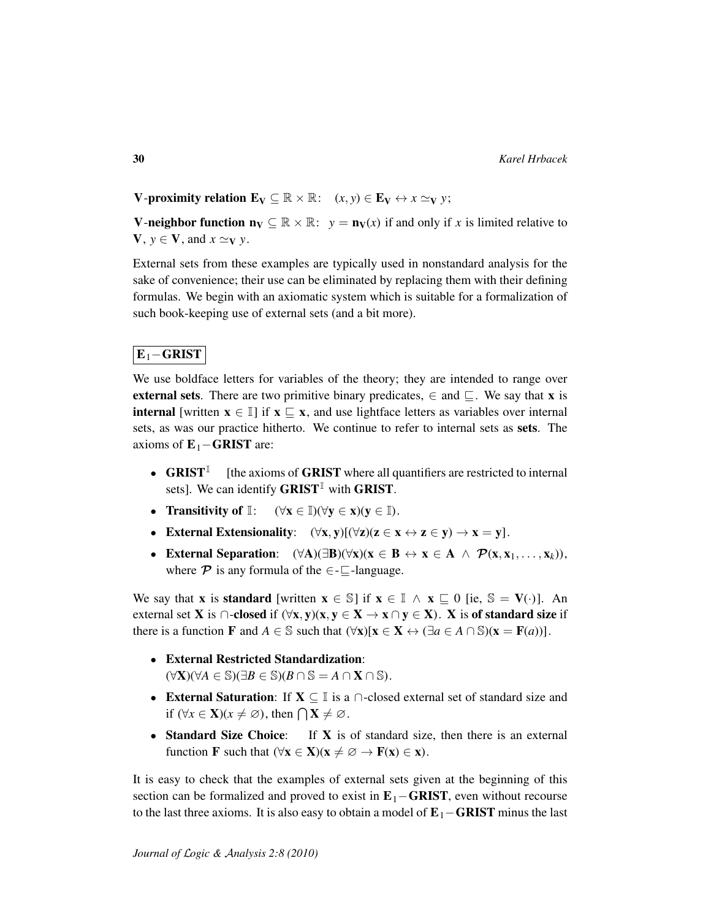**V-proximity relation** $\mathbf{E_V} \subseteq \mathbb{R} \times \mathbb{R}$: $(x, y) \in \mathbf{E_V} \leftrightarrow x \simeq_{\mathbf{V}} y$;

**V-neighbor function** $\mathbf{n_V} \subseteq \mathbb{R} \times \mathbb{R}$: $y = \mathbf{n_V}(x)$ if and only if $x$ is limited relative to $\mathbf{V}$, $y \in \mathbf{V}$, and $x \simeq_{\mathbf{V}} y$.

External sets from these examples are typically used in nonstandard analysis for the sake of convenience; their use can be eliminated by replacing them with their defining formulas. We begin with an axiomatic system which is suitable for a formalization of such book-keeping use of external sets (and a bit more).

## $\mathbf{E}_1-$GRIST

We use boldface letters for variables of the theory; they are intended to range over **external sets**. There are two primitive binary predicates, $\in$ and $\sqsubseteq$. We say that $\mathbf{x}$ is **internal** [written $\mathbf{x} \in \mathbb{I}$] if $\mathbf{x} \sqsubseteq \mathbf{x}$, and use lightface letters as variables over internal sets, as was our practice hitherto. We continue to refer to internal sets as **sets**. The axioms of $\mathbf{E}_1-$**GRIST** are:

- **GRIST**$^{\mathbb{I}}$ [the axioms of **GRIST** where all quantifiers are restricted to internal sets]. We can identify **GRIST**$^{\mathbb{I}}$ with **GRIST**.
- **Transitivity of** $\mathbb{I}$: $(\forall \mathbf{x} \in \mathbb{I})(\forall \mathbf{y} \in \mathbf{x})(\mathbf{y} \in \mathbb{I})$.
- **External Extensionality**: $(\forall \mathbf{x}, \mathbf{y})[(\forall \mathbf{z})(\mathbf{z} \in \mathbf{x} \leftrightarrow \mathbf{z} \in \mathbf{y}) \to \mathbf{x} = \mathbf{y}]$.
- **External Separation**: $(\forall \mathbf{A})(\exists \mathbf{B})(\forall \mathbf{x})(\mathbf{x} \in \mathbf{B} \leftrightarrow \mathbf{x} \in \mathbf{A} \ \wedge \ \mathcal{P}(\mathbf{x}, \mathbf{x}_1, \ldots, \mathbf{x}_k))$, where $\mathcal{P}$ is any formula of the $\in$-$\sqsubseteq$-language.

We say that $\mathbf{x}$ is **standard** [written $\mathbf{x} \in \mathbb{S}$] if $\mathbf{x} \in \mathbb{I} \ \wedge \ \mathbf{x} \sqsubseteq 0$ [ie, $\mathbb{S} = \mathbf{V}(\cdot)$]. An external set $\mathbf{X}$ is $\cap$-**closed** if $(\forall \mathbf{x}, \mathbf{y})(\mathbf{x}, \mathbf{y} \in \mathbf{X} \to \mathbf{x} \cap \mathbf{y} \in \mathbf{X})$. $\mathbf{X}$ is **of standard size** if there is a function $\mathbf{F}$ and $A \in \mathbb{S}$ such that $(\forall \mathbf{x})[\mathbf{x} \in \mathbf{X} \leftrightarrow (\exists a \in A \cap \mathbb{S})(\mathbf{x} = \mathbf{F}(a))]$.

- **External Restricted Standardization**:
$(\forall \mathbf{X})(\forall A \in \mathbb{S})(\exists B \in \mathbb{S})(B \cap \mathbb{S} = A \cap \mathbf{X} \cap \mathbb{S})$.
- **External Saturation**: If $\mathbf{X} \subseteq \mathbb{I}$ is a $\cap$-closed external set of standard size and if $(\forall x \in \mathbf{X})(x \neq \varnothing)$, then $\bigcap \mathbf{X} \neq \varnothing$.
- **Standard Size Choice**: If $\mathbf{X}$ is of standard size, then there is an external function $\mathbf{F}$ such that $(\forall \mathbf{x} \in \mathbf{X})(\mathbf{x} \neq \varnothing \to \mathbf{F}(\mathbf{x}) \in \mathbf{x})$.

It is easy to check that the examples of external sets given at the beginning of this section can be formalized and proved to exist in $\mathbf{E}_1-$**GRIST**, even without recourse to the last three axioms. It is also easy to obtain a model of $\mathbf{E}_1-$**GRIST** minus the last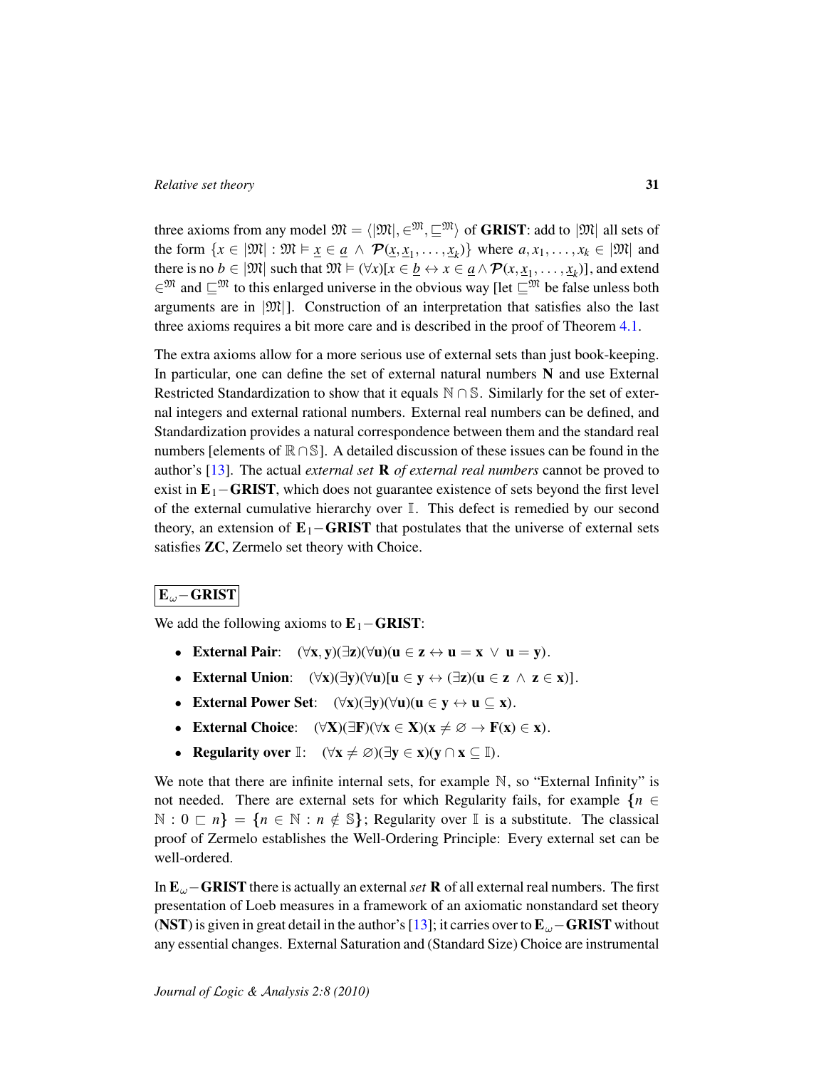three axioms from any model $\mathfrak{M} = \langle |\mathfrak{M}|, \in^{\mathfrak{M}}, \sqsubseteq^{\mathfrak{M}} \rangle$ of **GRIST**: add to $|\mathfrak{M}|$ all sets of the form $\{x \in |\mathfrak{M}| : \mathfrak{M} \models \underline{x} \in \underline{a} \ \wedge \ \mathcal{P}(\underline{x}, \underline{x}_1, \ldots, \underline{x}_k)\}$ where $a, x_1, \ldots, x_k \in |\mathfrak{M}|$ and there is no $b \in |\mathfrak{M}|$ such that $\mathfrak{M} \models (\forall x)[x \in \underline{b} \leftrightarrow x \in \underline{a} \wedge \mathcal{P}(x, \underline{x}_1, \ldots, \underline{x}_k)]$, and extend $\in^{\mathfrak{M}}$ and $\sqsubseteq^{\mathfrak{M}}$ to this enlarged universe in the obvious way [let $\sqsubseteq^{\mathfrak{M}}$ be false unless both arguments are in $|\mathfrak{M}|$]. Construction of an interpretation that satisfies also the last three axioms requires a bit more care and is described in the proof of Theorem 4.1.

The extra axioms allow for a more serious use of external sets than just book-keeping. In particular, one can define the set of external natural numbers $\mathbf{N}$ and use External Restricted Standardization to show that it equals $\mathbb{N} \cap \mathbb{S}$. Similarly for the set of external integers and external rational numbers. External real numbers can be defined, and Standardization provides a natural correspondence between them and the standard real numbers [elements of $\mathbb{R} \cap \mathbb{S}$]. A detailed discussion of these issues can be found in the author's [13]. The actual *external set* $\mathbf{R}$ *of external real numbers* cannot be proved to exist in $\mathbf{E}_1-$**GRIST**, which does not guarantee existence of sets beyond the first level of the external cumulative hierarchy over $\mathbb{I}$. This defect is remedied by our second theory, an extension of $\mathbf{E}_1-$**GRIST** that postulates that the universe of external sets satisfies **ZC**, Zermelo set theory with Choice.

**$\mathbf{E}_\omega-$GRIST**

We add the following axioms to $\mathbf{E}_1-$**GRIST**:

- **External Pair**: $(\forall \mathbf{x}, \mathbf{y})(\exists \mathbf{z})(\forall \mathbf{u})(\mathbf{u} \in \mathbf{z} \leftrightarrow \mathbf{u} = \mathbf{x} \ \vee \ \mathbf{u} = \mathbf{y})$.
- **External Union**: $(\forall \mathbf{x})(\exists \mathbf{y})(\forall \mathbf{u})[\mathbf{u} \in \mathbf{y} \leftrightarrow (\exists \mathbf{z})(\mathbf{u} \in \mathbf{z} \ \wedge \ \mathbf{z} \in \mathbf{x})]$.
- **External Power Set**: $(\forall \mathbf{x})(\exists \mathbf{y})(\forall \mathbf{u})(\mathbf{u} \in \mathbf{y} \leftrightarrow \mathbf{u} \subseteq \mathbf{x})$.
- **External Choice**: $(\forall \mathbf{X})(\exists \mathbf{F})(\forall \mathbf{x} \in \mathbf{X})(\mathbf{x} \neq \varnothing \rightarrow \mathbf{F}(\mathbf{x}) \in \mathbf{x})$.
- **Regularity over $\mathbb{I}$**: $(\forall \mathbf{x} \neq \varnothing)(\exists \mathbf{y} \in \mathbf{x})(\mathbf{y} \cap \mathbf{x} \subseteq \mathbb{I})$.

We note that there are infinite internal sets, for example $\mathbb{N}$, so "External Infinity" is not needed. There are external sets for which Regularity fails, for example $\{n \in \mathbb{N} : 0 \sqsubset n\} = \{n \in \mathbb{N} : n \notin \mathbb{S}\}$; Regularity over $\mathbb{I}$ is a substitute. The classical proof of Zermelo establishes the Well-Ordering Principle: Every external set can be well-ordered.

In $\mathbf{E}_\omega-$**GRIST** there is actually an external *set* $\mathbf{R}$ of all external real numbers. The first presentation of Loeb measures in a framework of an axiomatic nonstandard set theory (**NST**) is given in great detail in the author's [13]; it carries over to $\mathbf{E}_\omega-$**GRIST** without any essential changes. External Saturation and (Standard Size) Choice are instrumental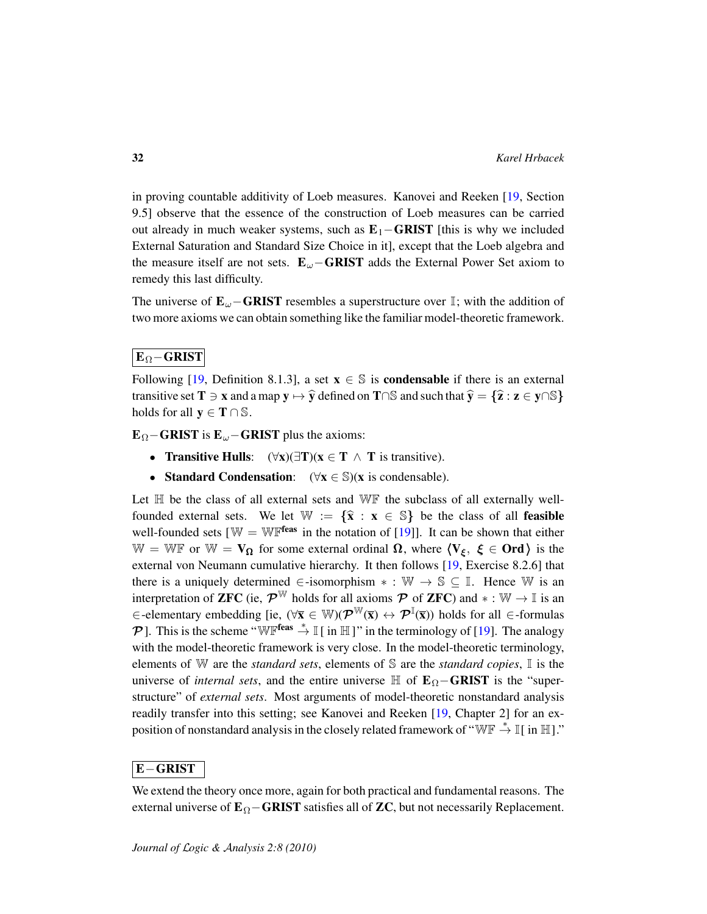in proving countable additivity of Loeb measures. Kanovei and Reeken [19, Section 9.5] observe that the essence of the construction of Loeb measures can be carried out already in much weaker systems, such as $\mathbf{E}_1-\mathbf{GRIST}$ [this is why we included External Saturation and Standard Size Choice in it], except that the Loeb algebra and the measure itself are not sets. $\mathbf{E}_\omega-\mathbf{GRIST}$ adds the External Power Set axiom to remedy this last difficulty.

The universe of $\mathbf{E}_\omega-\mathbf{GRIST}$ resembles a superstructure over $\mathbb{I}$; with the addition of two more axioms we can obtain something like the familiar model-theoretic framework.

### $\mathbf{E}_\Omega-\mathbf{GRIST}$

Following [19, Definition 8.1.3], a set $\mathbf{x} \in \mathbb{S}$ is **condensable** if there is an external transitive set $\mathbf{T} \ni \mathbf{x}$ and a map $\mathbf{y} \mapsto \widehat{\mathbf{y}}$ defined on $\mathbf{T} \cap \mathbb{S}$ and such that $\widehat{\mathbf{y}} = \{\widehat{\mathbf{z}} : \mathbf{z} \in \mathbf{y} \cap \mathbb{S}\}$ holds for all $\mathbf{y} \in \mathbf{T} \cap \mathbb{S}$.

$\mathbf{E}_\Omega-\mathbf{GRIST}$ is $\mathbf{E}_\omega-\mathbf{GRIST}$ plus the axioms:

- **Transitive Hulls**: $(\forall \mathbf{x})(\exists \mathbf{T})(\mathbf{x} \in \mathbf{T} \ \wedge \ \mathbf{T}$ is transitive$)$.
- **Standard Condensation**: $(\forall \mathbf{x} \in \mathbb{S})(\mathbf{x}$ is condensable$)$.

Let $\mathbb{H}$ be the class of all external sets and $\mathbb{WF}$ the subclass of all externally well-founded external sets. We let $\mathbb{W} := \{\widehat{\mathbf{x}} : \mathbf{x} \in \mathbb{S}\}$ be the class of all **feasible** well-founded sets [$\mathbb{W} = \mathbb{WF}^{\mathbf{feas}}$ in the notation of [19]]. It can be shown that either $\mathbb{W} = \mathbb{WF}$ or $\mathbb{W} = \mathbf{V}_{\mathbf{\Omega}}$ for some external ordinal $\mathbf{\Omega}$, where $\langle \mathbf{V}_\xi,\ \xi \in \mathbf{Ord} \rangle$ is the external von Neumann cumulative hierarchy. It then follows [19, Exercise 8.2.6] that there is a uniquely determined $\in$-isomorphism $* : \mathbb{W} \to \mathbb{S} \subseteq \mathbb{I}$. Hence $\mathbb{W}$ is an interpretation of **ZFC** (ie, $\boldsymbol{\mathcal{P}}^{\mathbb{W}}$ holds for all axioms $\boldsymbol{\mathcal{P}}$ of **ZFC**) and $* : \mathbb{W} \to \mathbb{I}$ is an $\in$-elementary embedding [ie, $(\forall \bar{\mathbf{x}} \in \mathbb{W})(\boldsymbol{\mathcal{P}}^{\mathbb{W}}(\bar{\mathbf{x}}) \leftrightarrow \boldsymbol{\mathcal{P}}^{\mathbb{I}}(\bar{\mathbf{x}}))$ holds for all $\in$-formulas $\boldsymbol{\mathcal{P}}$]. This is the scheme "$\mathbb{WF}^{\mathbf{feas}} \xrightarrow{*} \mathbb{I}\,[\text{ in } \mathbb{H}\,]$" in the terminology of [19]. The analogy with the model-theoretic framework is very close. In the model-theoretic terminology, elements of $\mathbb{W}$ are the *standard sets*, elements of $\mathbb{S}$ are the *standard copies*, $\mathbb{I}$ is the universe of *internal sets*, and the entire universe $\mathbb{H}$ of $\mathbf{E}_\Omega-\mathbf{GRIST}$ is the "superstructure" of *external sets*. Most arguments of model-theoretic nonstandard analysis readily transfer into this setting; see Kanovei and Reeken [19, Chapter 2] for an exposition of nonstandard analysis in the closely related framework of "$\mathbb{WF} \xrightarrow{*} \mathbb{I}[\text{ in } \mathbb{H}\,]$."

### $\mathbf{E}-\mathbf{GRIST}$

We extend the theory once more, again for both practical and fundamental reasons. The external universe of $\mathbf{E}_\Omega-\mathbf{GRIST}$ satisfies all of **ZC**, but not necessarily Replacement.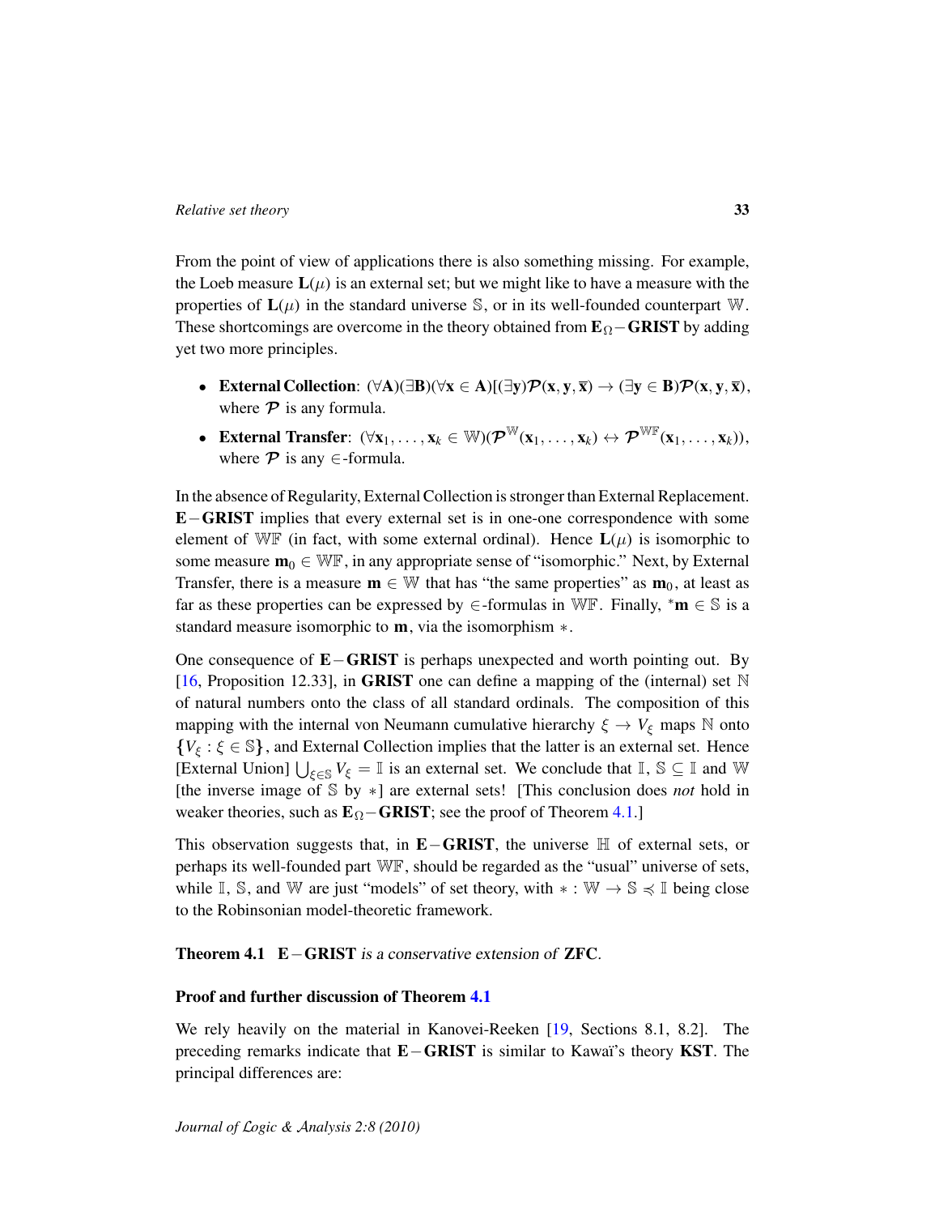From the point of view of applications there is also something missing. For example, the Loeb measure $\mathbf{L}(\mu)$ is an external set; but we might like to have a measure with the properties of $\mathbf{L}(\mu)$ in the standard universe $\mathbb{S}$, or in its well-founded counterpart $\mathbb{W}$. These shortcomings are overcome in the theory obtained from $\mathbf{E}_\Omega-\mathbf{GRIST}$ by adding yet two more principles.

- **External Collection**: $(\forall \mathbf{A})(\exists \mathbf{B})(\forall \mathbf{x} \in \mathbf{A})[(\exists \mathbf{y})\mathcal{P}(\mathbf{x}, \mathbf{y}, \overline{\mathbf{x}}) \to (\exists \mathbf{y} \in \mathbf{B})\mathcal{P}(\mathbf{x}, \mathbf{y}, \overline{\mathbf{x}})$, where $\mathcal{P}$ is any formula.
- **External Transfer**: $(\forall \mathbf{x}_1, \ldots, \mathbf{x}_k \in \mathbb{W})(\mathcal{P}^{\mathbb{W}}(\mathbf{x}_1, \ldots, \mathbf{x}_k) \leftrightarrow \mathcal{P}^{\mathbb{WF}}(\mathbf{x}_1, \ldots, \mathbf{x}_k))$, where $\mathcal{P}$ is any $\in$-formula.

In the absence of Regularity, External Collection is stronger than External Replacement. $\mathbf{E}-\mathbf{GRIST}$ implies that every external set is in one-one correspondence with some element of $\mathbb{WF}$ (in fact, with some external ordinal). Hence $\mathbf{L}(\mu)$ is isomorphic to some measure $\mathbf{m}_0 \in \mathbb{WF}$, in any appropriate sense of "isomorphic." Next, by External Transfer, there is a measure $\mathbf{m} \in \mathbb{W}$ that has "the same properties" as $\mathbf{m}_0$, at least as far as these properties can be expressed by $\in$-formulas in $\mathbb{WF}$. Finally, ${}^*\mathbf{m} \in \mathbb{S}$ is a standard measure isomorphic to $\mathbf{m}$, via the isomorphism $*$.

One consequence of $\mathbf{E}-\mathbf{GRIST}$ is perhaps unexpected and worth pointing out. By [16, Proposition 12.33], in **GRIST** one can define a mapping of the (internal) set $\mathbb{N}$ of natural numbers onto the class of all standard ordinals. The composition of this mapping with the internal von Neumann cumulative hierarchy $\xi \to V_\xi$ maps $\mathbb{N}$ onto $\{V_\xi : \xi \in \mathbb{S}\}$, and External Collection implies that the latter is an external set. Hence [External Union] $\bigcup_{\xi \in \mathbb{S}} V_\xi = \mathbb{I}$ is an external set. We conclude that $\mathbb{I}$, $\mathbb{S} \subseteq \mathbb{I}$ and $\mathbb{W}$ [the inverse image of $\mathbb{S}$ by $*$] are external sets! [This conclusion does *not* hold in weaker theories, such as $\mathbf{E}_\Omega-\mathbf{GRIST}$; see the proof of Theorem 4.1.]

This observation suggests that, in $\mathbf{E}-\mathbf{GRIST}$, the universe $\mathbb{H}$ of external sets, or perhaps its well-founded part $\mathbb{WF}$, should be regarded as the "usual" universe of sets, while $\mathbb{I}$, $\mathbb{S}$, and $\mathbb{W}$ are just "models" of set theory, with $* : \mathbb{W} \to \mathbb{S} \preccurlyeq \mathbb{I}$ being close to the Robinsonian model-theoretic framework.

**Theorem 4.1** $\mathbf{E}-\mathbf{GRIST}$ *is a conservative extension of* **ZFC**.

**Proof and further discussion of Theorem 4.1**

We rely heavily on the material in Kanovei-Reeken [19, Sections 8.1, 8.2]. The preceding remarks indicate that $\mathbf{E}-\mathbf{GRIST}$ is similar to Kawaï's theory **KST**. The principal differences are: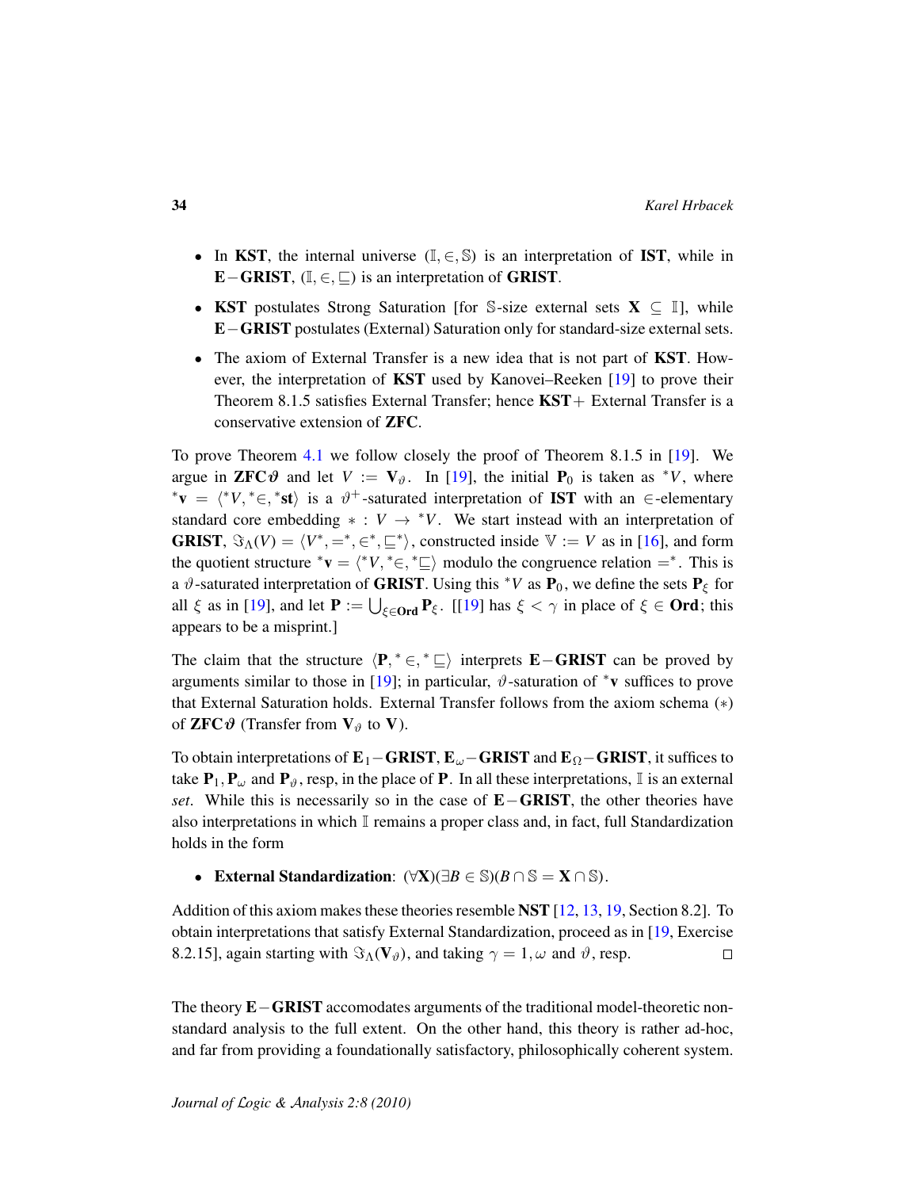- In **KST**, the internal universe $(\mathbb{I}, \in, \mathbb{S})$ is an interpretation of **IST**, while in $\mathbf{E}-\mathbf{GRIST}$, $(\mathbb{I}, \in, \sqsubseteq)$ is an interpretation of **GRIST**.
- **KST** postulates Strong Saturation [for $\mathbb{S}$-size external sets $\mathbf{X} \subseteq \mathbb{I}$], while $\mathbf{E}-\mathbf{GRIST}$ postulates (External) Saturation only for standard-size external sets.
- The axiom of External Transfer is a new idea that is not part of **KST**. However, the interpretation of **KST** used by Kanovei–Reeken [19] to prove their Theorem 8.1.5 satisfies External Transfer; hence **KST**+ External Transfer is a conservative extension of **ZFC**.

To prove Theorem 4.1 we follow closely the proof of Theorem 8.1.5 in [19]. We argue in $\mathbf{ZFC}\boldsymbol{\vartheta}$ and let $V := \mathbf{V}_\vartheta$. In [19], the initial $\mathbf{P}_0$ is taken as ${}^*V$, where ${}^*\mathbf{v} = \langle {}^*V, {}^*\!\in, {}^*\mathbf{st}\rangle$ is a $\vartheta^+$-saturated interpretation of **IST** with an $\in$-elementary standard core embedding $* : V \to {}^*V$. We start instead with an interpretation of **GRIST**, $\Im_\Lambda(V) = \langle V^*, =^*, \in^*, \sqsubseteq^*\rangle$, constructed inside $\mathbb{V} := V$ as in [16], and form the quotient structure ${}^*\mathbf{v} = \langle {}^*V, {}^*\!\in, {}^*\!\sqsubseteq\rangle$ modulo the congruence relation $=^*$. This is a $\vartheta$-saturated interpretation of **GRIST**. Using this ${}^*V$ as $\mathbf{P}_0$, we define the sets $\mathbf{P}_\xi$ for all $\xi$ as in [19], and let $\mathbf{P} := \bigcup_{\xi \in \mathbf{Ord}} \mathbf{P}_\xi$. [[19] has $\xi < \gamma$ in place of $\xi \in \mathbf{Ord}$; this appears to be a misprint.]

The claim that the structure $\langle \mathbf{P}, {}^*\!\in, {}^*\!\sqsubseteq\rangle$ interprets $\mathbf{E}-\mathbf{GRIST}$ can be proved by arguments similar to those in [19]; in particular, $\vartheta$-saturation of ${}^*\mathbf{v}$ suffices to prove that External Saturation holds. External Transfer follows from the axiom schema $(*)$ of $\mathbf{ZFC}\boldsymbol{\vartheta}$ (Transfer from $\mathbf{V}_\vartheta$ to $\mathbf{V}$).

To obtain interpretations of $\mathbf{E}_1-\mathbf{GRIST}$, $\mathbf{E}_\omega-\mathbf{GRIST}$ and $\mathbf{E}_\Omega-\mathbf{GRIST}$, it suffices to take $\mathbf{P}_1, \mathbf{P}_\omega$ and $\mathbf{P}_\vartheta$, resp, in the place of $\mathbf{P}$. In all these interpretations, $\mathbb{I}$ is an external *set*. While this is necessarily so in the case of $\mathbf{E}-\mathbf{GRIST}$, the other theories have also interpretations in which $\mathbb{I}$ remains a proper class and, in fact, full Standardization holds in the form

- **External Standardization**: $(\forall \mathbf{X})(\exists B \in \mathbb{S})(B \cap \mathbb{S} = \mathbf{X} \cap \mathbb{S})$.

Addition of this axiom makes these theories resemble **NST** [12, 13, 19, Section 8.2]. To obtain interpretations that satisfy External Standardization, proceed as in [19, Exercise 8.2.15], again starting with $\Im_\Lambda(\mathbf{V}_\vartheta)$, and taking $\gamma = 1, \omega$ and $\vartheta$, resp. □

The theory $\mathbf{E}-\mathbf{GRIST}$ accomodates arguments of the traditional model-theoretic nonstandard analysis to the full extent. On the other hand, this theory is rather ad-hoc, and far from providing a foundationally satisfactory, philosophically coherent system.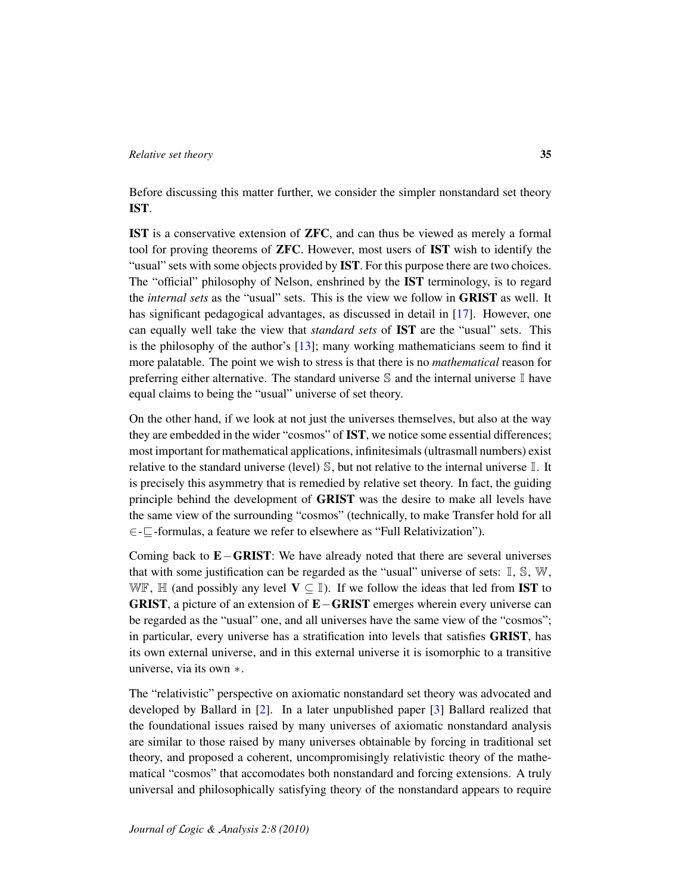Before discussing this matter further, we consider the simpler nonstandard set theory **IST**.

**IST** is a conservative extension of **ZFC**, and can thus be viewed as merely a formal tool for proving theorems of **ZFC**. However, most users of **IST** wish to identify the "usual" sets with some objects provided by **IST**. For this purpose there are two choices. The "official" philosophy of Nelson, enshrined by the **IST** terminology, is to regard the *internal sets* as the "usual" sets. This is the view we follow in **GRIST** as well. It has significant pedagogical advantages, as discussed in detail in [17]. However, one can equally well take the view that *standard sets* of **IST** are the "usual" sets. This is the philosophy of the author's [13]; many working mathematicians seem to find it more palatable. The point we wish to stress is that there is no *mathematical* reason for preferring either alternative. The standard universe $\mathbb{S}$ and the internal universe $\mathbb{I}$ have equal claims to being the "usual" universe of set theory.

On the other hand, if we look at not just the universes themselves, but also at the way they are embedded in the wider "cosmos" of **IST**, we notice some essential differences; most important for mathematical applications, infinitesimals (ultrasmall numbers) exist relative to the standard universe (level) $\mathbb{S}$, but not relative to the internal universe $\mathbb{I}$. It is precisely this asymmetry that is remedied by relative set theory. In fact, the guiding principle behind the development of **GRIST** was the desire to make all levels have the same view of the surrounding "cosmos" (technically, to make Transfer hold for all $\in$-$\sqsubseteq$-formulas, a feature we refer to elsewhere as "Full Relativization").

Coming back to $\mathbf{E}-\mathbf{GRIST}$: We have already noted that there are several universes that with some justification can be regarded as the "usual" universe of sets: $\mathbb{I}$, $\mathbb{S}$, $\mathbb{W}$, $\mathbb{WF}$, $\mathbb{H}$ (and possibly any level $\mathbf{V} \subseteq \mathbb{I}$). If we follow the ideas that led from **IST** to **GRIST**, a picture of an extension of $\mathbf{E}-\mathbf{GRIST}$ emerges wherein every universe can be regarded as the "usual" one, and all universes have the same view of the "cosmos"; in particular, every universe has a stratification into levels that satisfies **GRIST**, has its own external universe, and in this external universe it is isomorphic to a transitive universe, via its own $*$.

The "relativistic" perspective on axiomatic nonstandard set theory was advocated and developed by Ballard in [2]. In a later unpublished paper [3] Ballard realized that the foundational issues raised by many universes of axiomatic nonstandard analysis are similar to those raised by many universes obtainable by forcing in traditional set theory, and proposed a coherent, uncompromisingly relativistic theory of the mathematical "cosmos" that accomodates both nonstandard and forcing extensions. A truly universal and philosophically satisfying theory of the nonstandard appears to require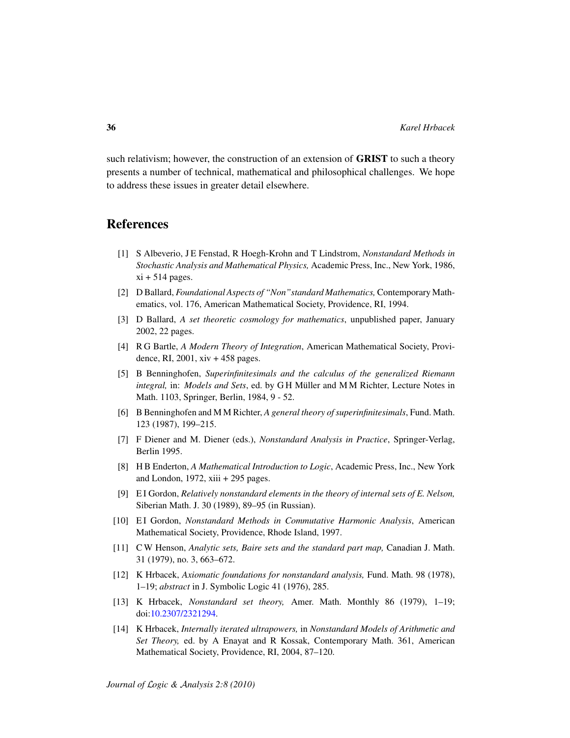such relativism; however, the construction of an extension of **GRIST** to such a theory presents a number of technical, mathematical and philosophical challenges. We hope to address these issues in greater detail elsewhere.

## References

[1] S Albeverio, J E Fenstad, R Hoegh-Krohn and T Lindstrom, *Nonstandard Methods in Stochastic Analysis and Mathematical Physics,* Academic Press, Inc., New York, 1986, xi + 514 pages.

[2] D Ballard, *Foundational Aspects of "Non"standard Mathematics,* Contemporary Mathematics, vol. 176, American Mathematical Society, Providence, RI, 1994.

[3] D Ballard, *A set theoretic cosmology for mathematics*, unpublished paper, January 2002, 22 pages.

[4] R G Bartle, *A Modern Theory of Integration*, American Mathematical Society, Providence, RI, 2001, xiv + 458 pages.

[5] B Benninghofen, *Superinfinitesimals and the calculus of the generalized Riemann integral,* in: *Models and Sets*, ed. by G H Müller and M M Richter, Lecture Notes in Math. 1103, Springer, Berlin, 1984, 9 - 52.

[6] B Benninghofen and M M Richter, *A general theory of superinfinitesimals*, Fund. Math. 123 (1987), 199–215.

[7] F Diener and M. Diener (eds.), *Nonstandard Analysis in Practice*, Springer-Verlag, Berlin 1995.

[8] H B Enderton, *A Mathematical Introduction to Logic*, Academic Press, Inc., New York and London, 1972, xiii + 295 pages.

[9] E I Gordon, *Relatively nonstandard elements in the theory of internal sets of E. Nelson,* Siberian Math. J. 30 (1989), 89–95 (in Russian).

[10] E I Gordon, *Nonstandard Methods in Commutative Harmonic Analysis*, American Mathematical Society, Providence, Rhode Island, 1997.

[11] C W Henson, *Analytic sets, Baire sets and the standard part map,* Canadian J. Math. 31 (1979), no. 3, 663–672.

[12] K Hrbacek, *Axiomatic foundations for nonstandard analysis,* Fund. Math. 98 (1978), 1–19; *abstract* in J. Symbolic Logic 41 (1976), 285.

[13] K Hrbacek, *Nonstandard set theory,* Amer. Math. Monthly 86 (1979), 1–19; doi:10.2307/2321294.

[14] K Hrbacek, *Internally iterated ultrapowers,* in *Nonstandard Models of Arithmetic and Set Theory,* ed. by A Enayat and R Kossak, Contemporary Math. 361, American Mathematical Society, Providence, RI, 2004, 87–120.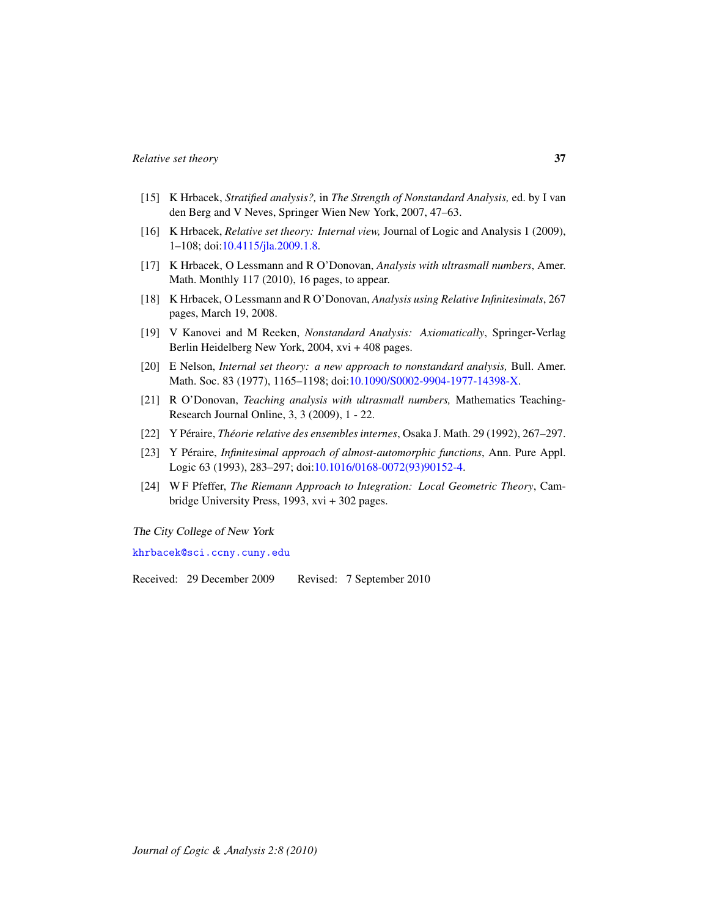[15] K Hrbacek, *Stratified analysis?,* in *The Strength of Nonstandard Analysis,* ed. by I van den Berg and V Neves, Springer Wien New York, 2007, 47–63.

[16] K Hrbacek, *Relative set theory: Internal view,* Journal of Logic and Analysis 1 (2009), 1–108; doi:10.4115/jla.2009.1.8.

[17] K Hrbacek, O Lessmann and R O'Donovan, *Analysis with ultrasmall numbers*, Amer. Math. Monthly 117 (2010), 16 pages, to appear.

[18] K Hrbacek, O Lessmann and R O'Donovan, *Analysis using Relative Infinitesimals*, 267 pages, March 19, 2008.

[19] V Kanovei and M Reeken, *Nonstandard Analysis: Axiomatically*, Springer-Verlag Berlin Heidelberg New York, 2004, xvi + 408 pages.

[20] E Nelson, *Internal set theory: a new approach to nonstandard analysis,* Bull. Amer. Math. Soc. 83 (1977), 1165–1198; doi:10.1090/S0002-9904-1977-14398-X.

[21] R O'Donovan, *Teaching analysis with ultrasmall numbers,* Mathematics Teaching-Research Journal Online, 3, 3 (2009), 1 - 22.

[22] Y Péraire, *Théorie relative des ensembles internes*, Osaka J. Math. 29 (1992), 267–297.

[23] Y Péraire, *Infinitesimal approach of almost-automorphic functions*, Ann. Pure Appl. Logic 63 (1993), 283–297; doi:10.1016/0168-0072(93)90152-4.

[24] W F Pfeffer, *The Riemann Approach to Integration: Local Geometric Theory*, Cambridge University Press, 1993, xvi + 302 pages.

*The City College of New York*

khrbacek@sci.ccny.cuny.edu

Received: 29 December 2009 Revised: 7 September 2010